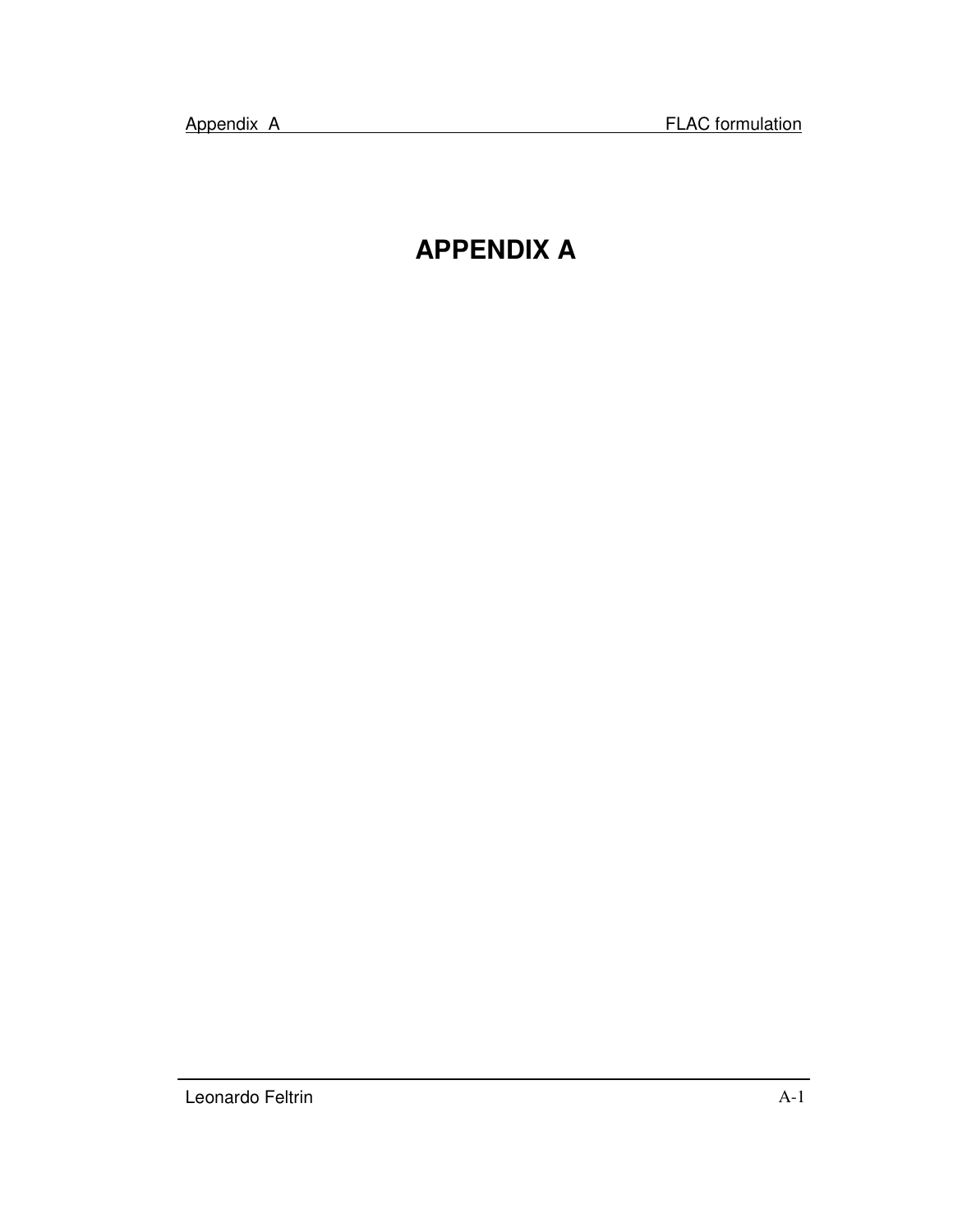# APPENDIX A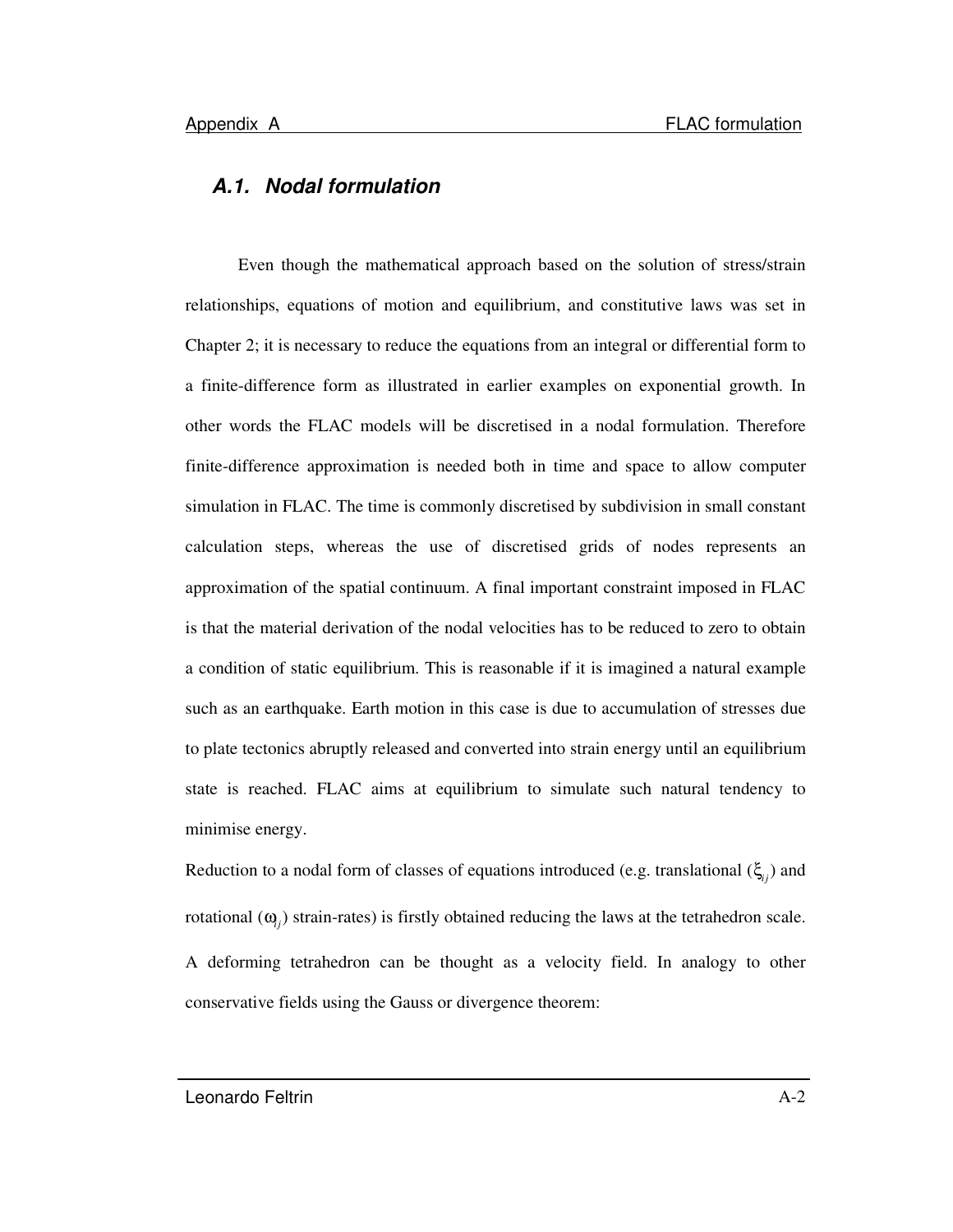## A.1. Nodal formulation

Even though the mathematical approach based on the solution of stress/strain relationships, equations of motion and equilibrium, and constitutive laws was set in Chapter 2; it is necessary to reduce the equations from an integral or differential form to a finite-difference form as illustrated in earlier examples on exponential growth. In other words the FLAC models will be discretised in a nodal formulation. Therefore finite-difference approximation is needed both in time and space to allow computer simulation in FLAC. The time is commonly discretised by subdivision in small constant calculation steps, whereas the use of discretised grids of nodes represents an approximation of the spatial continuum. A final important constraint imposed in FLAC is that the material derivation of the nodal velocities has to be reduced to zero to obtain a condition of static equilibrium. This is reasonable if it is imagined a natural example such as an earthquake. Earth motion in this case is due to accumulation of stresses due to plate tectonics abruptly released and converted into strain energy until an equilibrium state is reached. FLAC aims at equilibrium to simulate such natural tendency to minimise energy.

Reduction to a nodal form of classes of equations introduced (e.g. translational ($\xi_{ij}$) and rotational ($\omega_{ij}$) strain-rates) is firstly obtained reducing the laws at the tetrahedron scale. A deforming tetrahedron can be thought as a velocity field. In analogy to other conservative fields using the Gauss or divergence theorem: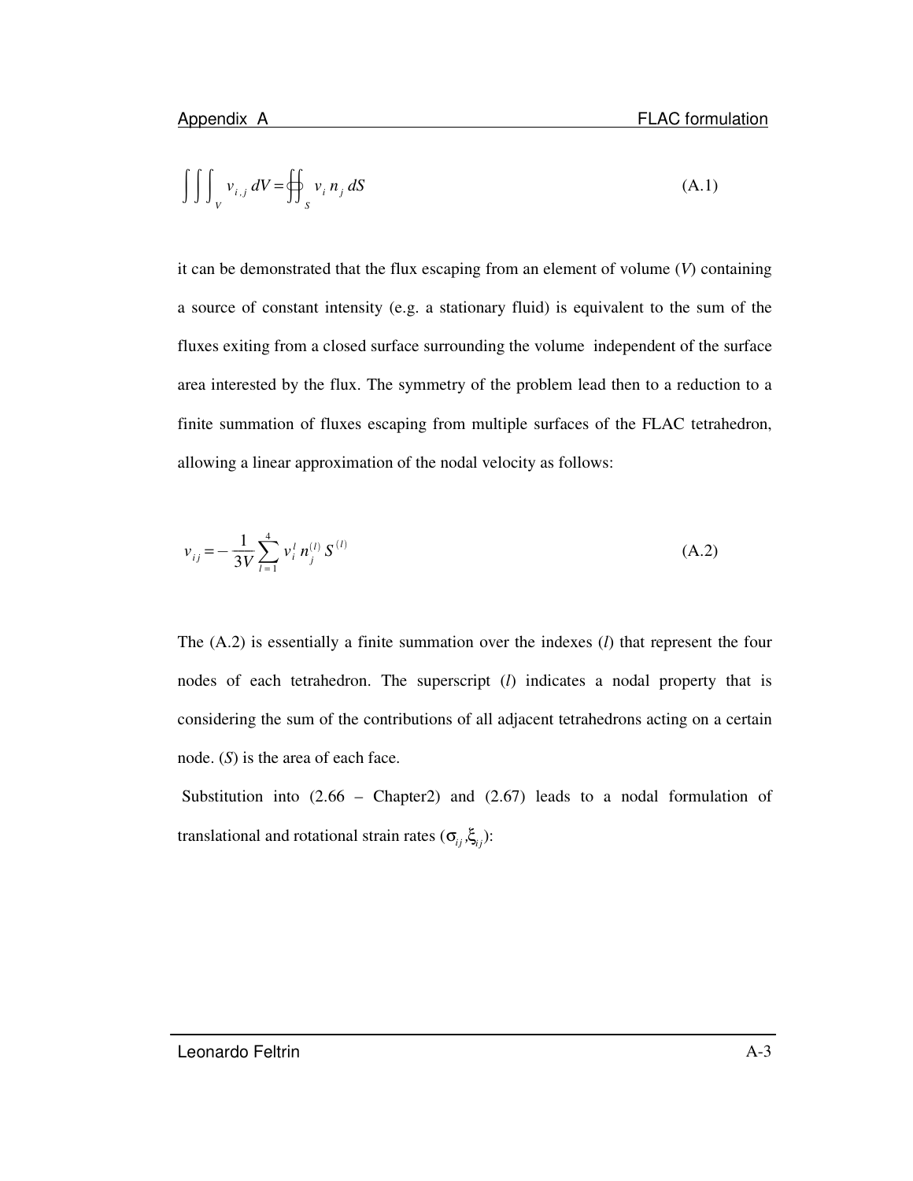$$\iiint_V v_{i,j} \, dV = \oiint_S v_i \, n_j \, dS \tag{A.1}$$

it can be demonstrated that the flux escaping from an element of volume ($V$) containing a source of constant intensity (e.g. a stationary fluid) is equivalent to the sum of the fluxes exiting from a closed surface surrounding the volume independent of the surface area interested by the flux. The symmetry of the problem lead then to a reduction to a finite summation of fluxes escaping from multiple surfaces of the FLAC tetrahedron, allowing a linear approximation of the nodal velocity as follows:

$$v_{ij} = -\frac{1}{3V} \sum_{l=1}^{4} v_i^l \, n_j^{(l)} \, S^{(l)} \tag{A.2}$$

The (A.2) is essentially a finite summation over the indexes ($l$) that represent the four nodes of each tetrahedron. The superscript ($l$) indicates a nodal property that is considering the sum of the contributions of all adjacent tetrahedrons acting on a certain node. ($S$) is the area of each face.

Substitution into (2.66 – Chapter2) and (2.67) leads to a nodal formulation of translational and rotational strain rates ($\sigma_{ij}$,$\xi_{ij}$):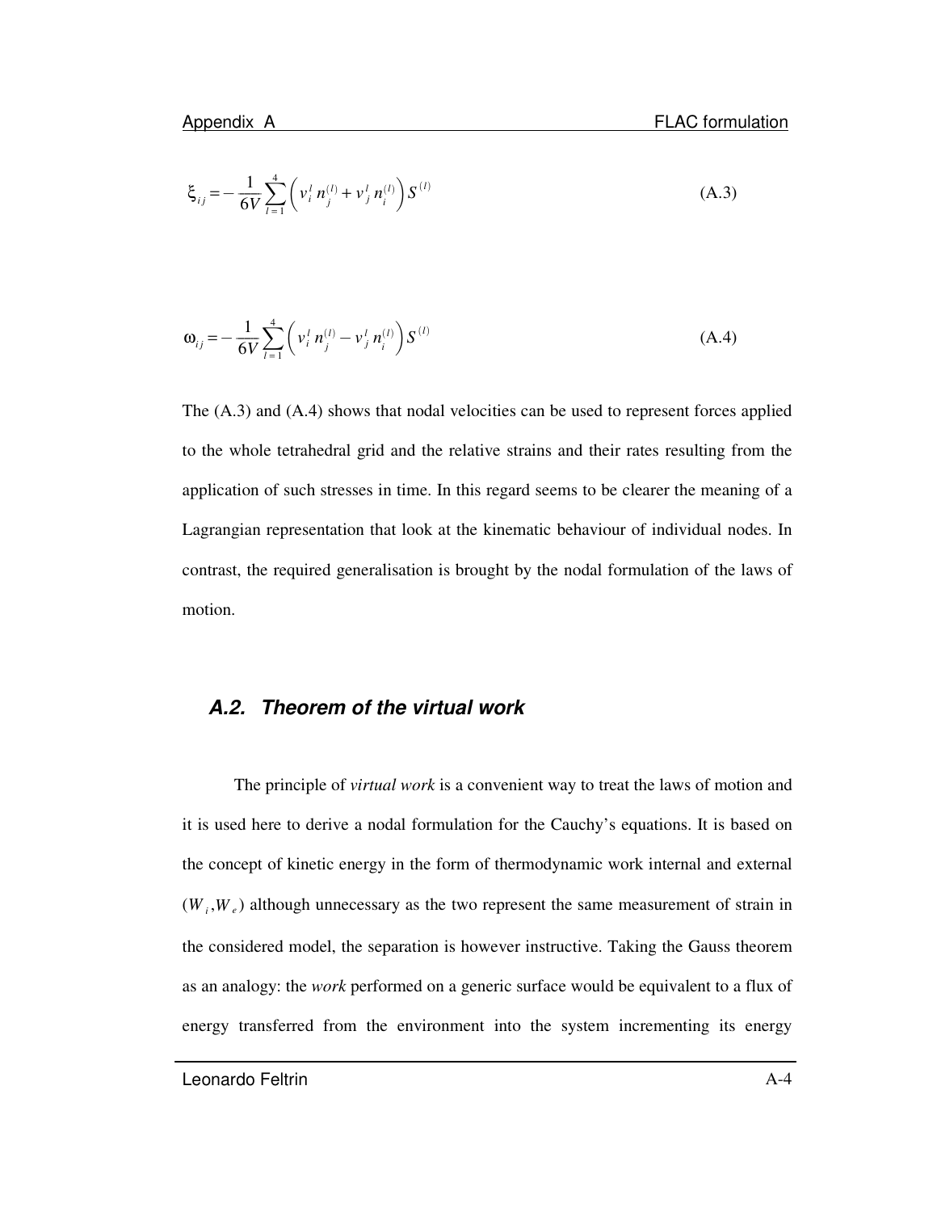$$\xi_{ij} = -\frac{1}{6V}\sum_{l=1}^{4}\left( v_i^l\, n_j^{(l)} + v_j^l\, n_i^{(l)} \right) S^{(l)} \tag{A.3}$$

$$\omega_{ij} = -\frac{1}{6V}\sum_{l=1}^{4}\left( v_i^l\, n_j^{(l)} - v_j^l\, n_i^{(l)} \right) S^{(l)} \tag{A.4}$$

The (A.3) and (A.4) shows that nodal velocities can be used to represent forces applied to the whole tetrahedral grid and the relative strains and their rates resulting from the application of such stresses in time. In this regard seems to be clearer the meaning of a Lagrangian representation that look at the kinematic behaviour of individual nodes. In contrast, the required generalisation is brought by the nodal formulation of the laws of motion.

### *A.2. Theorem of the virtual work*

The principle of *virtual work* is a convenient way to treat the laws of motion and it is used here to derive a nodal formulation for the Cauchy's equations. It is based on the concept of kinetic energy in the form of thermodynamic work internal and external ($W_i, W_e$) although unnecessary as the two represent the same measurement of strain in the considered model, the separation is however instructive. Taking the Gauss theorem as an analogy: the *work* performed on a generic surface would be equivalent to a flux of energy transferred from the environment into the system incrementing its energy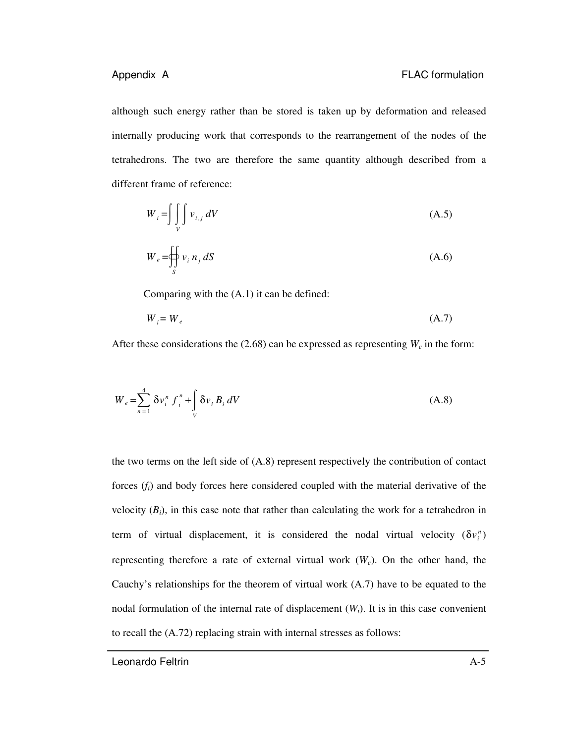although such energy rather than be stored is taken up by deformation and released internally producing work that corresponds to the rearrangement of the nodes of the tetrahedrons. The two are therefore the same quantity although described from a different frame of reference:

$$W_i = \int\int_V\int v_{i,j}\, dV \tag{A.5}$$

$$W_e = \oiint_S v_i\, n_j\, dS \tag{A.6}$$

Comparing with the (A.1) it can be defined:

$$W_i = W_e \tag{A.7}$$

After these considerations the (2.68) can be expressed as representing $W_e$ in the form:

$$W_e = \sum_{n=1}^{4} \delta v_i^n\, f_i^n + \int_V \delta v_i\, B_i\, dV \tag{A.8}$$

the two terms on the left side of (A.8) represent respectively the contribution of contact forces ($f_i$) and body forces here considered coupled with the material derivative of the velocity ($B_i$), in this case note that rather than calculating the work for a tetrahedron in term of virtual displacement, it is considered the nodal virtual velocity ($\delta v_i^n$) representing therefore a rate of external virtual work ($W_e$). On the other hand, the Cauchy's relationships for the theorem of virtual work (A.7) have to be equated to the nodal formulation of the internal rate of displacement ($W_i$). It is in this case convenient to recall the (A.72) replacing strain with internal stresses as follows: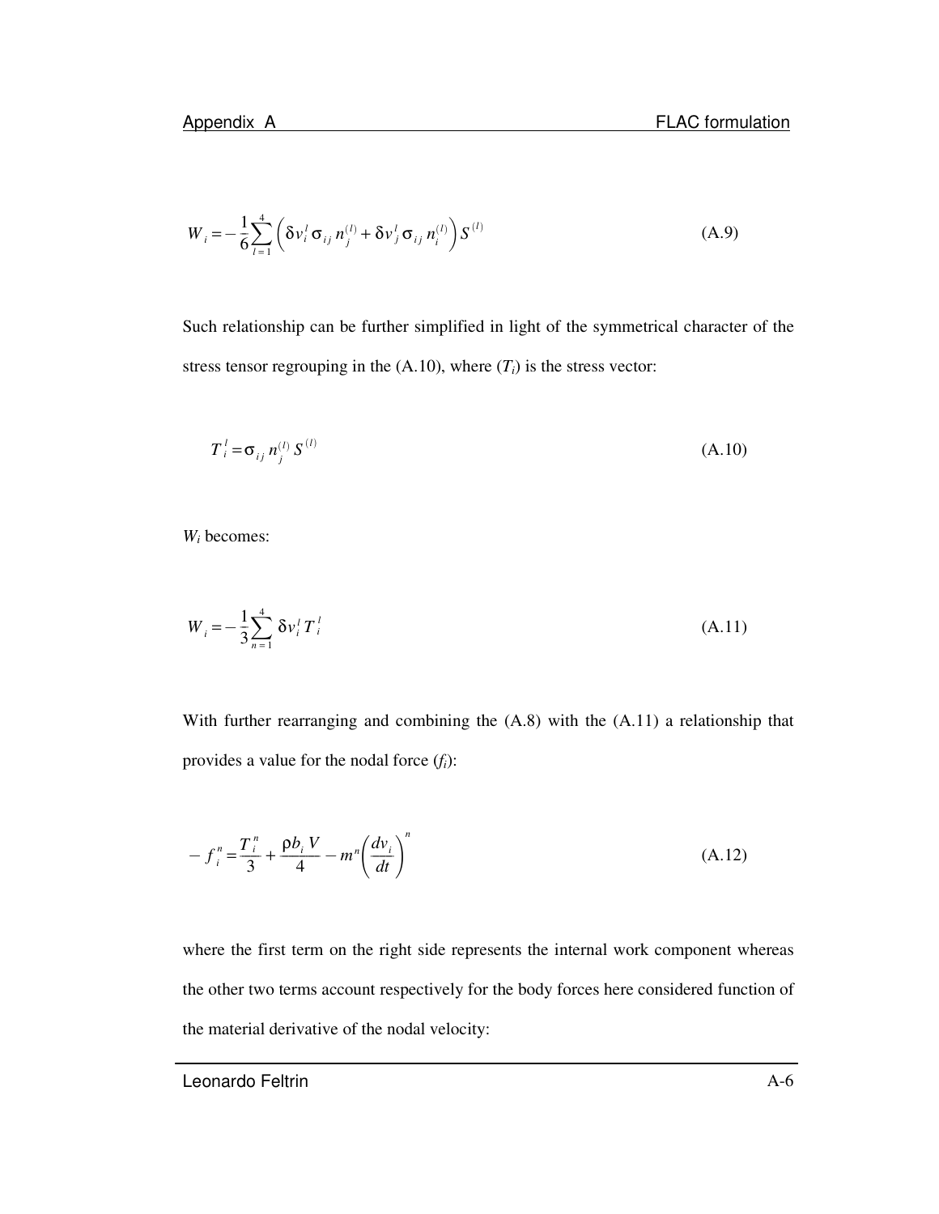$$W_i = -\frac{1}{6}\sum_{l=1}^{4}\left(\delta v_i^l \sigma_{ij} n_j^{(l)} + \delta v_j^l \sigma_{ij} n_i^{(l)}\right) S^{(l)} \tag{A.9}$$

Such relationship can be further simplified in light of the symmetrical character of the stress tensor regrouping in the (A.10), where ($T_i$) is the stress vector:

$$T_i^l = \sigma_{ij} n_j^{(l)} S^{(l)} \tag{A.10}$$

$W_i$ becomes:

$$W_i = -\frac{1}{3}\sum_{n=1}^{4} \delta v_i^l T_i^l \tag{A.11}$$

With further rearranging and combining the (A.8) with the (A.11) a relationship that provides a value for the nodal force ($f_i$):

$$-f_i^n = \frac{T_i^n}{3} + \frac{\rho b_i V}{4} - m^n \left(\frac{dv_i}{dt}\right)^n \tag{A.12}$$

where the first term on the right side represents the internal work component whereas the other two terms account respectively for the body forces here considered function of the material derivative of the nodal velocity: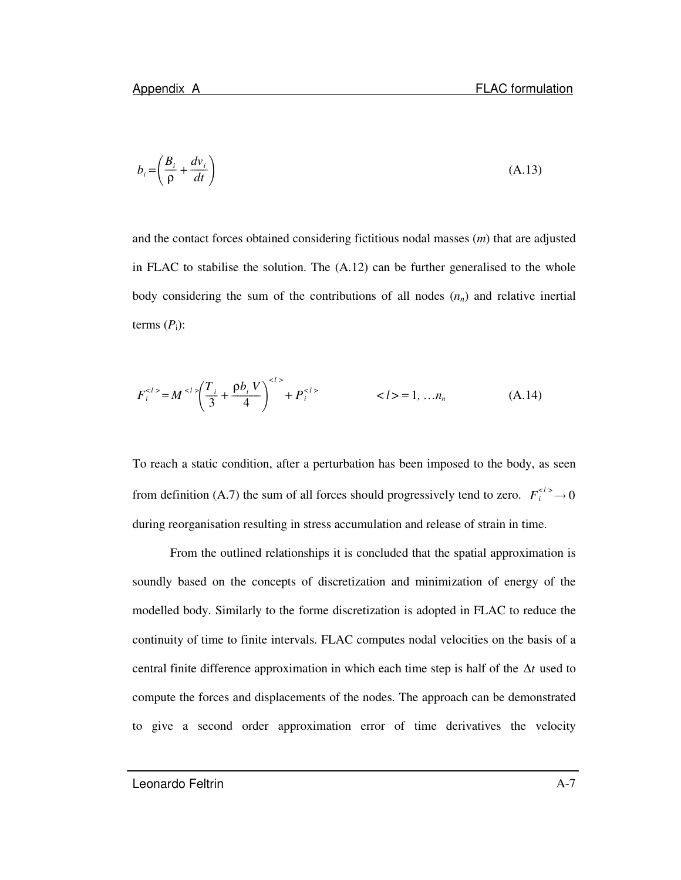$$b_i = \left( \frac{B_i}{\rho} + \frac{dv_i}{dt} \right) \tag{A.13}$$

and the contact forces obtained considering fictitious nodal masses ($m$) that are adjusted in FLAC to stabilise the solution. The (A.12) can be further generalised to the whole body considering the sum of the contributions of all nodes ($n_n$) and relative inertial terms ($P_i$):

$$F_i^{<l>} = M^{<l>} \left( \frac{T_i}{3} + \frac{\rho b_i V}{4} \right)^{<l>} + P_i^{<l>} \qquad <l> = 1, \ldots n_n \tag{A.14}$$

To reach a static condition, after a perturbation has been imposed to the body, as seen from definition (A.7) the sum of all forces should progressively tend to zero. $F_i^{<l>} \rightarrow 0$ during reorganisation resulting in stress accumulation and release of strain in time.

From the outlined relationships it is concluded that the spatial approximation is soundly based on the concepts of discretization and minimization of energy of the modelled body. Similarly to the forme discretization is adopted in FLAC to reduce the continuity of time to finite intervals. FLAC computes nodal velocities on the basis of a central finite difference approximation in which each time step is half of the $\Delta t$ used to compute the forces and displacements of the nodes. The approach can be demonstrated to give a second order approximation error of time derivatives the velocity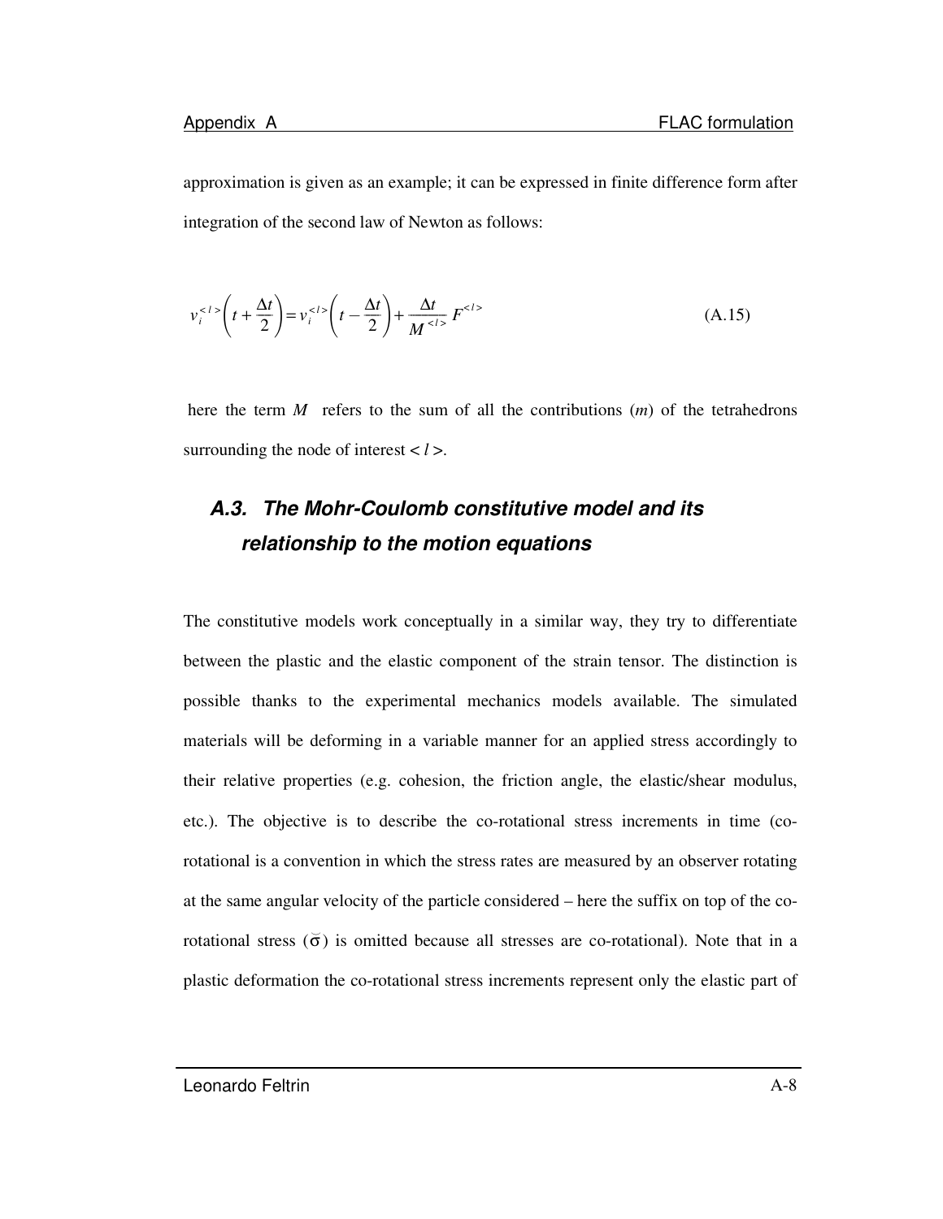approximation is given as an example; it can be expressed in finite difference form after integration of the second law of Newton as follows:

$$v_i^{<l>}\left(t+\frac{\Delta t}{2}\right)=v_i^{<l>}\left(t-\frac{\Delta t}{2}\right)+\frac{\Delta t}{M^{<l>}}F^{<l>} \tag{A.15}$$

here the term $M$ refers to the sum of all the contributions ($m$) of the tetrahedrons surrounding the node of interest $< l >$.

## A.3. The Mohr-Coulomb constitutive model and its relationship to the motion equations

The constitutive models work conceptually in a similar way, they try to differentiate between the plastic and the elastic component of the strain tensor. The distinction is possible thanks to the experimental mechanics models available. The simulated materials will be deforming in a variable manner for an applied stress accordingly to their relative properties (e.g. cohesion, the friction angle, the elastic/shear modulus, etc.). The objective is to describe the co-rotational stress increments in time (co-rotational is a convention in which the stress rates are measured by an observer rotating at the same angular velocity of the particle considered – here the suffix on top of the co-rotational stress ($\breve{\sigma}$) is omitted because all stresses are co-rotational). Note that in a plastic deformation the co-rotational stress increments represent only the elastic part of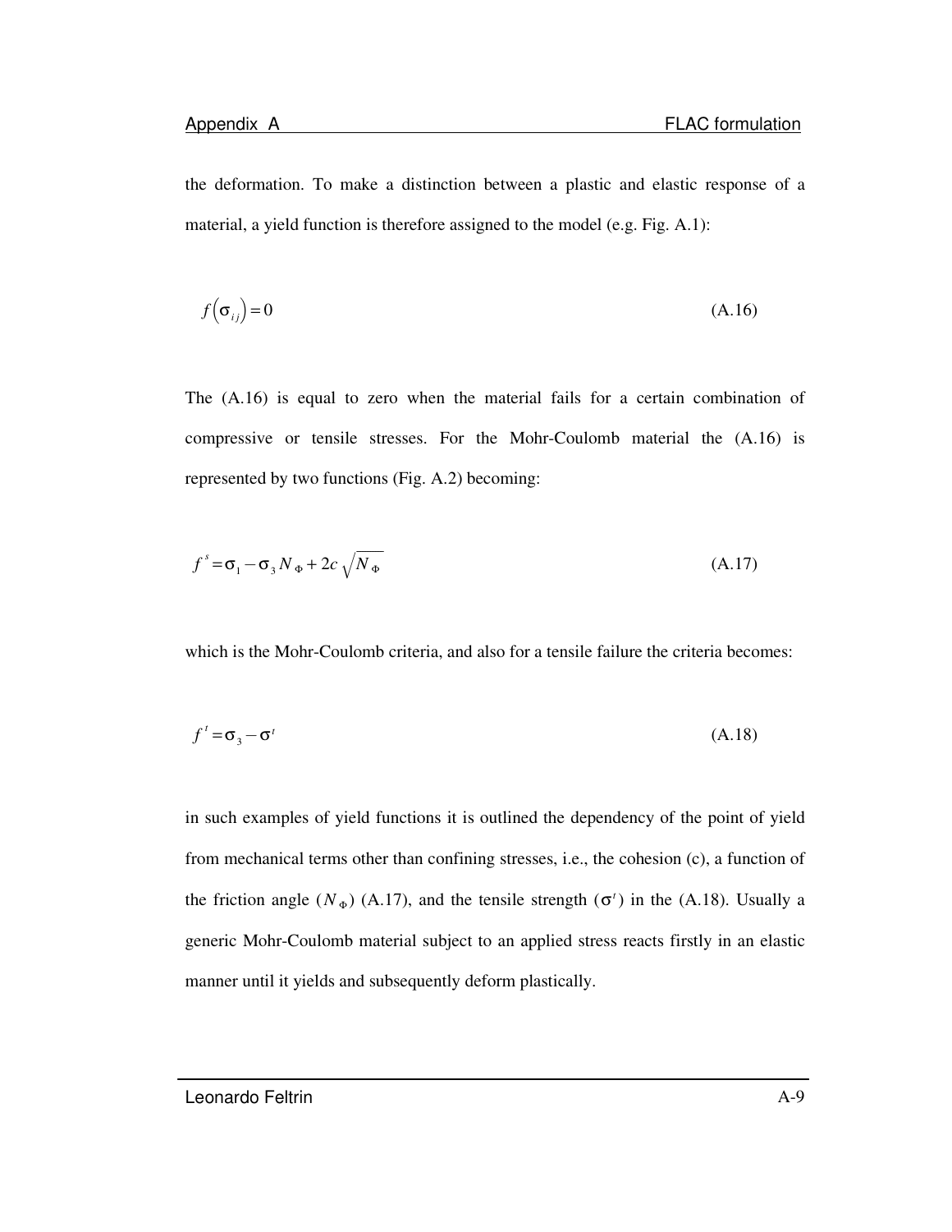the deformation. To make a distinction between a plastic and elastic response of a material, a yield function is therefore assigned to the model (e.g. Fig. A.1):

$$f\left(\sigma_{ij}\right) = 0 \tag{A.16}$$

The (A.16) is equal to zero when the material fails for a certain combination of compressive or tensile stresses. For the Mohr-Coulomb material the (A.16) is represented by two functions (Fig. A.2) becoming:

$$f^{s} = \sigma_1 - \sigma_3 N_{\Phi} + 2c\sqrt{N_{\Phi}} \tag{A.17}$$

which is the Mohr-Coulomb criteria, and also for a tensile failure the criteria becomes:

$$f^{t} = \sigma_3 - \sigma^{t} \tag{A.18}$$

in such examples of yield functions it is outlined the dependency of the point of yield from mechanical terms other than confining stresses, i.e., the cohesion (c), a function of the friction angle ($N_{\Phi}$) (A.17), and the tensile strength ($\sigma^{t}$) in the (A.18). Usually a generic Mohr-Coulomb material subject to an applied stress reacts firstly in an elastic manner until it yields and subsequently deform plastically.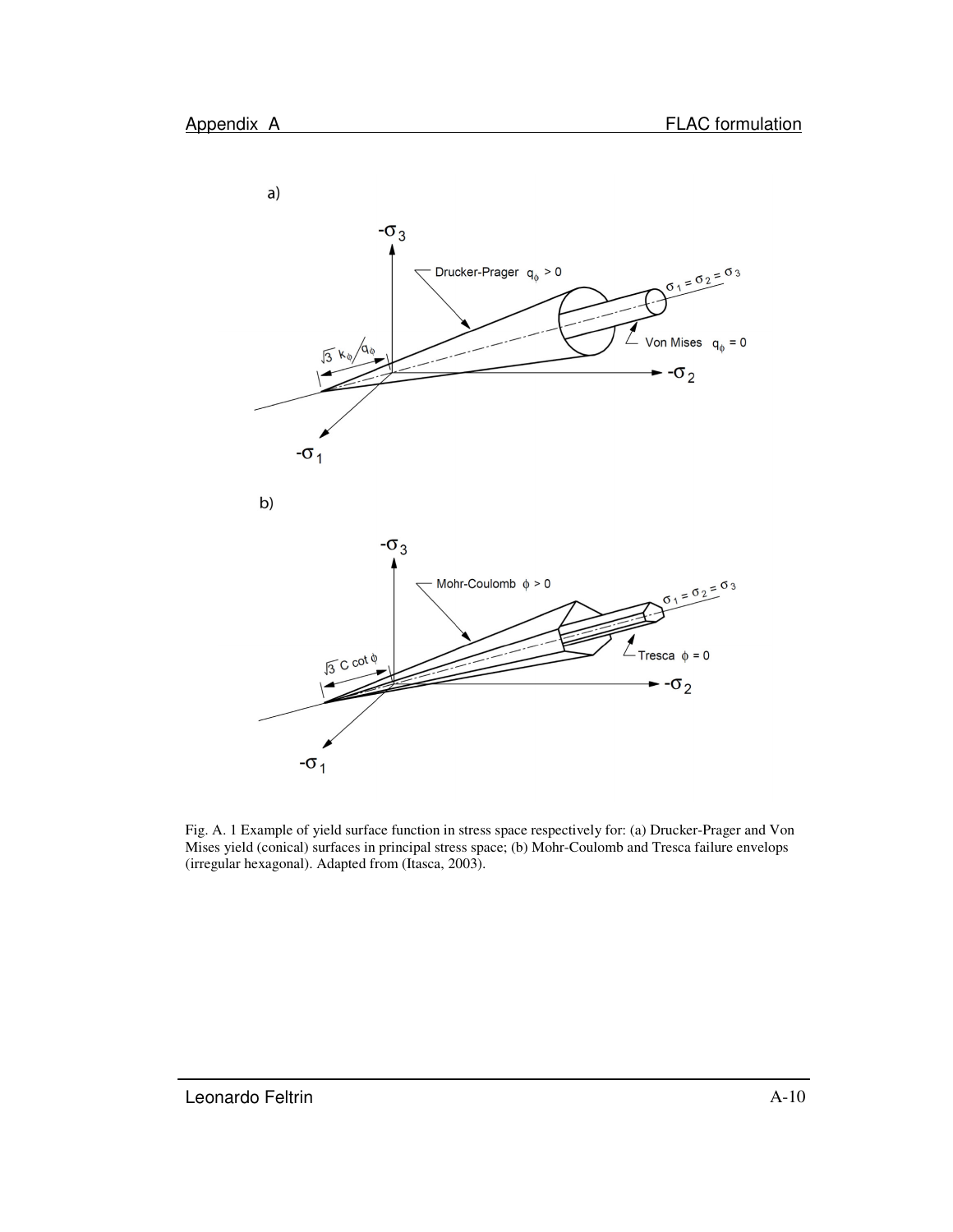Fig. A. 1 Example of yield surface function in stress space respectively for: (a) Drucker-Prager and Von Mises yield (conical) surfaces in principal stress space; (b) Mohr-Coulomb and Tresca failure envelops (irregular hexagonal). Adapted from (Itasca, 2003).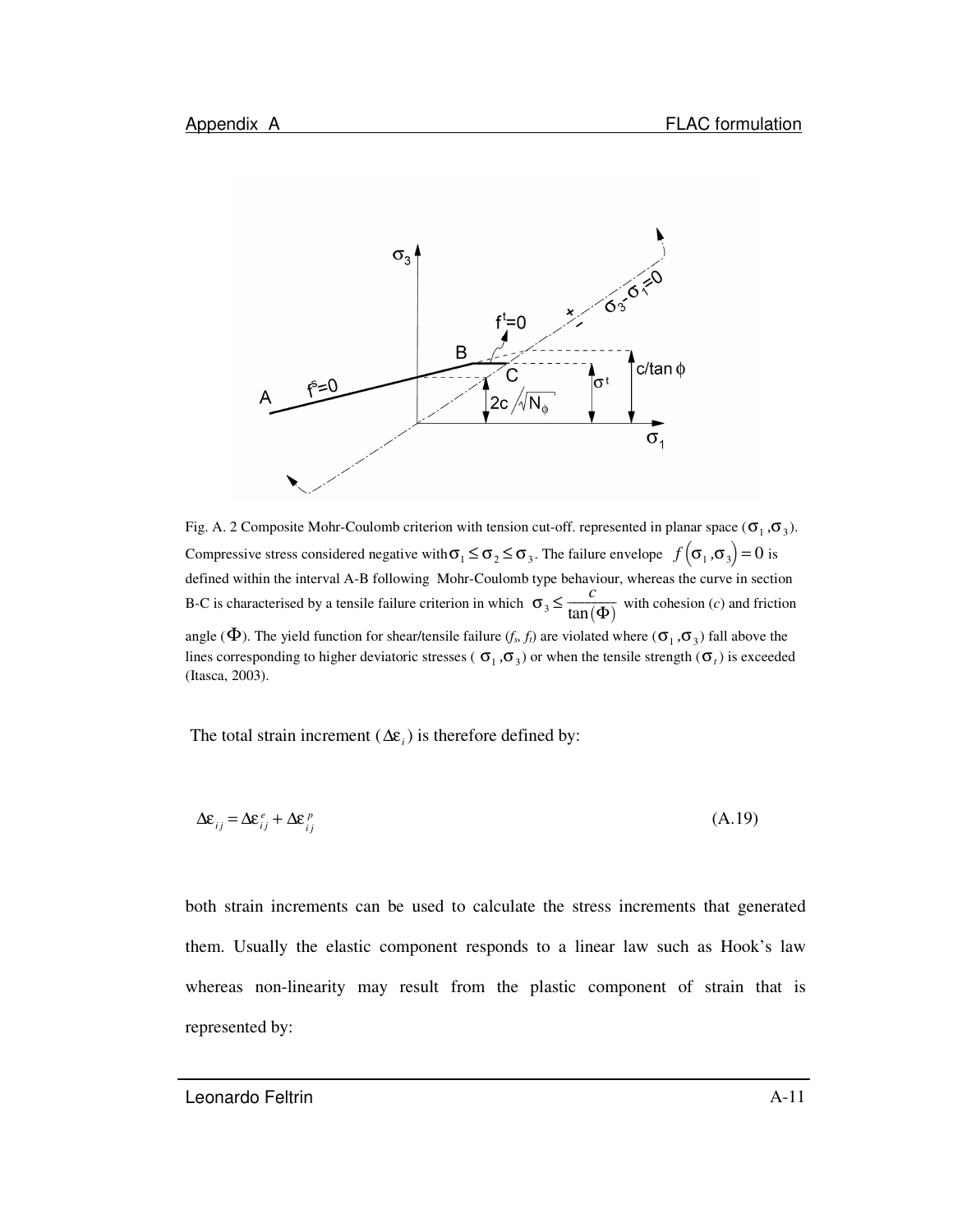Fig. A. 2 Composite Mohr-Coulomb criterion with tension cut-off. represented in planar space ($\sigma_1, \sigma_3$). Compressive stress considered negative with $\sigma_1 \leq \sigma_2 \leq \sigma_3$. The failure envelope $f(\sigma_1, \sigma_3) = 0$ is defined within the interval A-B following Mohr-Coulomb type behaviour, whereas the curve in section B-C is characterised by a tensile failure criterion in which $\sigma_3 \leq \frac{c}{\tan(\Phi)}$ with cohesion (*c*) and friction angle ($\Phi$). The yield function for shear/tensile failure ($f_s$, $f_t$) are violated where ($\sigma_1, \sigma_3$) fall above the lines corresponding to higher deviatoric stresses ($\sigma_1, \sigma_3$) or when the tensile strength ($\sigma_t$) is exceeded (Itasca, 2003).

The total strain increment ($\Delta\varepsilon_i$) is therefore defined by:

$$\Delta\varepsilon_{ij} = \Delta\varepsilon_{ij}^{e} + \Delta\varepsilon_{ij}^{p} \tag{A.19}$$

both strain increments can be used to calculate the stress increments that generated them. Usually the elastic component responds to a linear law such as Hook's law whereas non-linearity may result from the plastic component of strain that is represented by: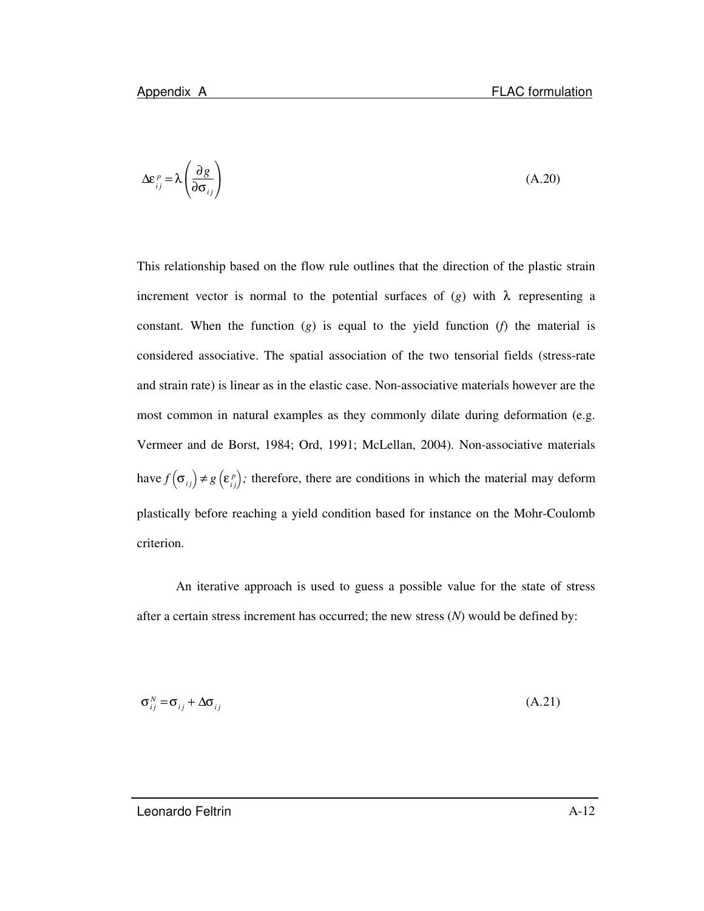$$\Delta\varepsilon_{ij}^{p} = \lambda \left( \frac{\partial g}{\partial \sigma_{ij}} \right) \tag{A.20}$$

This relationship based on the flow rule outlines that the direction of the plastic strain increment vector is normal to the potential surfaces of ($g$) with $\lambda$ representing a constant. When the function ($g$) is equal to the yield function ($f$) the material is considered associative. The spatial association of the two tensorial fields (stress-rate and strain rate) is linear as in the elastic case. Non-associative materials however are the most common in natural examples as they commonly dilate during deformation (e.g. Vermeer and de Borst, 1984; Ord, 1991; McLellan, 2004). Non-associative materials have $f\left(\sigma_{ij}\right) \neq g\left(\varepsilon_{ij}^{p}\right)$; therefore, there are conditions in which the material may deform plastically before reaching a yield condition based for instance on the Mohr-Coulomb criterion.

An iterative approach is used to guess a possible value for the state of stress after a certain stress increment has occurred; the new stress ($N$) would be defined by:

$$\sigma_{ij}^{N} = \sigma_{ij} + \Delta\sigma_{ij} \tag{A.21}$$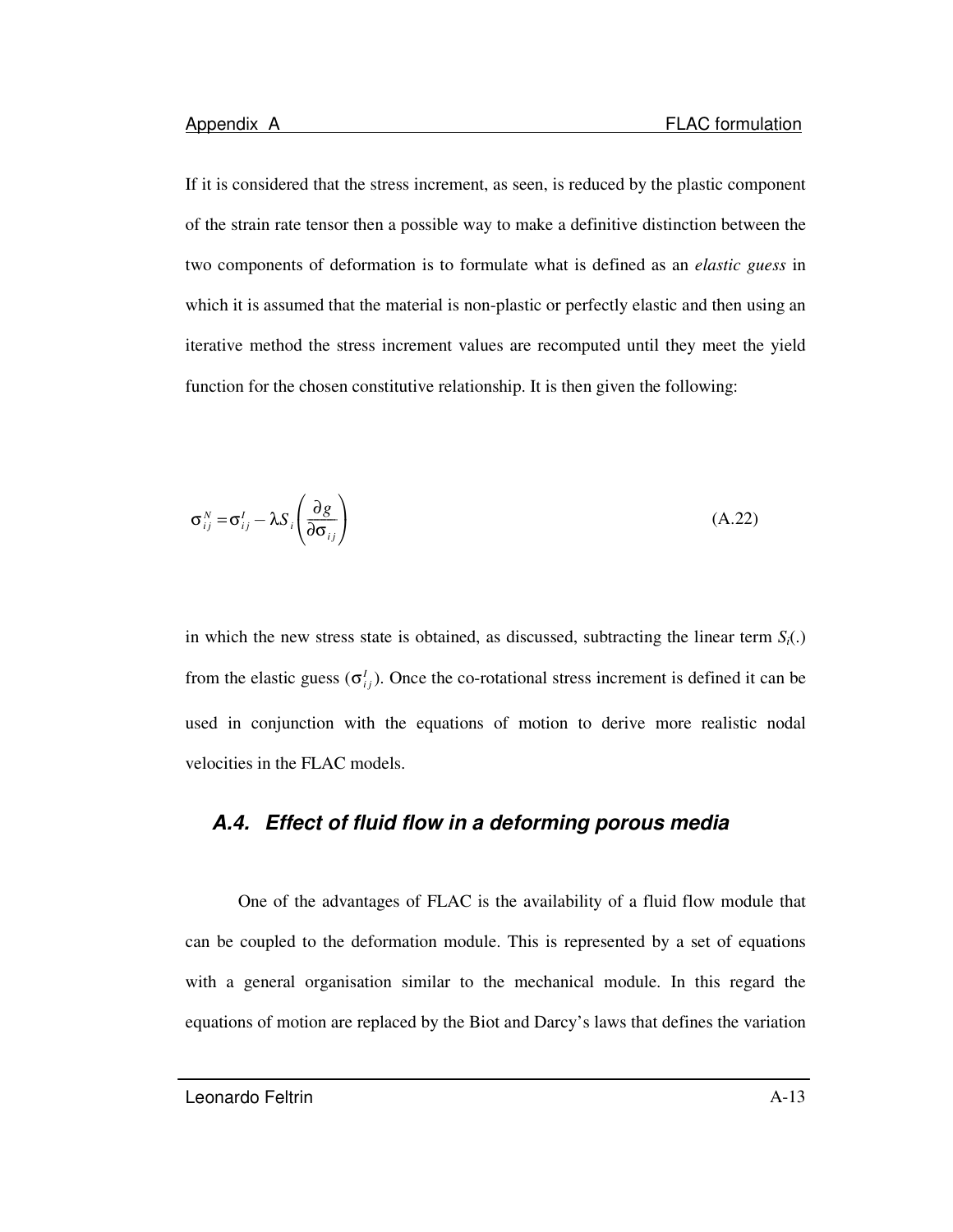If it is considered that the stress increment, as seen, is reduced by the plastic component of the strain rate tensor then a possible way to make a definitive distinction between the two components of deformation is to formulate what is defined as an *elastic guess* in which it is assumed that the material is non-plastic or perfectly elastic and then using an iterative method the stress increment values are recomputed until they meet the yield function for the chosen constitutive relationship. It is then given the following:

$$\sigma_{ij}^{N} = \sigma_{ij}^{I} - \lambda S_i \left( \frac{\partial g}{\partial \sigma_{ij}} \right) \tag{A.22}$$

in which the new stress state is obtained, as discussed, subtracting the linear term $S_i(.)$ from the elastic guess ($\sigma_{ij}^{I}$). Once the co-rotational stress increment is defined it can be used in conjunction with the equations of motion to derive more realistic nodal velocities in the FLAC models.

## *A.4. Effect of fluid flow in a deforming porous media*

One of the advantages of FLAC is the availability of a fluid flow module that can be coupled to the deformation module. This is represented by a set of equations with a general organisation similar to the mechanical module. In this regard the equations of motion are replaced by the Biot and Darcy's laws that defines the variation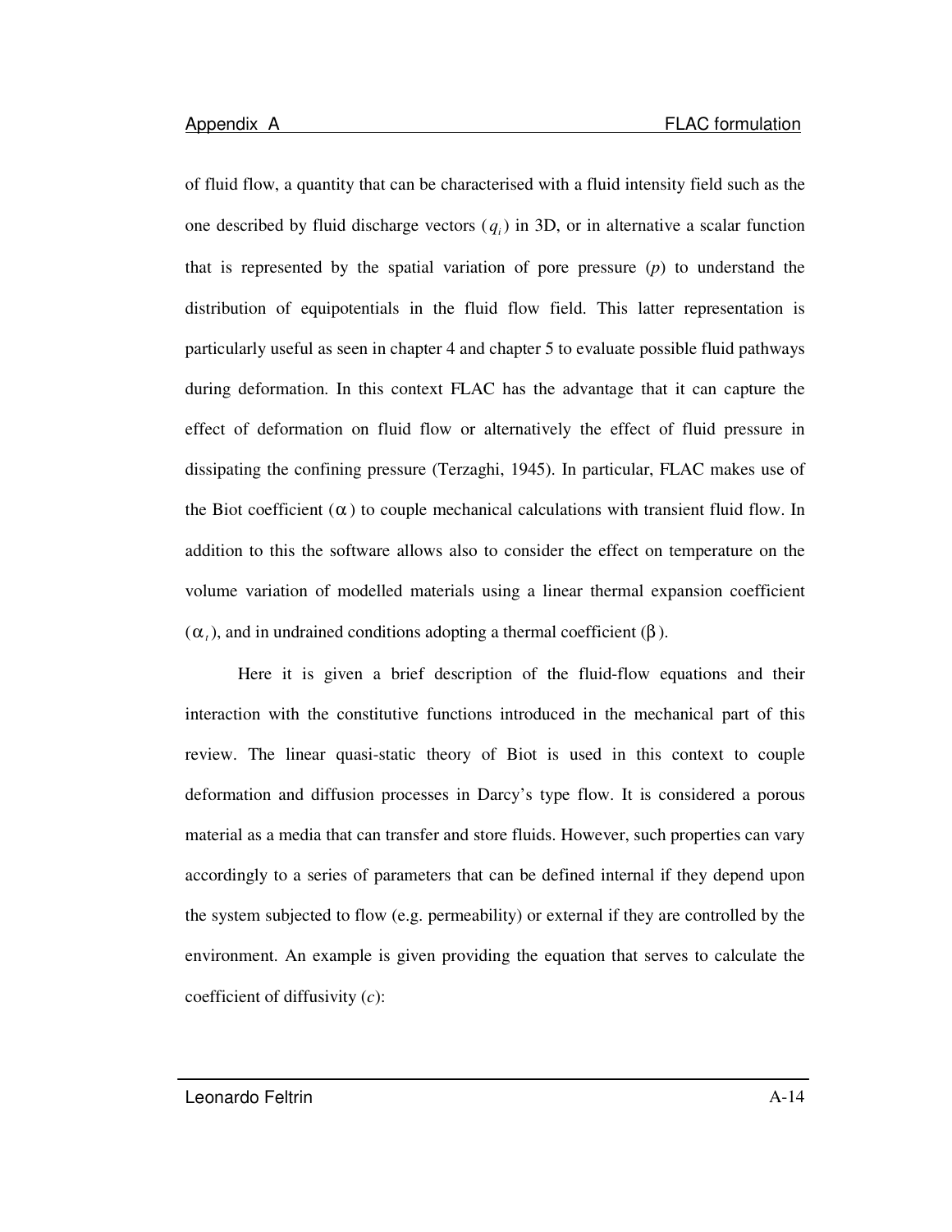of fluid flow, a quantity that can be characterised with a fluid intensity field such as the one described by fluid discharge vectors ($q_i$) in 3D, or in alternative a scalar function that is represented by the spatial variation of pore pressure (*p*) to understand the distribution of equipotentials in the fluid flow field. This latter representation is particularly useful as seen in chapter 4 and chapter 5 to evaluate possible fluid pathways during deformation. In this context FLAC has the advantage that it can capture the effect of deformation on fluid flow or alternatively the effect of fluid pressure in dissipating the confining pressure (Terzaghi, 1945). In particular, FLAC makes use of the Biot coefficient ($\alpha$) to couple mechanical calculations with transient fluid flow. In addition to this the software allows also to consider the effect on temperature on the volume variation of modelled materials using a linear thermal expansion coefficient ($\alpha_t$), and in undrained conditions adopting a thermal coefficient ($\beta$).

Here it is given a brief description of the fluid-flow equations and their interaction with the constitutive functions introduced in the mechanical part of this review. The linear quasi-static theory of Biot is used in this context to couple deformation and diffusion processes in Darcy's type flow. It is considered a porous material as a media that can transfer and store fluids. However, such properties can vary accordingly to a series of parameters that can be defined internal if they depend upon the system subjected to flow (e.g. permeability) or external if they are controlled by the environment. An example is given providing the equation that serves to calculate the coefficient of diffusivity (*c*):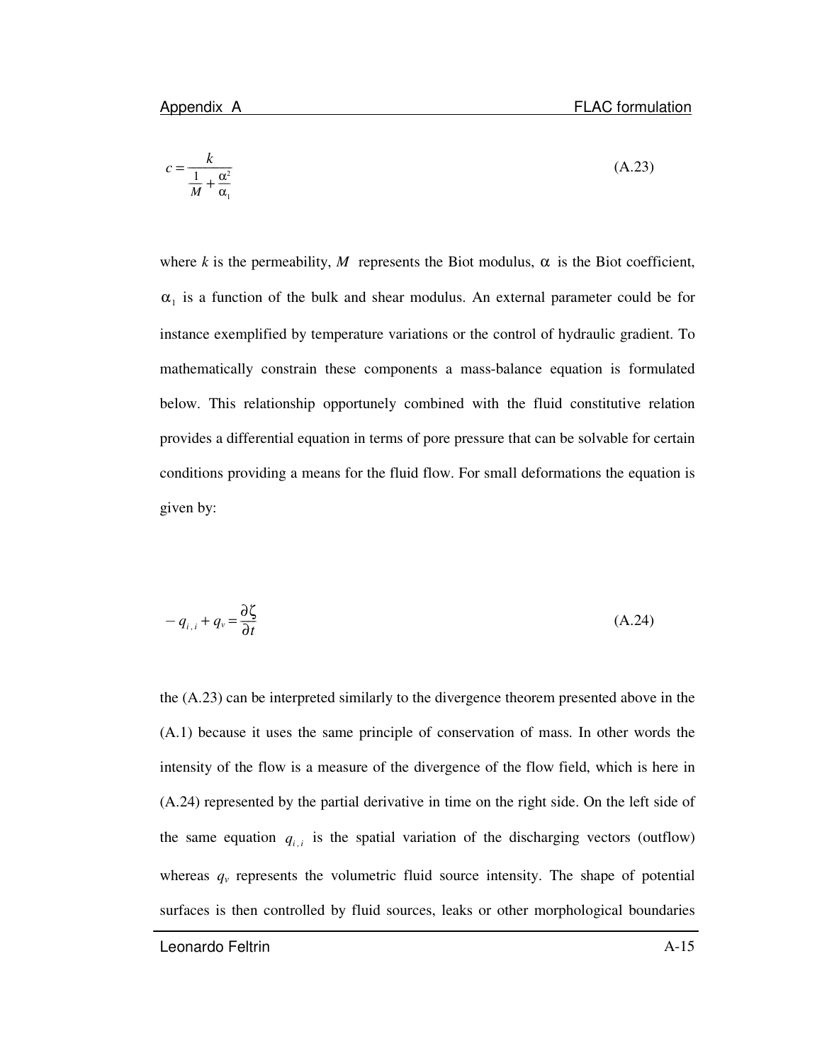$$c = \frac{k}{\frac{1}{M} + \frac{\alpha^2}{\alpha_1}} \tag{A.23}$$

where $k$ is the permeability, $M$ represents the Biot modulus, $\alpha$ is the Biot coefficient, $\alpha_1$ is a function of the bulk and shear modulus. An external parameter could be for instance exemplified by temperature variations or the control of hydraulic gradient. To mathematically constrain these components a mass-balance equation is formulated below. This relationship opportunely combined with the fluid constitutive relation provides a differential equation in terms of pore pressure that can be solvable for certain conditions providing a means for the fluid flow. For small deformations the equation is given by:

$$-q_{i,i} + q_v = \frac{\partial \zeta}{\partial t} \tag{A.24}$$

the (A.23) can be interpreted similarly to the divergence theorem presented above in the (A.1) because it uses the same principle of conservation of mass. In other words the intensity of the flow is a measure of the divergence of the flow field, which is here in (A.24) represented by the partial derivative in time on the right side. On the left side of the same equation $q_{i,i}$ is the spatial variation of the discharging vectors (outflow) whereas $q_v$ represents the volumetric fluid source intensity. The shape of potential surfaces is then controlled by fluid sources, leaks or other morphological boundaries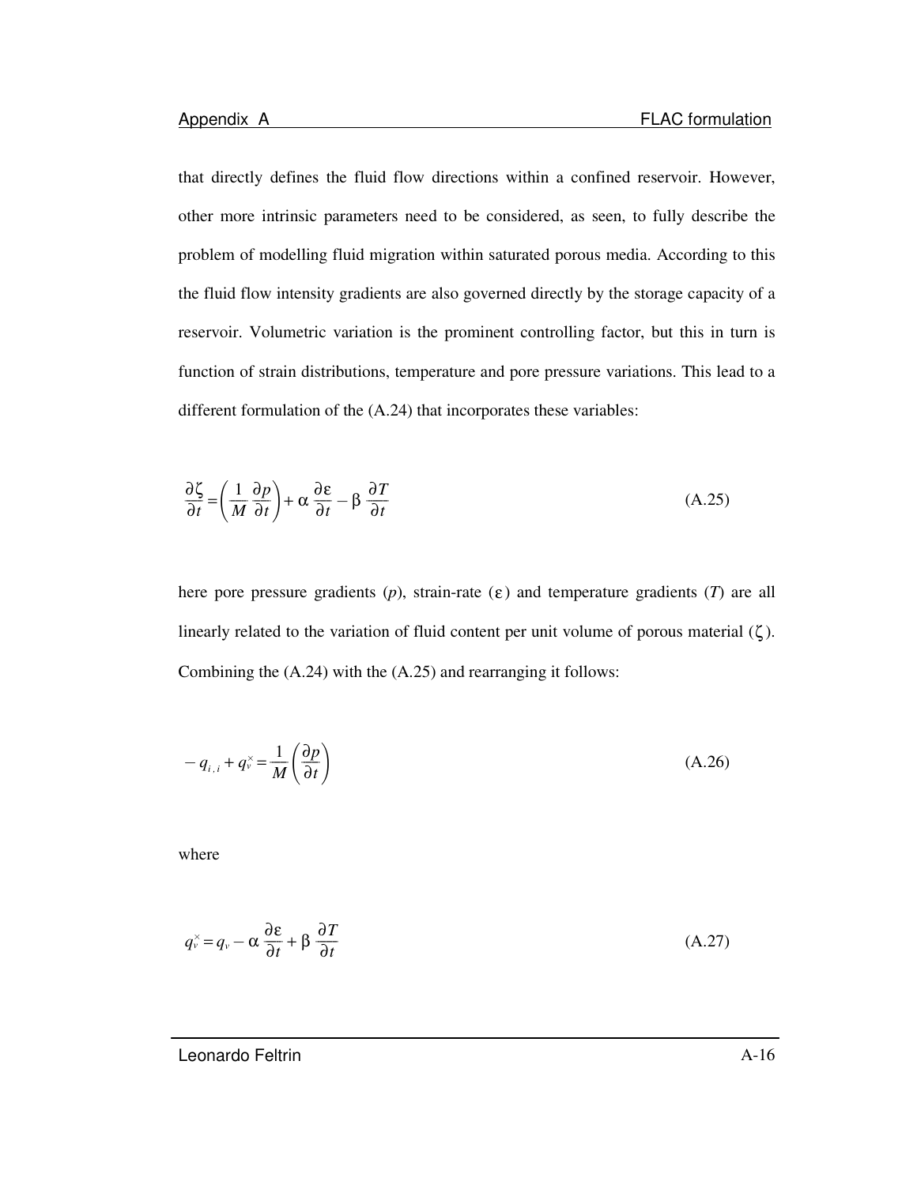that directly defines the fluid flow directions within a confined reservoir. However, other more intrinsic parameters need to be considered, as seen, to fully describe the problem of modelling fluid migration within saturated porous media. According to this the fluid flow intensity gradients are also governed directly by the storage capacity of a reservoir. Volumetric variation is the prominent controlling factor, but this in turn is function of strain distributions, temperature and pore pressure variations. This lead to a different formulation of the (A.24) that incorporates these variables:

$$\frac{\partial \zeta}{\partial t} = \left( \frac{1}{M} \frac{\partial p}{\partial t} \right) + \alpha \frac{\partial \varepsilon}{\partial t} - \beta \frac{\partial T}{\partial t} \tag{A.25}$$

here pore pressure gradients ($p$), strain-rate ($\varepsilon$) and temperature gradients ($T$) are all linearly related to the variation of fluid content per unit volume of porous material ($\zeta$). Combining the (A.24) with the (A.25) and rearranging it follows:

$$-q_{i,i} + q_v^{\times} = \frac{1}{M} \left( \frac{\partial p}{\partial t} \right) \tag{A.26}$$

where

$$q_v^{\times} = q_v - \alpha \frac{\partial \varepsilon}{\partial t} + \beta \frac{\partial T}{\partial t} \tag{A.27}$$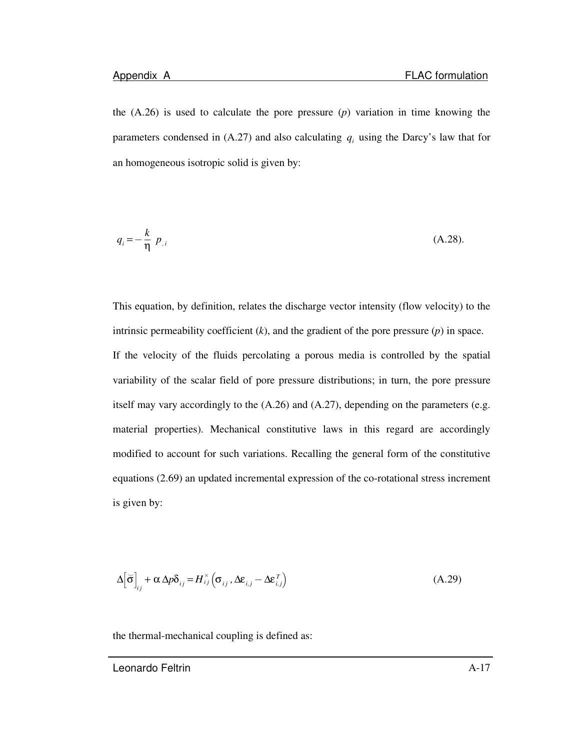the (A.26) is used to calculate the pore pressure ($p$) variation in time knowing the parameters condensed in (A.27) and also calculating $q_i$ using the Darcy's law that for an homogeneous isotropic solid is given by:

$$q_i = -\frac{k}{\eta}\, p_{,i} \tag{A.28}$$

This equation, by definition, relates the discharge vector intensity (flow velocity) to the intrinsic permeability coefficient ($k$), and the gradient of the pore pressure ($p$) in space.
If the velocity of the fluids percolating a porous media is controlled by the spatial variability of the scalar field of pore pressure distributions; in turn, the pore pressure itself may vary accordingly to the (A.26) and (A.27), depending on the parameters (e.g. material properties). Mechanical constitutive laws in this regard are accordingly modified to account for such variations. Recalling the general form of the constitutive equations (2.69) an updated incremental expression of the co-rotational stress increment is given by:

$$\Delta\left[\breve{\sigma}\right]_{ij} + \alpha\, \Delta p \delta_{ij} = H_{ij}^{\times}\left(\sigma_{ij}, \Delta\varepsilon_{i,j} - \Delta\varepsilon_{i,j}^{T}\right) \tag{A.29}$$

the thermal-mechanical coupling is defined as: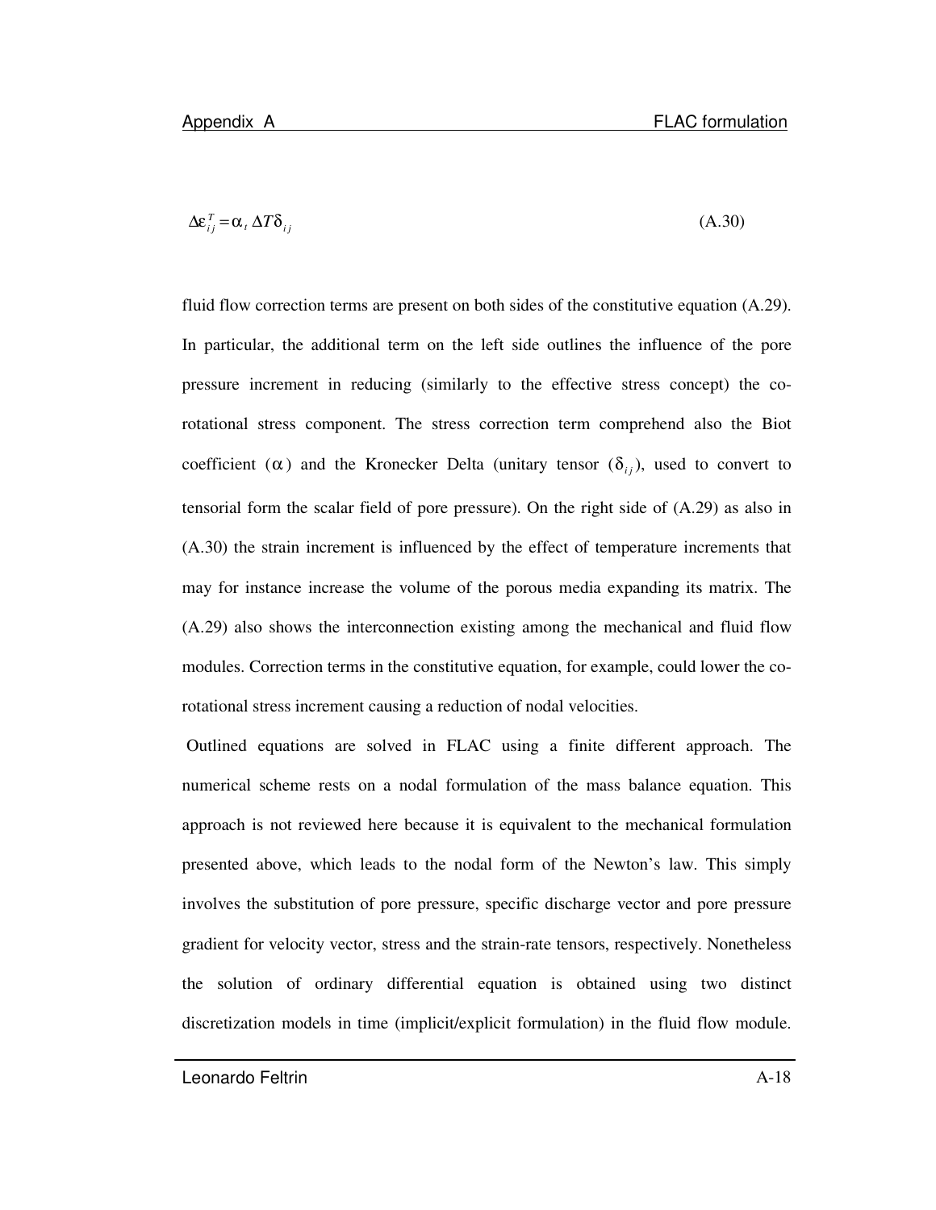$$\Delta\varepsilon_{ij}^{T} = \alpha_{t}\,\Delta T\delta_{ij} \tag{A.30}$$

fluid flow correction terms are present on both sides of the constitutive equation (A.29). In particular, the additional term on the left side outlines the influence of the pore pressure increment in reducing (similarly to the effective stress concept) the co-rotational stress component. The stress correction term comprehend also the Biot coefficient ($\alpha$) and the Kronecker Delta (unitary tensor ($\delta_{ij}$), used to convert to tensorial form the scalar field of pore pressure). On the right side of (A.29) as also in (A.30) the strain increment is influenced by the effect of temperature increments that may for instance increase the volume of the porous media expanding its matrix. The (A.29) also shows the interconnection existing among the mechanical and fluid flow modules. Correction terms in the constitutive equation, for example, could lower the co-rotational stress increment causing a reduction of nodal velocities.

Outlined equations are solved in FLAC using a finite different approach. The numerical scheme rests on a nodal formulation of the mass balance equation. This approach is not reviewed here because it is equivalent to the mechanical formulation presented above, which leads to the nodal form of the Newton's law. This simply involves the substitution of pore pressure, specific discharge vector and pore pressure gradient for velocity vector, stress and the strain-rate tensors, respectively. Nonetheless the solution of ordinary differential equation is obtained using two distinct discretization models in time (implicit/explicit formulation) in the fluid flow module.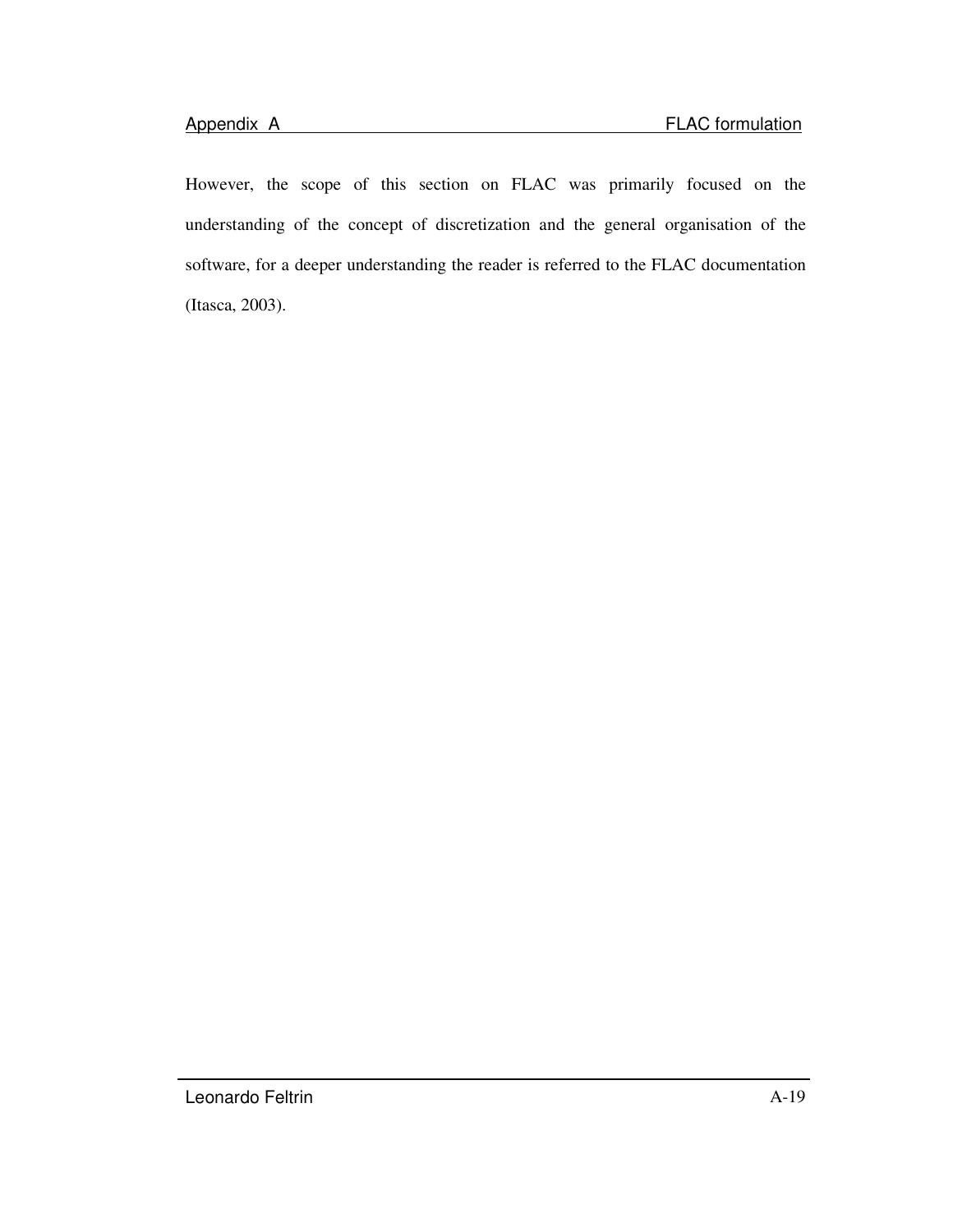However, the scope of this section on FLAC was primarily focused on the understanding of the concept of discretization and the general organisation of the software, for a deeper understanding the reader is referred to the FLAC documentation (Itasca, 2003).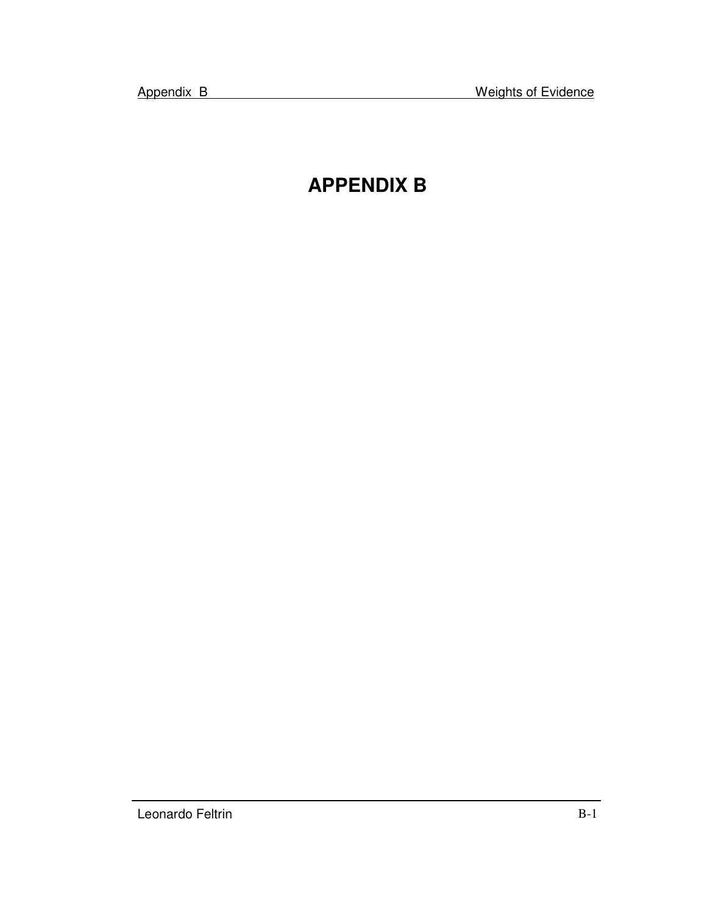# APPENDIX B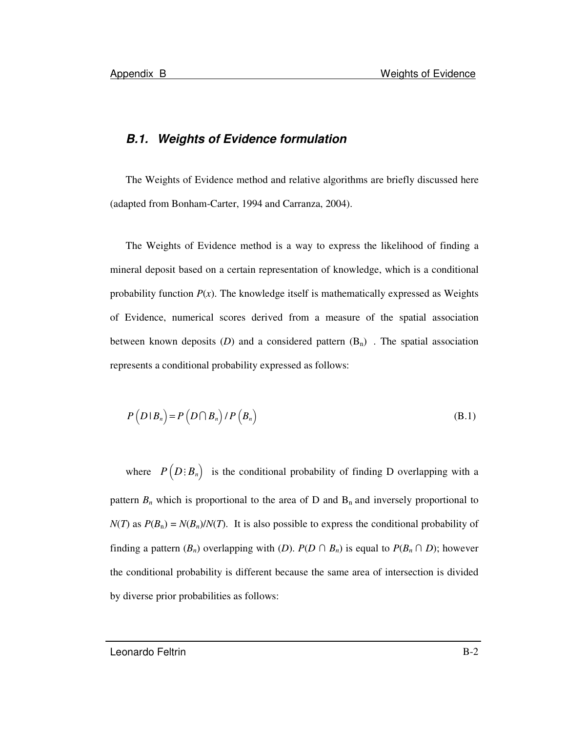### B.1. Weights of Evidence formulation

The Weights of Evidence method and relative algorithms are briefly discussed here (adapted from Bonham-Carter, 1994 and Carranza, 2004).

The Weights of Evidence method is a way to express the likelihood of finding a mineral deposit based on a certain representation of knowledge, which is a conditional probability function $P(x)$. The knowledge itself is mathematically expressed as Weights of Evidence, numerical scores derived from a measure of the spatial association between known deposits ($D$) and a considered pattern ($B_n$) . The spatial association represents a conditional probability expressed as follows:

$$P\left(D \mid B_n\right) = P\left(D \cap B_n\right) / P\left(B_n\right) \tag{B.1}$$

where $P\left(D : B_n\right)$ is the conditional probability of finding D overlapping with a pattern $B_n$ which is proportional to the area of D and $B_n$ and inversely proportional to $N(T)$ as $P(B_n) = N(B_n)/N(T)$. It is also possible to express the conditional probability of finding a pattern ($B_n$) overlapping with ($D$). $P(D \cap B_n)$ is equal to $P(B_n \cap D)$; however the conditional probability is different because the same area of intersection is divided by diverse prior probabilities as follows: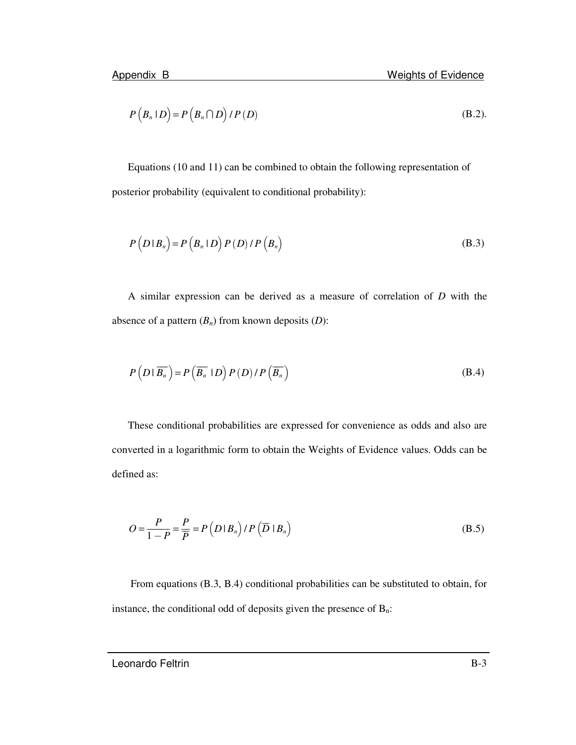$$P\left(B_n \mid D\right) = P\left(B_n \cap D\right) / P\left(D\right) \tag{B.2}$$

Equations (10 and 11) can be combined to obtain the following representation of posterior probability (equivalent to conditional probability):

$$P\left(D \mid B_n\right) = P\left(B_n \mid D\right) P\left(D\right) / P\left(B_n\right) \tag{B.3}$$

A similar expression can be derived as a measure of correlation of *D* with the absence of a pattern ($B_n$) from known deposits (*D*):

$$P\left(D \mid \overline{B_n}\right) = P\left(\overline{B_n} \mid D\right) P\left(D\right) / P\left(\overline{B_n}\right) \tag{B.4}$$

These conditional probabilities are expressed for convenience as odds and also are converted in a logarithmic form to obtain the Weights of Evidence values. Odds can be defined as:

$$O = \frac{P}{1-P} = \frac{P}{\overline{P}} = P\left(D \mid B_n\right) / P\left(\overline{D} \mid B_n\right) \tag{B.5}$$

From equations (B.3, B.4) conditional probabilities can be substituted to obtain, for instance, the conditional odd of deposits given the presence of $B_n$: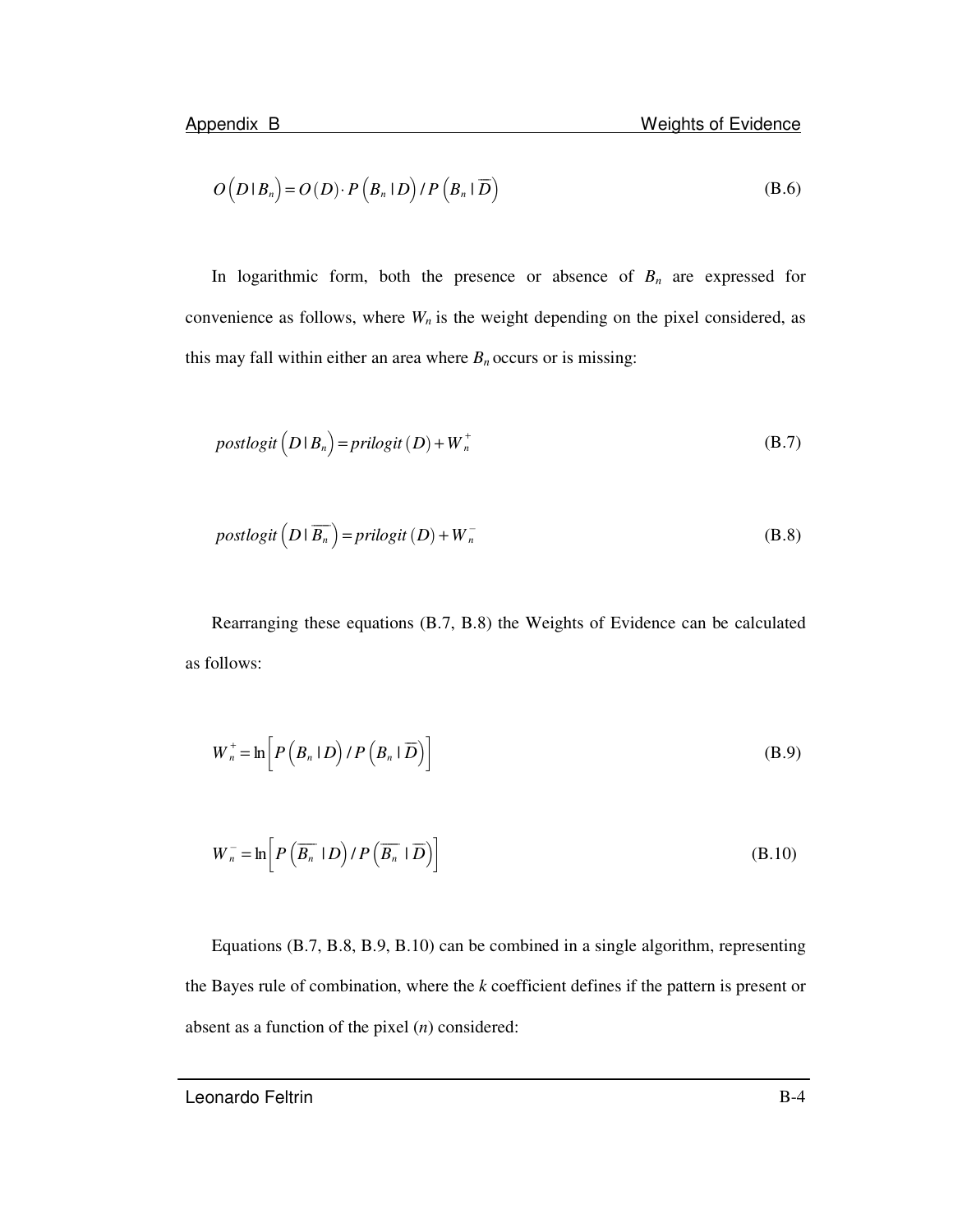$$O\left(D \mid B_n\right) = O(D) \cdot P\left(B_n \mid D\right) / P\left(B_n \mid \overline{D}\right) \tag{B.6}$$

In logarithmic form, both the presence or absence of $B_n$ are expressed for convenience as follows, where $W_n$ is the weight depending on the pixel considered, as this may fall within either an area where $B_n$ occurs or is missing:

$$postlogit\left(D \mid B_n\right) = prilogit\,(D) + W_n^+ \tag{B.7}$$

$$postlogit\left(D \mid \overline{B_n}\right) = prilogit\,(D) + W_n^- \tag{B.8}$$

Rearranging these equations (B.7, B.8) the Weights of Evidence can be calculated as follows:

$$W_n^+ = \ln\left[P\left(B_n \mid D\right) / P\left(B_n \mid \overline{D}\right)\right] \tag{B.9}$$

$$W_n^- = \ln\left[P\left(\overline{B_n} \mid D\right) / P\left(\overline{B_n} \mid \overline{D}\right)\right] \tag{B.10}$$

Equations (B.7, B.8, B.9, B.10) can be combined in a single algorithm, representing the Bayes rule of combination, where the $k$ coefficient defines if the pattern is present or absent as a function of the pixel ($n$) considered: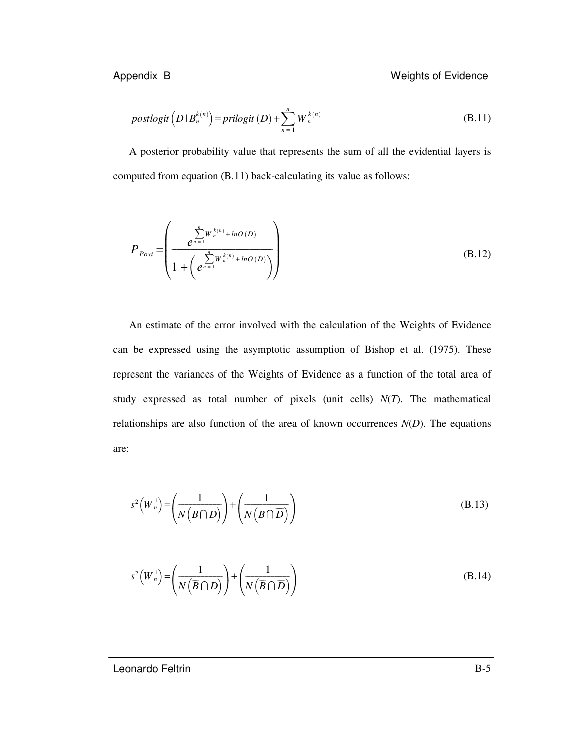$$postlogit\left(D \mid B_n^{k(n)}\right) = prilogit\,(D) + \sum_{n=1}^{n} W_n^{k(n)} \tag{B.11}$$

A posterior probability value that represents the sum of all the evidential layers is computed from equation (B.11) back-calculating its value as follows:

$$P_{Post} = \left( \frac{e^{\sum_{n=1}^{n} W_n^{k(n)} + lnO\,(D)}}{1 + \left( e^{\sum_{n=1}^{n} W_n^{k(n)} + lnO\,(D)} \right)} \right) \tag{B.12}$$

An estimate of the error involved with the calculation of the Weights of Evidence can be expressed using the asymptotic assumption of Bishop et al. (1975). These represent the variances of the Weights of Evidence as a function of the total area of study expressed as total number of pixels (unit cells) $N(T)$. The mathematical relationships are also function of the area of known occurrences $N(D)$. The equations are:

$$s^2\left(W_n^{+}\right) = \left( \frac{1}{N\left(B \cap D\right)} \right) + \left( \frac{1}{N\left(B \cap \overline{D}\right)} \right) \tag{B.13}$$

$$s^2\left(W_n^{+}\right) = \left( \frac{1}{N\left(\overline{B} \cap D\right)} \right) + \left( \frac{1}{N\left(\overline{B} \cap \overline{D}\right)} \right) \tag{B.14}$$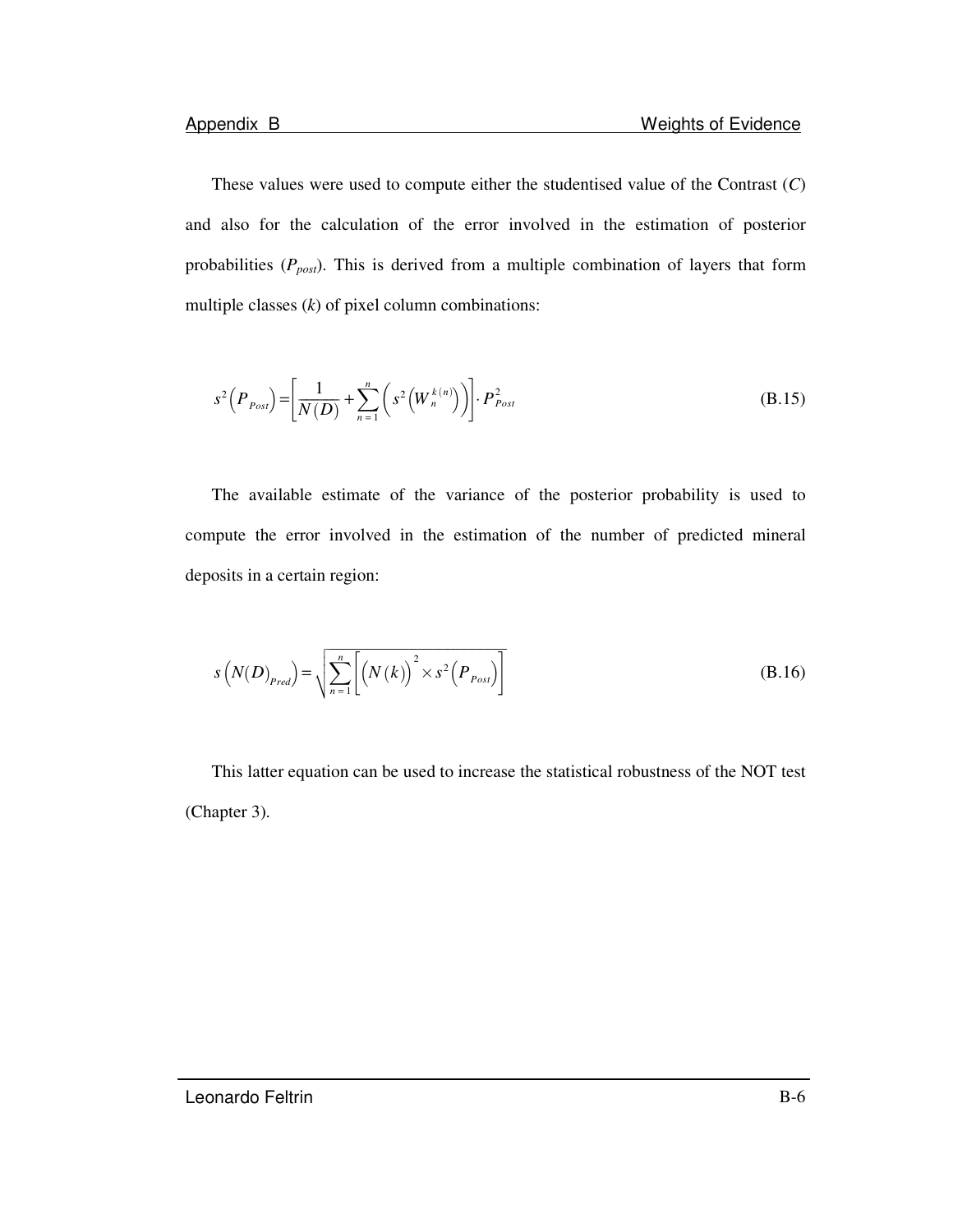These values were used to compute either the studentised value of the Contrast ($C$) and also for the calculation of the error involved in the estimation of posterior probabilities ($P_{post}$). This is derived from a multiple combination of layers that form multiple classes ($k$) of pixel column combinations:

$$s^2\left(P_{Post}\right) = \left[\frac{1}{N(D)} + \sum_{n=1}^{n}\left(s^2\left(W_n^{k(n)}\right)\right)\right] \cdot P_{Post}^2 \tag{B.15}$$

The available estimate of the variance of the posterior probability is used to compute the error involved in the estimation of the number of predicted mineral deposits in a certain region:

$$s\left(N(D)_{Pred}\right) = \sqrt{\sum_{n=1}^{n}\left[\left(N(k)\right)^2 \times s^2\left(P_{Post}\right)\right]} \tag{B.16}$$

This latter equation can be used to increase the statistical robustness of the NOT test (Chapter 3).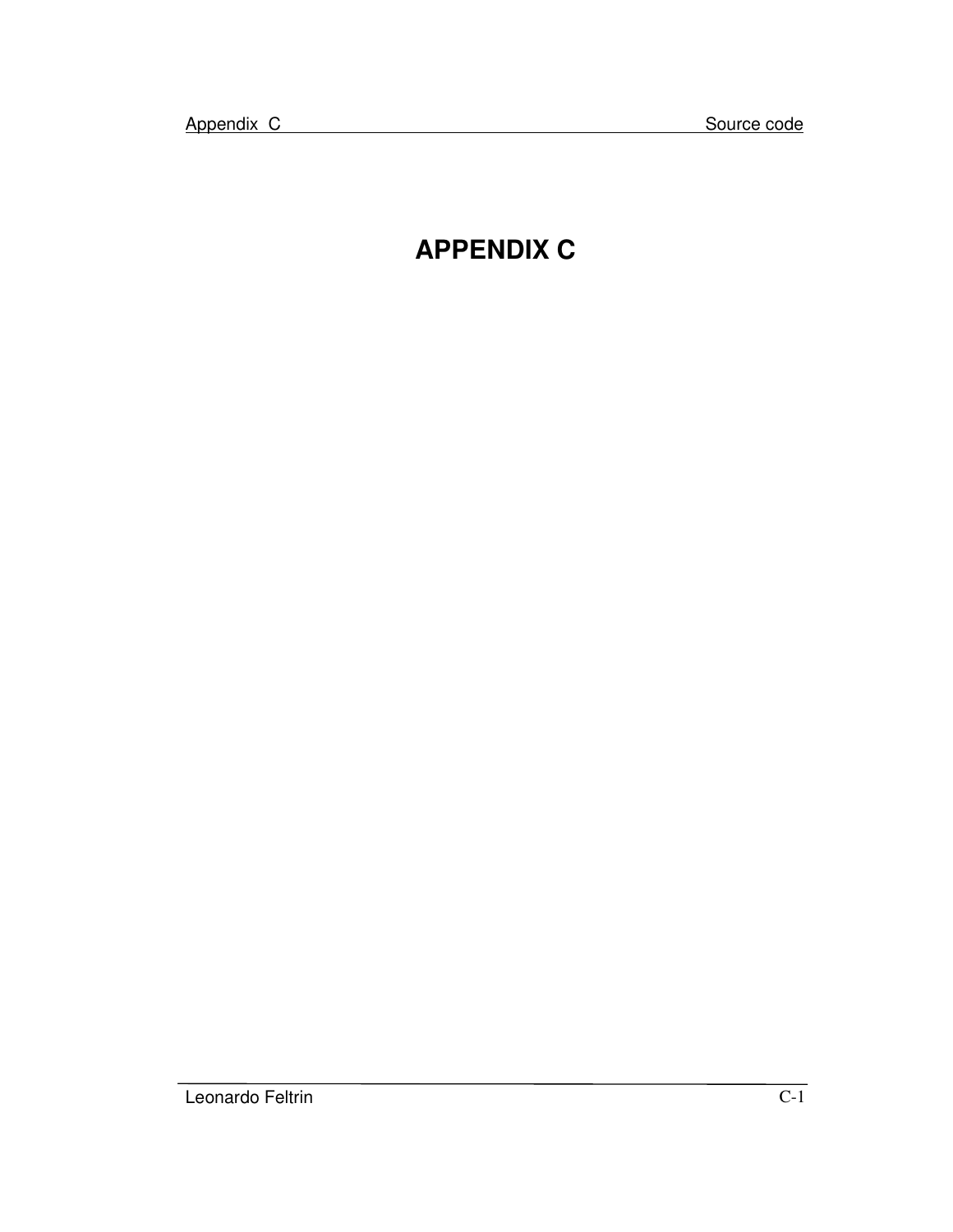# APPENDIX C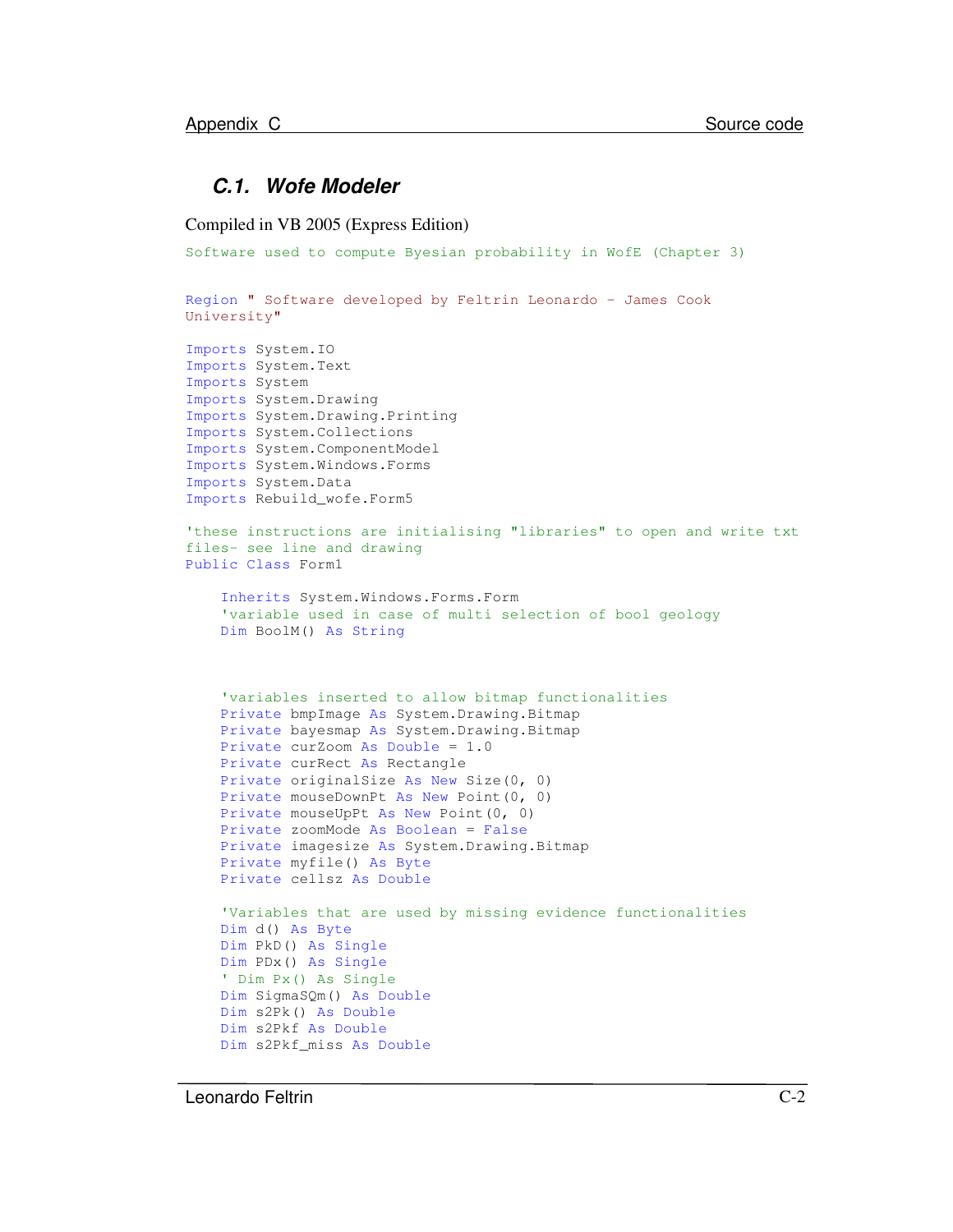## *C.1. Wofe Modeler*

Compiled in VB 2005 (Express Edition)

```
Software used to compute Byesian probability in WofE (Chapter 3)


Region " Software developed by Feltrin Leonardo - James Cook
University"

Imports System.IO
Imports System.Text
Imports System
Imports System.Drawing
Imports System.Drawing.Printing
Imports System.Collections
Imports System.ComponentModel
Imports System.Windows.Forms
Imports System.Data
Imports Rebuild_wofe.Form5

'these instructions are initialising "libraries" to open and write txt
files- see line and drawing
Public Class Form1

    Inherits System.Windows.Forms.Form
    'variable used in case of multi selection of bool geology
    Dim BoolM() As String



    'variables inserted to allow bitmap functionalities
    Private bmpImage As System.Drawing.Bitmap
    Private bayesmap As System.Drawing.Bitmap
    Private curZoom As Double = 1.0
    Private curRect As Rectangle
    Private originalSize As New Size(0, 0)
    Private mouseDownPt As New Point(0, 0)
    Private mouseUpPt As New Point(0, 0)
    Private zoomMode As Boolean = False
    Private imagesize As System.Drawing.Bitmap
    Private myfile() As Byte
    Private cellsz As Double

    'Variables that are used by missing evidence functionalities
    Dim d() As Byte
    Dim PkD() As Single
    Dim PDx() As Single
    ' Dim Px() As Single
    Dim SigmaSQm() As Double
    Dim s2Pk() As Double
    Dim s2Pkf As Double
    Dim s2Pkf_miss As Double
```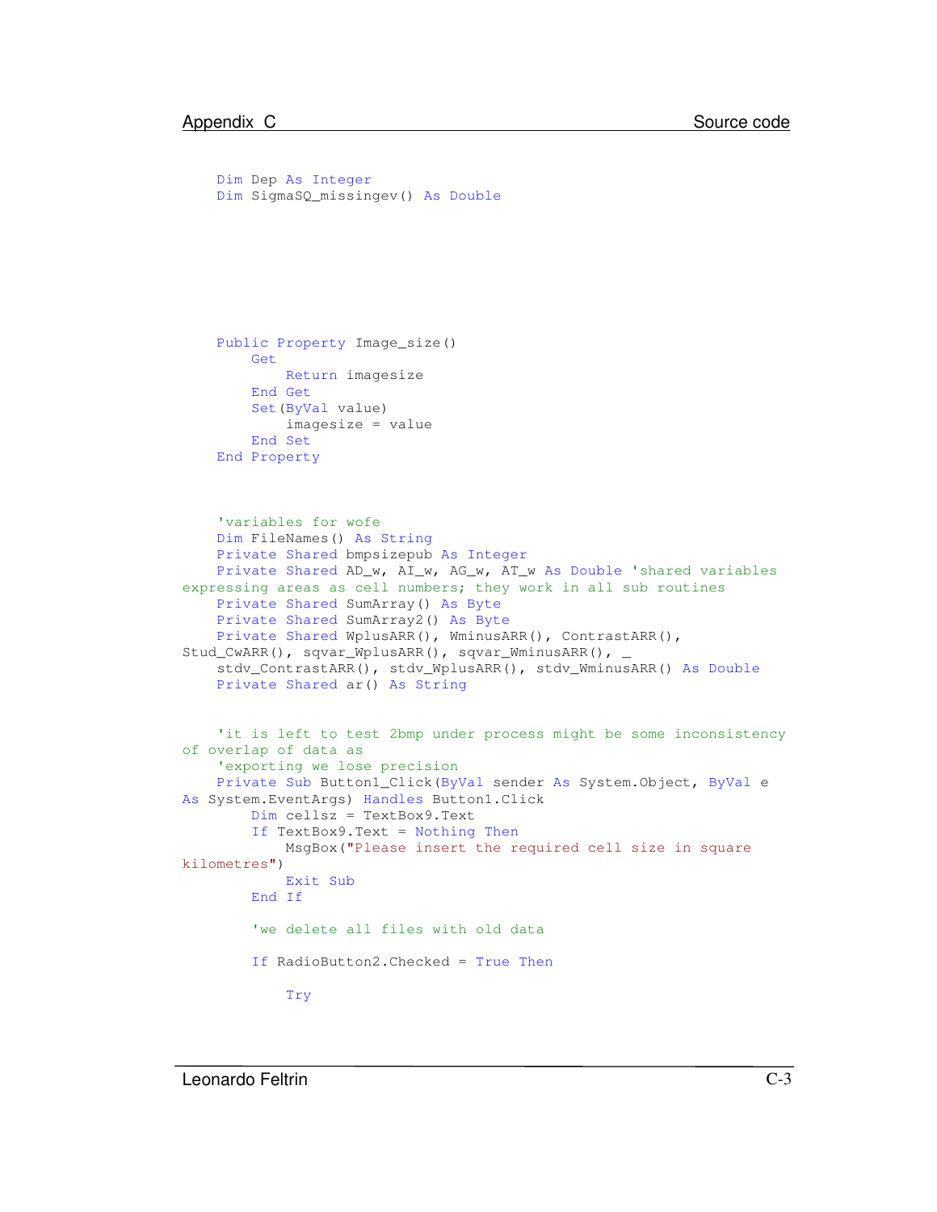```
    Dim Dep As Integer
    Dim SigmaSQ_missingev() As Double







    Public Property Image_size()
        Get
            Return imagesize
        End Get
        Set(ByVal value)
            imagesize = value
        End Set
    End Property



    'variables for wofe
    Dim FileNames() As String
    Private Shared bmpsizepub As Integer
    Private Shared AD_w, AI_w, AG_w, AT_w As Double 'shared variables
expressing areas as cell numbers; they work in all sub routines
    Private Shared SumArray() As Byte
    Private Shared SumArray2() As Byte
    Private Shared WplusARR(), WminusARR(), ContrastARR(),
Stud_CwARR(), sqvar_WplusARR(), sqvar_WminusARR(), _
    stdv_ContrastARR(), stdv_WplusARR(), stdv_WminusARR() As Double
    Private Shared ar() As String


    'it is left to test 2bmp under process might be some inconsistency
of overlap of data as
    'exporting we lose precision
    Private Sub Button1_Click(ByVal sender As System.Object, ByVal e
As System.EventArgs) Handles Button1.Click
        Dim cellsz = TextBox9.Text
        If TextBox9.Text = Nothing Then
            MsgBox("Please insert the required cell size in square
kilometres")
            Exit Sub
        End If

        'we delete all files with old data

        If RadioButton2.Checked = True Then

            Try
```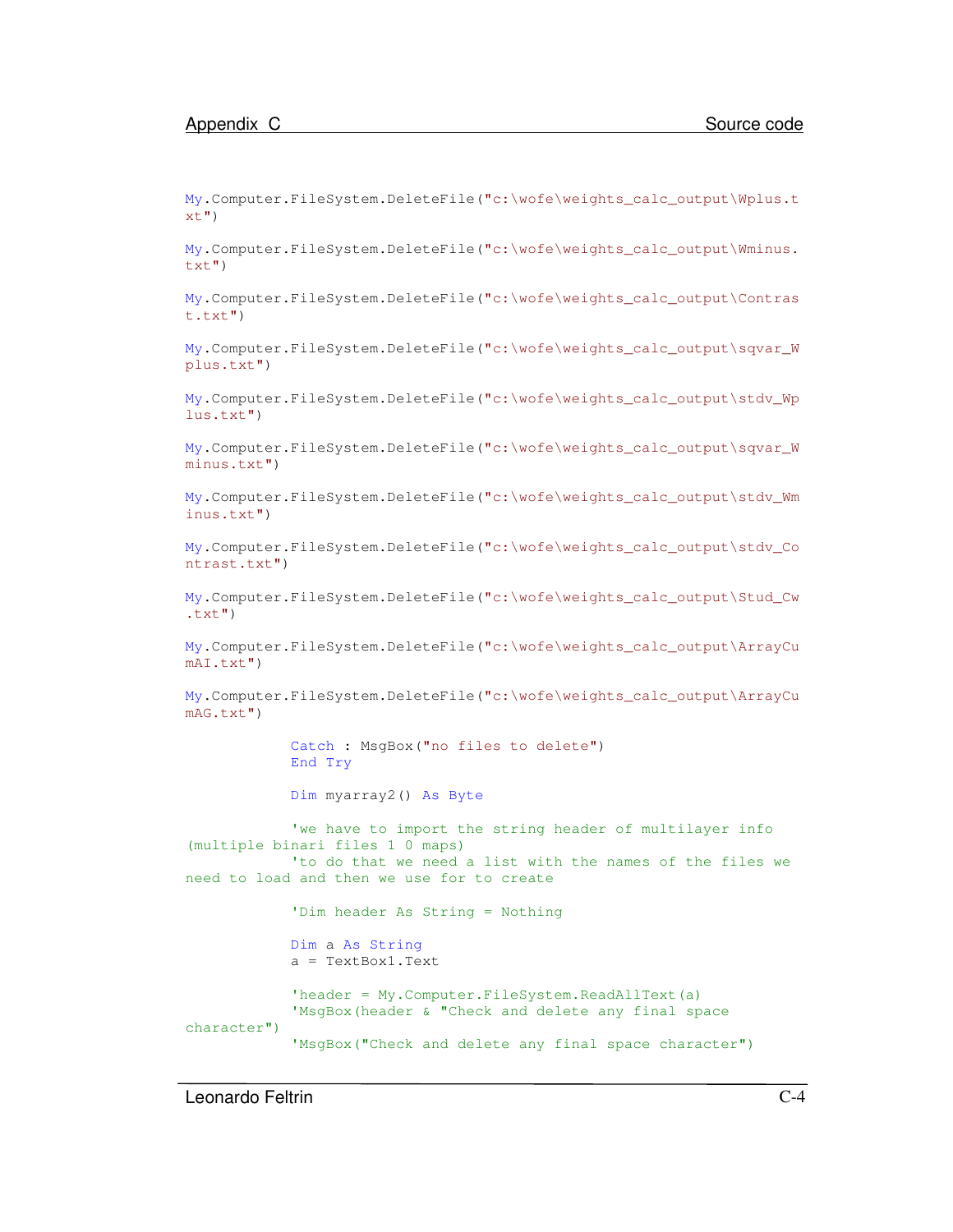```
My.Computer.FileSystem.DeleteFile("c:\wofe\weights_calc_output\Wplus.txt")

My.Computer.FileSystem.DeleteFile("c:\wofe\weights_calc_output\Wminus.txt")

My.Computer.FileSystem.DeleteFile("c:\wofe\weights_calc_output\Contrast.txt")

My.Computer.FileSystem.DeleteFile("c:\wofe\weights_calc_output\sqvar_Wplus.txt")

My.Computer.FileSystem.DeleteFile("c:\wofe\weights_calc_output\stdv_Wplus.txt")

My.Computer.FileSystem.DeleteFile("c:\wofe\weights_calc_output\sqvar_Wminus.txt")

My.Computer.FileSystem.DeleteFile("c:\wofe\weights_calc_output\stdv_Wminus.txt")

My.Computer.FileSystem.DeleteFile("c:\wofe\weights_calc_output\stdv_Contrast.txt")

My.Computer.FileSystem.DeleteFile("c:\wofe\weights_calc_output\Stud_Cw.txt")

My.Computer.FileSystem.DeleteFile("c:\wofe\weights_calc_output\ArrayCumAI.txt")

My.Computer.FileSystem.DeleteFile("c:\wofe\weights_calc_output\ArrayCumAG.txt")

            Catch : MsgBox("no files to delete")
            End Try

            Dim myarray2() As Byte

            'we have to import the string header of multilayer info (multiple binari files 1 0 maps)
            'to do that we need a list with the names of the files we need to load and then we use for to create

            'Dim header As String = Nothing

            Dim a As String
            a = TextBox1.Text

            'header = My.Computer.FileSystem.ReadAllText(a)
            'MsgBox(header & "Check and delete any final space character")
            'MsgBox("Check and delete any final space character")
```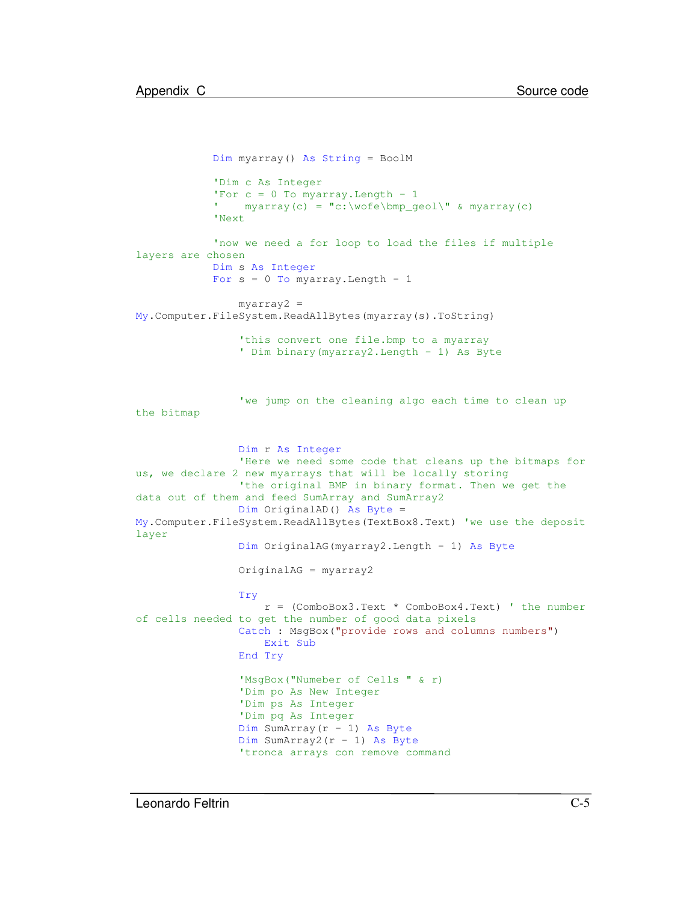```
            Dim myarray() As String = BoolM

            'Dim c As Integer
            'For c = 0 To myarray.Length - 1
            '    myarray(c) = "c:\wofe\bmp_geol\" & myarray(c)
            'Next

            'now we need a for loop to load the files if multiple
layers are chosen
            Dim s As Integer
            For s = 0 To myarray.Length - 1

                myarray2 =
My.Computer.FileSystem.ReadAllBytes(myarray(s).ToString)

                'this convert one file.bmp to a myarray
                ' Dim binary(myarray2.Length - 1) As Byte



                'we jump on the cleaning algo each time to clean up
the bitmap


                Dim r As Integer
                'Here we need some code that cleans up the bitmaps for
us, we declare 2 new myarrays that will be locally storing
                'the original BMP in binary format. Then we get the
data out of them and feed SumArray and SumArray2
                Dim OriginalAD() As Byte =
My.Computer.FileSystem.ReadAllBytes(TextBox8.Text) 'we use the deposit
layer
                Dim OriginalAG(myarray2.Length - 1) As Byte

                OriginalAG = myarray2

                Try
                    r = (ComboBox3.Text * ComboBox4.Text) ' the number
of cells needed to get the number of good data pixels
                Catch : MsgBox("provide rows and columns numbers")
                    Exit Sub
                End Try

                'MsgBox("Numeber of Cells " & r)
                'Dim po As New Integer
                'Dim ps As Integer
                'Dim pq As Integer
                Dim SumArray(r - 1) As Byte
                Dim SumArray2(r - 1) As Byte
                'tronca arrays con remove command
```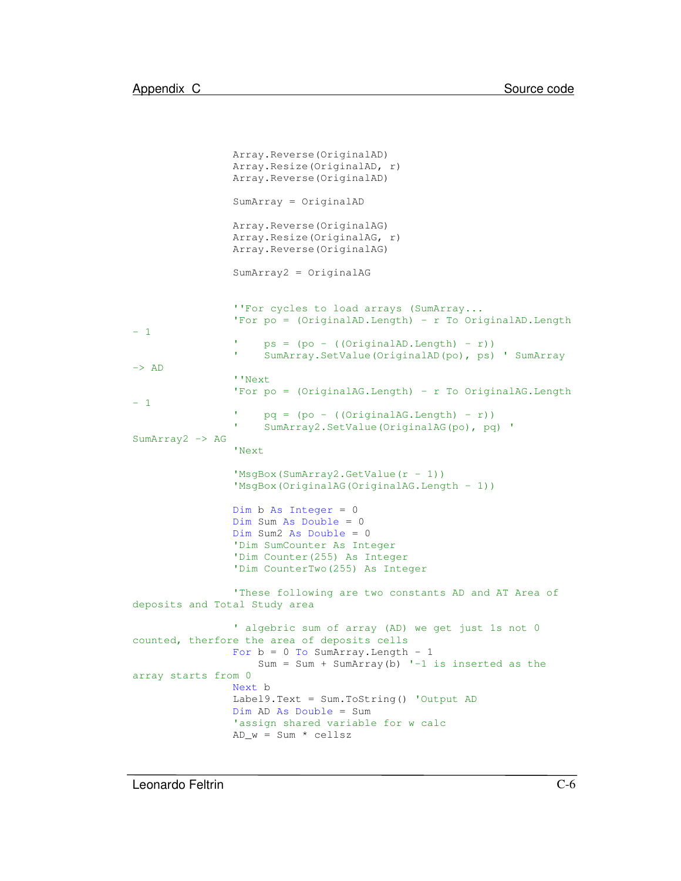```
                Array.Reverse(OriginalAD)
                Array.Resize(OriginalAD, r)
                Array.Reverse(OriginalAD)

                SumArray = OriginalAD

                Array.Reverse(OriginalAG)
                Array.Resize(OriginalAG, r)
                Array.Reverse(OriginalAG)

                SumArray2 = OriginalAG


                ''For cycles to load arrays (SumArray...
                'For po = (OriginalAD.Length) - r To OriginalAD.Length
- 1
                '    ps = (po - ((OriginalAD.Length) - r))
                '    SumArray.SetValue(OriginalAD(po), ps) ' SumArray
-> AD
                ''Next
                'For po = (OriginalAG.Length) - r To OriginalAG.Length
- 1
                '    pq = (po - ((OriginalAG.Length) - r))
                '    SumArray2.SetValue(OriginalAG(po), pq) '
SumArray2 -> AG
                'Next

                'MsgBox(SumArray2.GetValue(r - 1))
                'MsgBox(OriginalAG(OriginalAG.Length - 1))

                Dim b As Integer = 0
                Dim Sum As Double = 0
                Dim Sum2 As Double = 0
                'Dim SumCounter As Integer
                'Dim Counter(255) As Integer
                'Dim CounterTwo(255) As Integer

                'These following are two constants AD and AT Area of
deposits and Total Study area

                ' algebric sum of array (AD) we get just 1s not 0
counted, therfore the area of deposits cells
                For b = 0 To SumArray.Length - 1
                    Sum = Sum + SumArray(b) '-1 is inserted as the
array starts from 0
                Next b
                Label9.Text = Sum.ToString() 'Output AD
                Dim AD As Double = Sum
                'assign shared variable for w calc
                AD_w = Sum * cellsz
```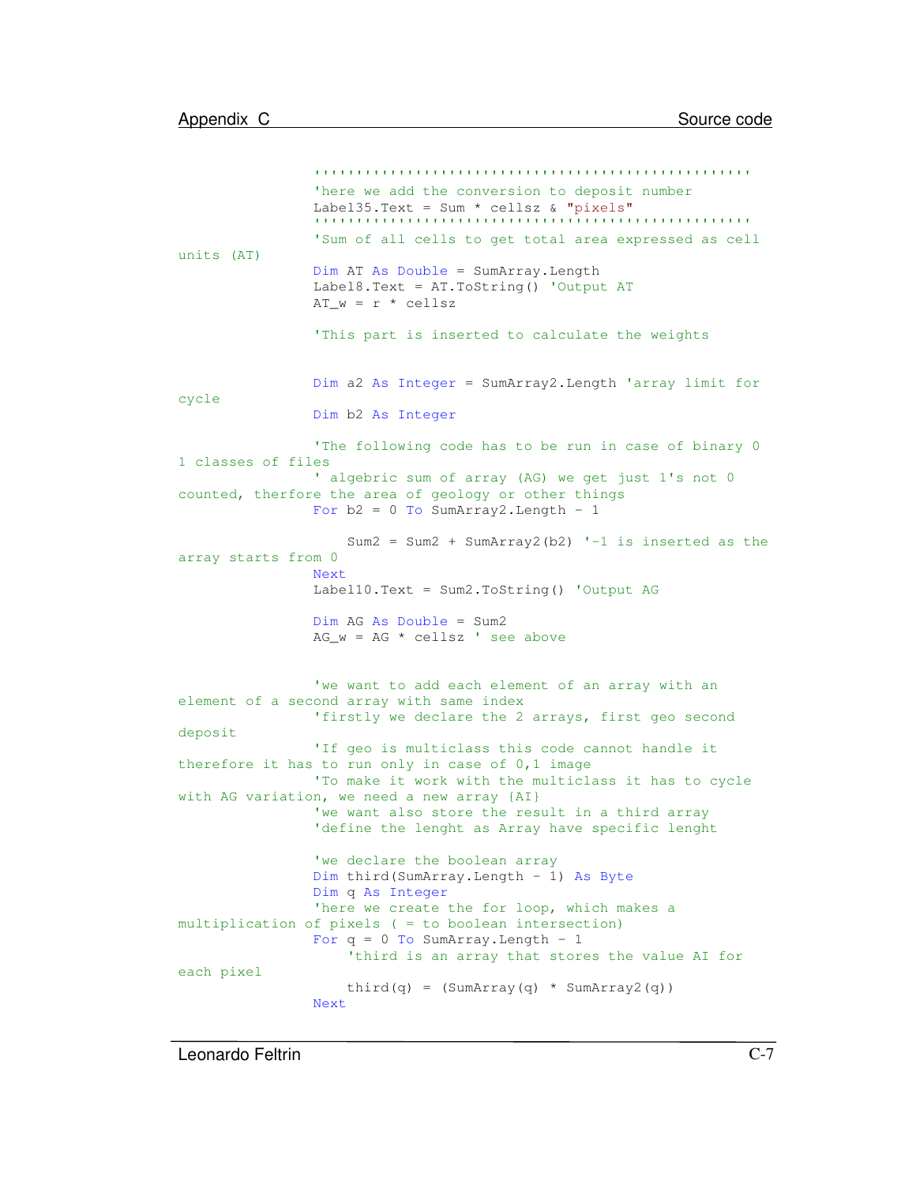```
                '''''''''''''''''''''''''''''''''''''''''''''''''''
                'here we add the conversion to deposit number
                Label35.Text = Sum * cellsz & "pixels"
                '''''''''''''''''''''''''''''''''''''''''''''''''''
                'Sum of all cells to get total area expressed as cell
units (AT)
                Dim AT As Double = SumArray.Length
                Label8.Text = AT.ToString() 'Output AT
                AT_w = r * cellsz

                'This part is inserted to calculate the weights


                Dim a2 As Integer = SumArray2.Length 'array limit for
cycle
                Dim b2 As Integer

                'The following code has to be run in case of binary 0
1 classes of files
                ' algebric sum of array (AG) we get just 1's not 0
counted, therfore the area of geology or other things
                For b2 = 0 To SumArray2.Length - 1

                    Sum2 = Sum2 + SumArray2(b2) '-1 is inserted as the
array starts from 0
                Next
                Label10.Text = Sum2.ToString() 'Output AG

                Dim AG As Double = Sum2
                AG_w = AG * cellsz ' see above


                'we want to add each element of an array with an
element of a second array with same index
                'firstly we declare the 2 arrays, first geo second
deposit
                'If geo is multiclass this code cannot handle it
therefore it has to run only in case of 0,1 image
                'To make it work with the multiclass it has to cycle
with AG variation, we need a new array {AI}
                'we want also store the result in a third array
                'define the lenght as Array have specific lenght

                'we declare the boolean array
                Dim third(SumArray.Length - 1) As Byte
                Dim q As Integer
                'here we create the for loop, which makes a
multiplication of pixels ( = to boolean intersection)
                For q = 0 To SumArray.Length - 1
                    'third is an array that stores the value AI for
each pixel
                    third(q) = (SumArray(q) * SumArray2(q))
                Next
```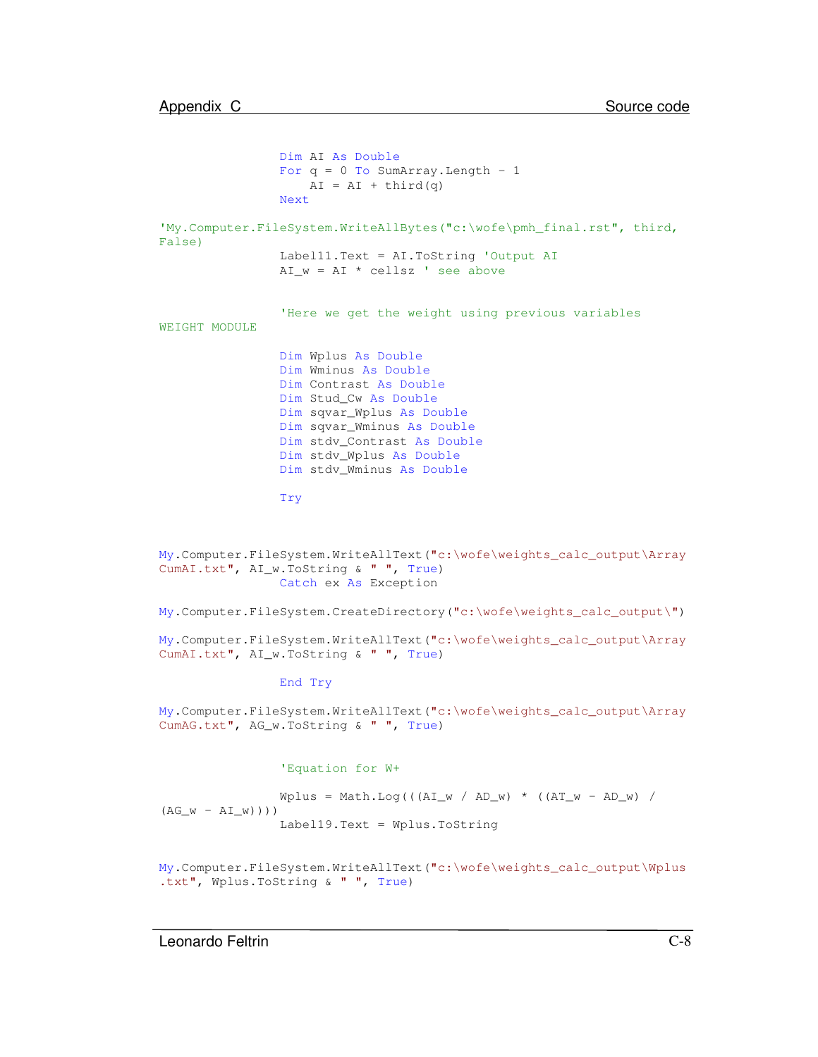```
                Dim AI As Double
                For q = 0 To SumArray.Length - 1
                    AI = AI + third(q)
                Next

'My.Computer.FileSystem.WriteAllBytes("c:\wofe\pmh_final.rst", third, False)
                Label11.Text = AI.ToString 'Output AI
                AI_w = AI * cellsz ' see above


                'Here we get the weight using previous variables WEIGHT MODULE

                Dim Wplus As Double
                Dim Wminus As Double
                Dim Contrast As Double
                Dim Stud_Cw As Double
                Dim sqvar_Wplus As Double
                Dim sqvar_Wminus As Double
                Dim stdv_Contrast As Double
                Dim stdv_Wplus As Double
                Dim stdv_Wminus As Double

                Try



My.Computer.FileSystem.WriteAllText("c:\wofe\weights_calc_output\ArrayCumAI.txt", AI_w.ToString & " ", True)
                Catch ex As Exception

My.Computer.FileSystem.CreateDirectory("c:\wofe\weights_calc_output\")

My.Computer.FileSystem.WriteAllText("c:\wofe\weights_calc_output\ArrayCumAI.txt", AI_w.ToString & " ", True)

                End Try

My.Computer.FileSystem.WriteAllText("c:\wofe\weights_calc_output\ArrayCumAG.txt", AG_w.ToString & " ", True)


                'Equation for W+

                Wplus = Math.Log(((AI_w / AD_w) * ((AT_w - AD_w) / (AG_w - AI_w))))
                Label19.Text = Wplus.ToString


My.Computer.FileSystem.WriteAllText("c:\wofe\weights_calc_output\Wplus.txt", Wplus.ToString & " ", True)
```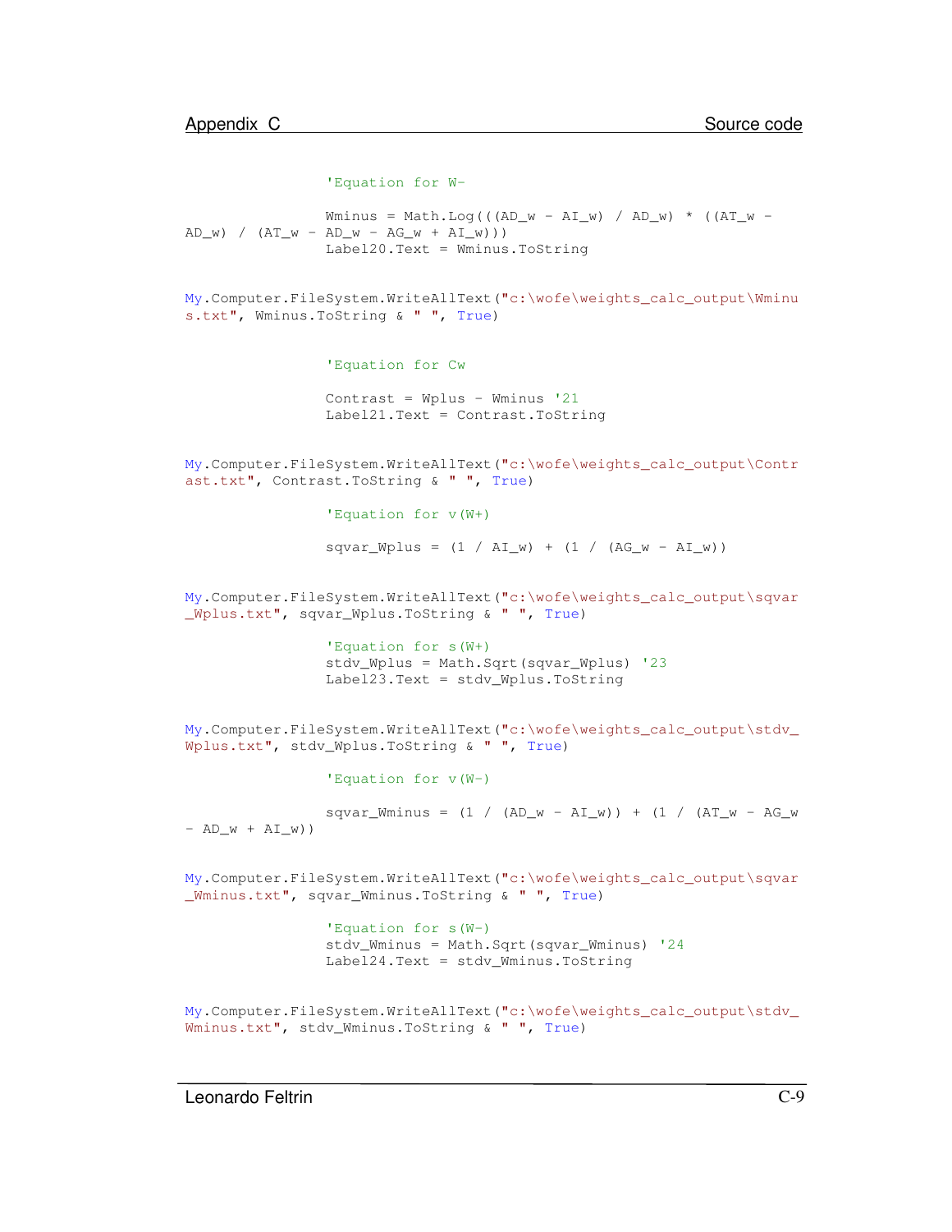```
                'Equation for W-

                Wminus = Math.Log(((AD_w - AI_w) / AD_w) * ((AT_w - AD_w) / (AT_w - AD_w - AG_w + AI_w)))
                Label20.Text = Wminus.ToString

My.Computer.FileSystem.WriteAllText("c:\wofe\weights_calc_output\Wminus.txt", Wminus.ToString & " ", True)

                'Equation for Cw

                Contrast = Wplus - Wminus '21
                Label21.Text = Contrast.ToString

My.Computer.FileSystem.WriteAllText("c:\wofe\weights_calc_output\Contrast.txt", Contrast.ToString & " ", True)

                'Equation for v(W+)

                sqvar_Wplus = (1 / AI_w) + (1 / (AG_w - AI_w))

My.Computer.FileSystem.WriteAllText("c:\wofe\weights_calc_output\sqvar_Wplus.txt", sqvar_Wplus.ToString & " ", True)

                'Equation for s(W+)
                stdv_Wplus = Math.Sqrt(sqvar_Wplus) '23
                Label23.Text = stdv_Wplus.ToString

My.Computer.FileSystem.WriteAllText("c:\wofe\weights_calc_output\stdv_Wplus.txt", stdv_Wplus.ToString & " ", True)

                'Equation for v(W-)

                sqvar_Wminus = (1 / (AD_w - AI_w)) + (1 / (AT_w - AG_w - AD_w + AI_w))

My.Computer.FileSystem.WriteAllText("c:\wofe\weights_calc_output\sqvar_Wminus.txt", sqvar_Wminus.ToString & " ", True)

                'Equation for s(W-)
                stdv_Wminus = Math.Sqrt(sqvar_Wminus) '24
                Label24.Text = stdv_Wminus.ToString

My.Computer.FileSystem.WriteAllText("c:\wofe\weights_calc_output\stdv_Wminus.txt", stdv_Wminus.ToString & " ", True)
```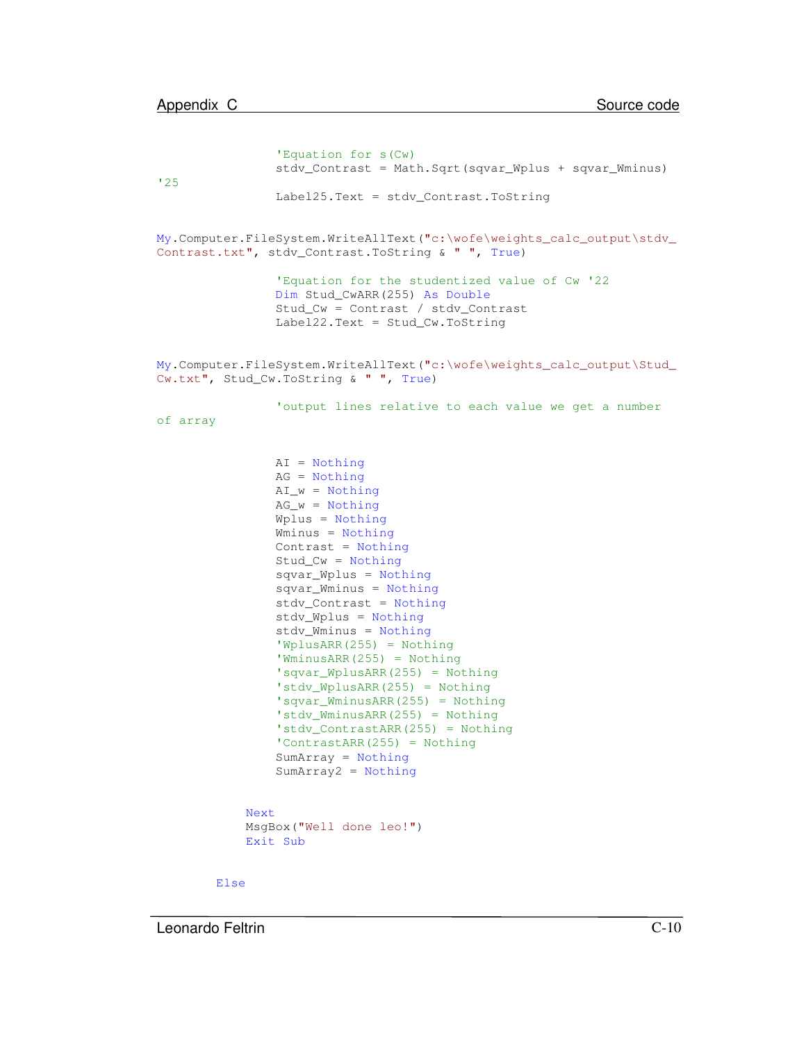```
                'Equation for s(Cw)
                stdv_Contrast = Math.Sqrt(sqvar_Wplus + sqvar_Wminus)
'25
                Label25.Text = stdv_Contrast.ToString


My.Computer.FileSystem.WriteAllText("c:\wofe\weights_calc_output\stdv_
Contrast.txt", stdv_Contrast.ToString & " ", True)

                'Equation for the studentized value of Cw '22
                Dim Stud_CwARR(255) As Double
                Stud_Cw = Contrast / stdv_Contrast
                Label22.Text = Stud_Cw.ToString


My.Computer.FileSystem.WriteAllText("c:\wofe\weights_calc_output\Stud_
Cw.txt", Stud_Cw.ToString & " ", True)

                'output lines relative to each value we get a number
of array


                AI = Nothing
                AG = Nothing
                AI_w = Nothing
                AG_w = Nothing
                Wplus = Nothing
                Wminus = Nothing
                Contrast = Nothing
                Stud_Cw = Nothing
                sqvar_Wplus = Nothing
                sqvar_Wminus = Nothing
                stdv_Contrast = Nothing
                stdv_Wplus = Nothing
                stdv_Wminus = Nothing
                'WplusARR(255) = Nothing
                'WminusARR(255) = Nothing
                'sqvar_WplusARR(255) = Nothing
                'stdv_WplusARR(255) = Nothing
                'sqvar_WminusARR(255) = Nothing
                'stdv_WminusARR(255) = Nothing
                'stdv_ContrastARR(255) = Nothing
                'ContrastARR(255) = Nothing
                SumArray = Nothing
                SumArray2 = Nothing


            Next
            MsgBox("Well done leo!")
            Exit Sub


        Else
```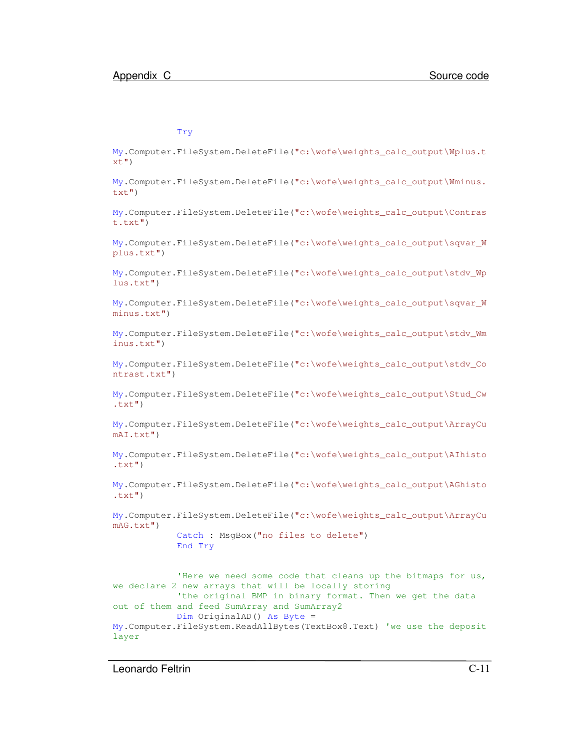```
            Try

My.Computer.FileSystem.DeleteFile("c:\wofe\weights_calc_output\Wplus.txt")

My.Computer.FileSystem.DeleteFile("c:\wofe\weights_calc_output\Wminus.txt")

My.Computer.FileSystem.DeleteFile("c:\wofe\weights_calc_output\Contrast.txt")

My.Computer.FileSystem.DeleteFile("c:\wofe\weights_calc_output\sqvar_Wplus.txt")

My.Computer.FileSystem.DeleteFile("c:\wofe\weights_calc_output\stdv_Wplus.txt")

My.Computer.FileSystem.DeleteFile("c:\wofe\weights_calc_output\sqvar_Wminus.txt")

My.Computer.FileSystem.DeleteFile("c:\wofe\weights_calc_output\stdv_Wminus.txt")

My.Computer.FileSystem.DeleteFile("c:\wofe\weights_calc_output\stdv_Contrast.txt")

My.Computer.FileSystem.DeleteFile("c:\wofe\weights_calc_output\Stud_Cw.txt")

My.Computer.FileSystem.DeleteFile("c:\wofe\weights_calc_output\ArrayCumAI.txt")

My.Computer.FileSystem.DeleteFile("c:\wofe\weights_calc_output\AIhisto.txt")

My.Computer.FileSystem.DeleteFile("c:\wofe\weights_calc_output\AGhisto.txt")

My.Computer.FileSystem.DeleteFile("c:\wofe\weights_calc_output\ArrayCumAG.txt")
            Catch : MsgBox("no files to delete")
            End Try


            'Here we need some code that cleans up the bitmaps for us, we declare 2 new arrays that will be locally storing
            'the original BMP in binary format. Then we get the data out of them and feed SumArray and SumArray2
            Dim OriginalAD() As Byte = My.Computer.FileSystem.ReadAllBytes(TextBox8.Text) 'we use the deposit layer
```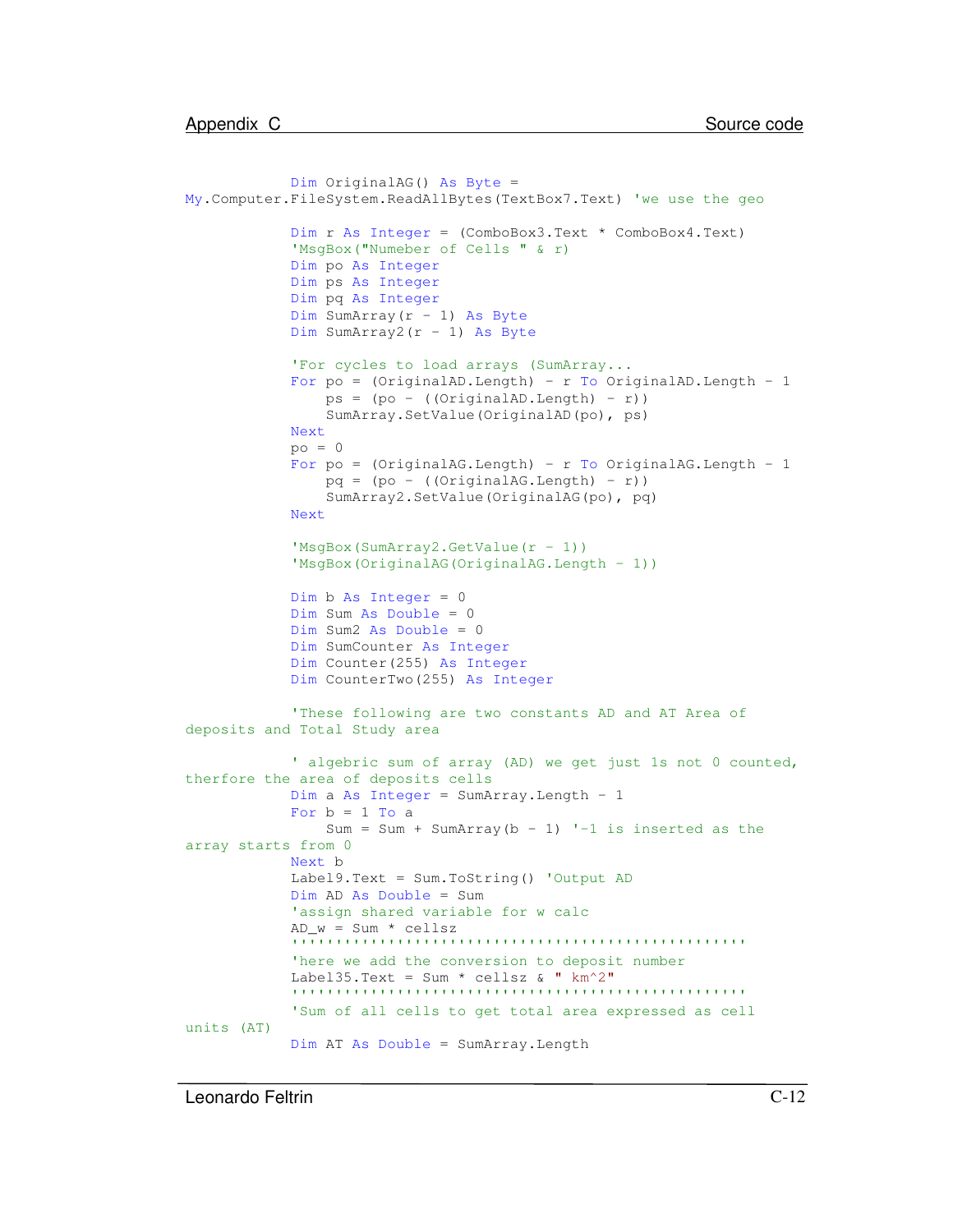```
            Dim OriginalAG() As Byte =
My.Computer.FileSystem.ReadAllBytes(TextBox7.Text) 'we use the geo

            Dim r As Integer = (ComboBox3.Text * ComboBox4.Text)
            'MsgBox("Numeber of Cells " & r)
            Dim po As Integer
            Dim ps As Integer
            Dim pq As Integer
            Dim SumArray(r - 1) As Byte
            Dim SumArray2(r - 1) As Byte

            'For cycles to load arrays (SumArray...
            For po = (OriginalAD.Length) - r To OriginalAD.Length - 1
                ps = (po - ((OriginalAD.Length) - r))
                SumArray.SetValue(OriginalAD(po), ps)
            Next
            po = 0
            For po = (OriginalAG.Length) - r To OriginalAG.Length - 1
                pq = (po - ((OriginalAG.Length) - r))
                SumArray2.SetValue(OriginalAG(po), pq)
            Next

            'MsgBox(SumArray2.GetValue(r - 1))
            'MsgBox(OriginalAG(OriginalAG.Length - 1))

            Dim b As Integer = 0
            Dim Sum As Double = 0
            Dim Sum2 As Double = 0
            Dim SumCounter As Integer
            Dim Counter(255) As Integer
            Dim CounterTwo(255) As Integer

            'These following are two constants AD and AT Area of
deposits and Total Study area

            ' algebric sum of array (AD) we get just 1s not 0 counted,
therfore the area of deposits cells
            Dim a As Integer = SumArray.Length - 1
            For b = 1 To a
                Sum = Sum + SumArray(b - 1) '-1 is inserted as the
array starts from 0
            Next b
            Label9.Text = Sum.ToString() 'Output AD
            Dim AD As Double = Sum
            'assign shared variable for w calc
            AD_w = Sum * cellsz
            '''''''''''''''''''''''''''''''''''''''''''''''''
            'here we add the conversion to deposit number
            Label35.Text = Sum * cellsz & " km^2"
            '''''''''''''''''''''''''''''''''''''''''''''''''
            'Sum of all cells to get total area expressed as cell
units (AT)
            Dim AT As Double = SumArray.Length
```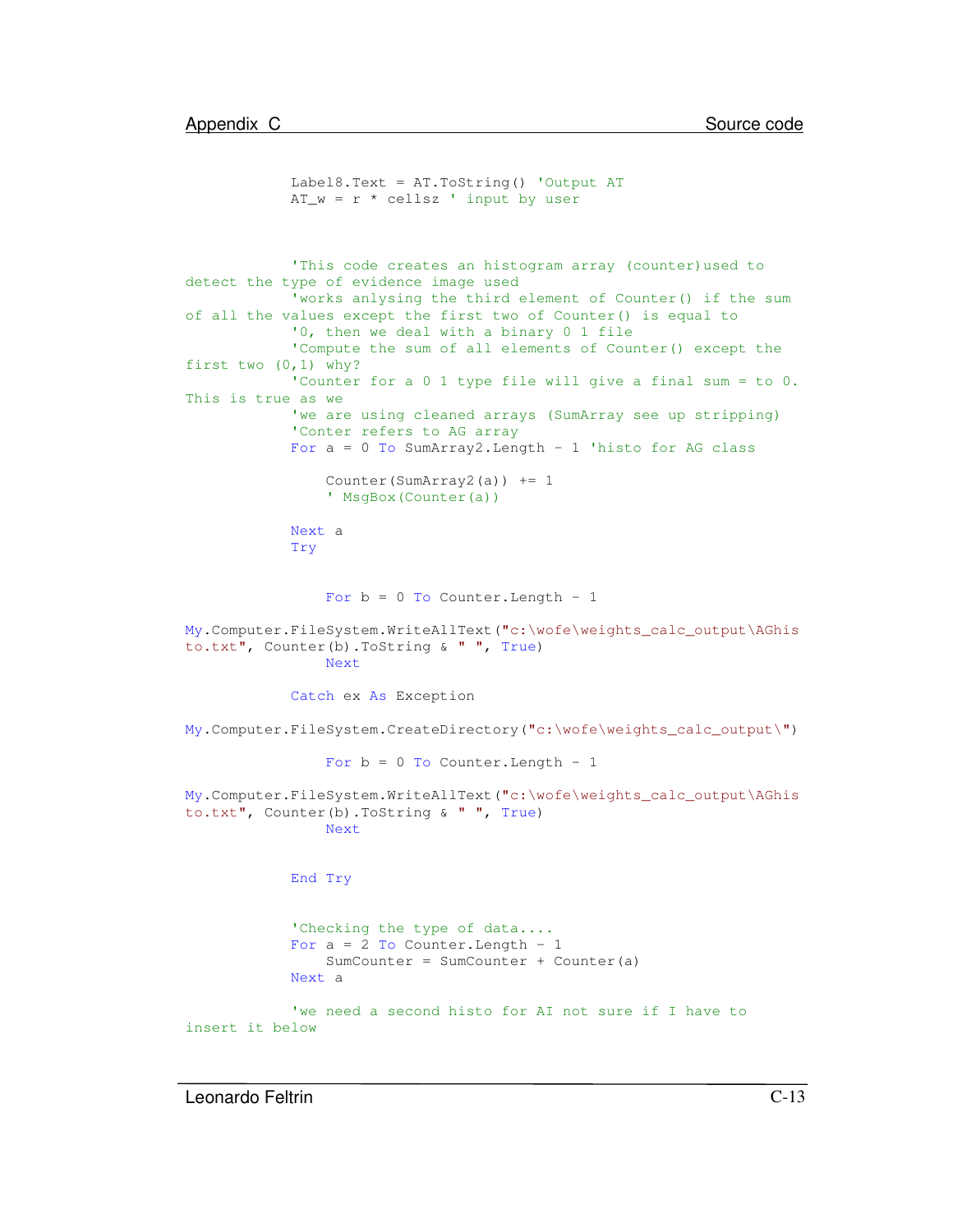```
            Label8.Text = AT.ToString() 'Output AT
            AT_w = r * cellsz ' input by user



            'This code creates an histogram array (counter)used to
detect the type of evidence image used
            'works anlysing the third element of Counter() if the sum
of all the values except the first two of Counter() is equal to
            '0, then we deal with a binary 0 1 file
            'Compute the sum of all elements of Counter() except the
first two (0,1) why?
            'Counter for a 0 1 type file will give a final sum = to 0.
This is true as we
            'we are using cleaned arrays (SumArray see up stripping)
            'Conter refers to AG array
            For a = 0 To SumArray2.Length - 1 'histo for AG class

                Counter(SumArray2(a)) += 1
                ' MsgBox(Counter(a))

            Next a
            Try


                For b = 0 To Counter.Length - 1

My.Computer.FileSystem.WriteAllText("c:\wofe\weights_calc_output\AGhis
to.txt", Counter(b).ToString & " ", True)
                Next

            Catch ex As Exception

My.Computer.FileSystem.CreateDirectory("c:\wofe\weights_calc_output\")

                For b = 0 To Counter.Length - 1

My.Computer.FileSystem.WriteAllText("c:\wofe\weights_calc_output\AGhis
to.txt", Counter(b).ToString & " ", True)
                Next


            End Try


            'Checking the type of data....
            For a = 2 To Counter.Length - 1
                SumCounter = SumCounter + Counter(a)
            Next a

            'we need a second histo for AI not sure if I have to
insert it below
```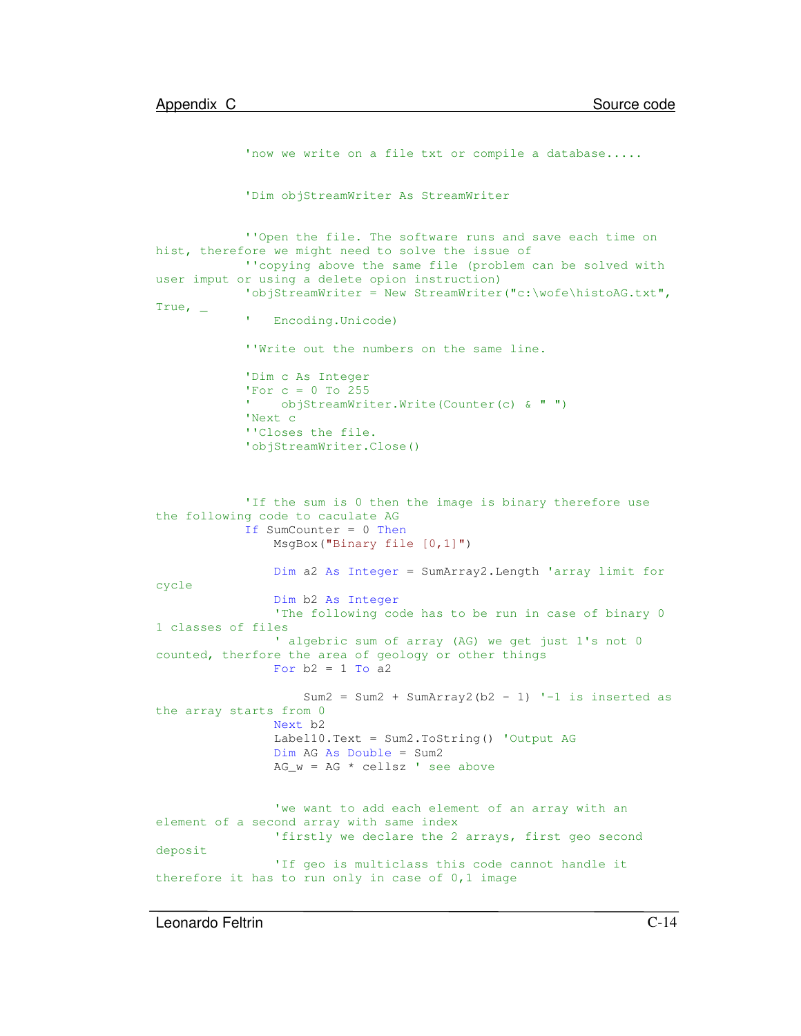```
            'now we write on a file txt or compile a database.....


            'Dim objStreamWriter As StreamWriter


            ''Open the file. The software runs and save each time on
hist, therefore we might need to solve the issue of
            ''copying above the same file (problem can be solved with
user imput or using a delete opion instruction)
            'objStreamWriter = New StreamWriter("c:\wofe\histoAG.txt",
True, _
            '   Encoding.Unicode)

            ''Write out the numbers on the same line.

            'Dim c As Integer
            'For c = 0 To 255
            '    objStreamWriter.Write(Counter(c) & " ")
            'Next c
            ''Closes the file.
            'objStreamWriter.Close()



            'If the sum is 0 then the image is binary therefore use
the following code to caculate AG
            If SumCounter = 0 Then
                MsgBox("Binary file [0,1]")

                Dim a2 As Integer = SumArray2.Length 'array limit for
cycle
                Dim b2 As Integer
                'The following code has to be run in case of binary 0
1 classes of files
                ' algebric sum of array (AG) we get just 1's not 0
counted, therfore the area of geology or other things
                For b2 = 1 To a2

                    Sum2 = Sum2 + SumArray2(b2 - 1) '-1 is inserted as
the array starts from 0
                Next b2
                Label10.Text = Sum2.ToString() 'Output AG
                Dim AG As Double = Sum2
                AG_w = AG * cellsz ' see above


                'we want to add each element of an array with an
element of a second array with same index
                'firstly we declare the 2 arrays, first geo second
deposit
                'If geo is multiclass this code cannot handle it
therefore it has to run only in case of 0,1 image
```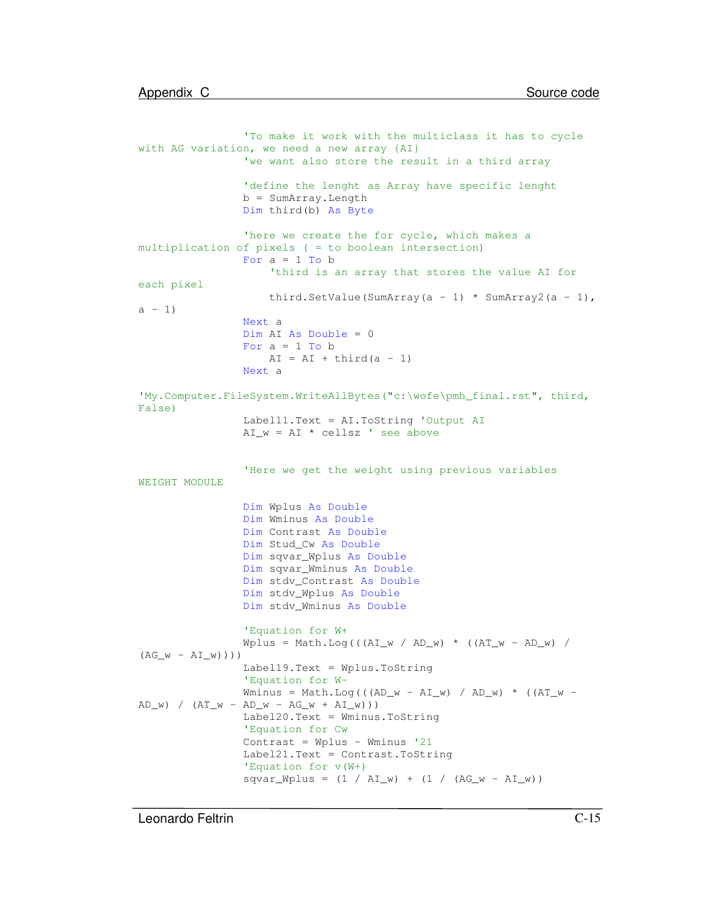```
                'To make it work with the multiclass it has to cycle
with AG variation, we need a new array {AI}
                'we want also store the result in a third array

                'define the lenght as Array have specific lenght
                b = SumArray.Length
                Dim third(b) As Byte

                'here we create the for cycle, which makes a
multiplication of pixels ( = to boolean intersection)
                For a = 1 To b
                    'third is an array that stores the value AI for
each pixel
                    third.SetValue(SumArray(a - 1) * SumArray2(a - 1),
a - 1)
                Next a
                Dim AI As Double = 0
                For a = 1 To b
                    AI = AI + third(a - 1)
                Next a

'My.Computer.FileSystem.WriteAllBytes("c:\wofe\pmh_final.rst", third,
False)
                Label11.Text = AI.ToString 'Output AI
                AI_w = AI * cellsz ' see above


                'Here we get the weight using previous variables
WEIGHT MODULE

                Dim Wplus As Double
                Dim Wminus As Double
                Dim Contrast As Double
                Dim Stud_Cw As Double
                Dim sqvar_Wplus As Double
                Dim sqvar_Wminus As Double
                Dim stdv_Contrast As Double
                Dim stdv_Wplus As Double
                Dim stdv_Wminus As Double

                'Equation for W+
                Wplus = Math.Log(((AI_w / AD_w) * ((AT_w - AD_w) /
(AG_w - AI_w))))
                Label19.Text = Wplus.ToString
                'Equation for W-
                Wminus = Math.Log(((AD_w - AI_w) / AD_w) * ((AT_w -
AD_w) / (AT_w - AD_w - AG_w + AI_w)))
                Label20.Text = Wminus.ToString
                'Equation for Cw
                Contrast = Wplus - Wminus '21
                Label21.Text = Contrast.ToString
                'Equation for v(W+)
                sqvar_Wplus = (1 / AI_w) + (1 / (AG_w - AI_w))
```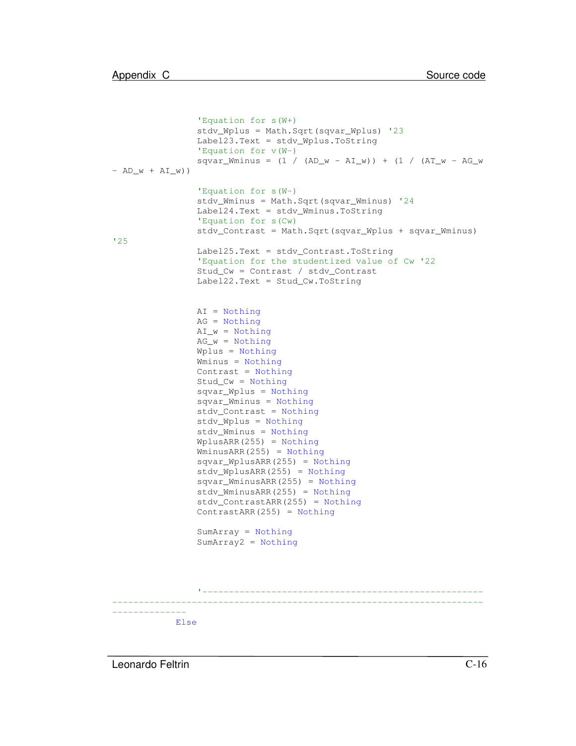```
                'Equation for s(W+)
                stdv_Wplus = Math.Sqrt(sqvar_Wplus) '23
                Label23.Text = stdv_Wplus.ToString
                'Equation for v(W-)
                sqvar_Wminus = (1 / (AD_w - AI_w)) + (1 / (AT_w - AG_w
- AD_w + AI_w))

                'Equation for s(W-)
                stdv_Wminus = Math.Sqrt(sqvar_Wminus) '24
                Label24.Text = stdv_Wminus.ToString
                'Equation for s(Cw)
                stdv_Contrast = Math.Sqrt(sqvar_Wplus + sqvar_Wminus)
'25
                Label25.Text = stdv_Contrast.ToString
                'Equation for the studentized value of Cw '22
                Stud_Cw = Contrast / stdv_Contrast
                Label22.Text = Stud_Cw.ToString


                AI = Nothing
                AG = Nothing
                AI_w = Nothing
                AG_w = Nothing
                Wplus = Nothing
                Wminus = Nothing
                Contrast = Nothing
                Stud_Cw = Nothing
                sqvar_Wplus = Nothing
                sqvar_Wminus = Nothing
                stdv_Contrast = Nothing
                stdv_Wplus = Nothing
                stdv_Wminus = Nothing
                WplusARR(255) = Nothing
                WminusARR(255) = Nothing
                sqvar_WplusARR(255) = Nothing
                stdv_WplusARR(255) = Nothing
                sqvar_WminusARR(255) = Nothing
                stdv_WminusARR(255) = Nothing
                stdv_ContrastARR(255) = Nothing
                ContrastARR(255) = Nothing

                SumArray = Nothing
                SumArray2 = Nothing



                '---------------------------------------------------
----------------------------------------------------------------------
--------------
            Else
```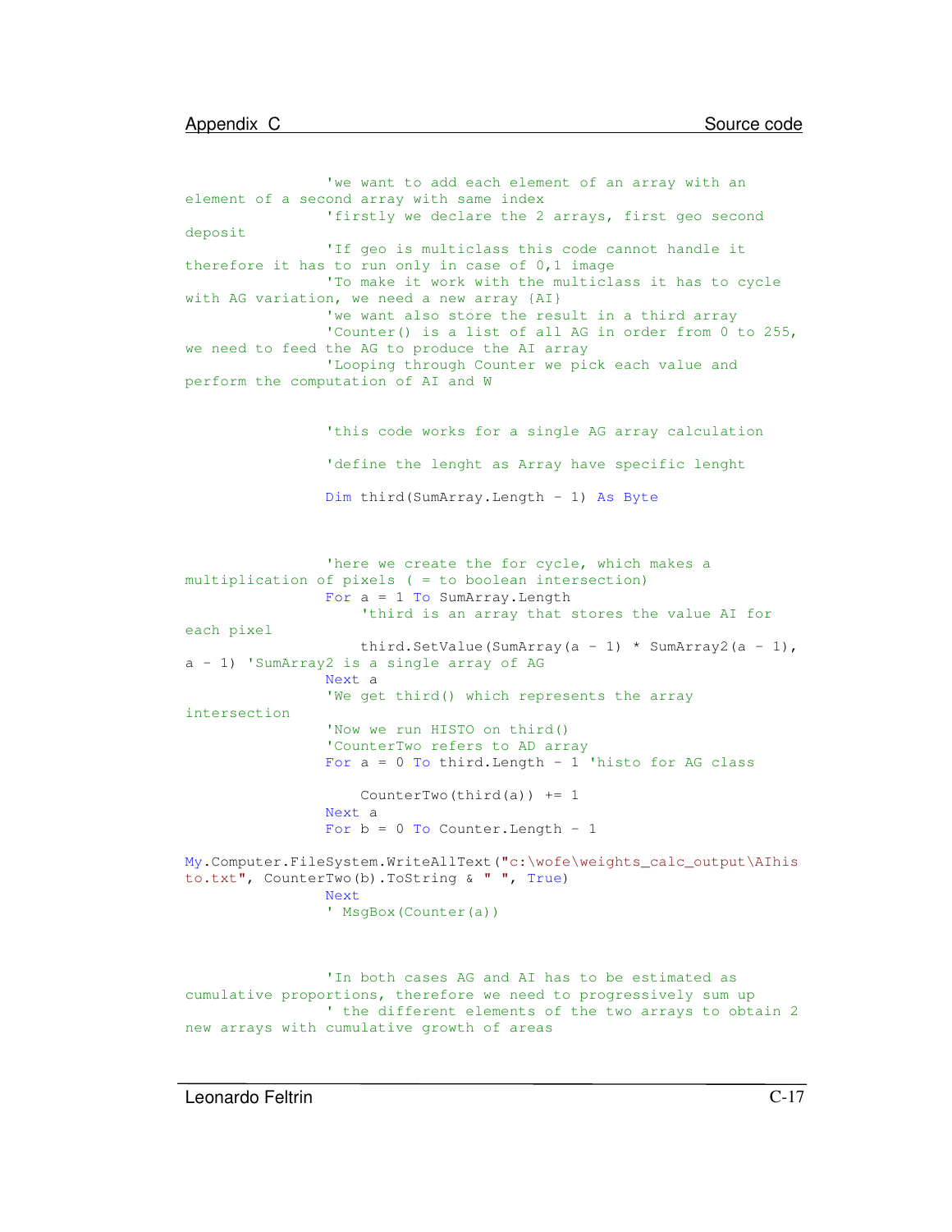```
                'we want to add each element of an array with an
element of a second array with same index
                'firstly we declare the 2 arrays, first geo second
deposit
                'If geo is multiclass this code cannot handle it
therefore it has to run only in case of 0,1 image
                'To make it work with the multiclass it has to cycle
with AG variation, we need a new array {AI}
                'we want also store the result in a third array
                'Counter() is a list of all AG in order from 0 to 255,
we need to feed the AG to produce the AI array
                'Looping through Counter we pick each value and
perform the computation of AI and W


                'this code works for a single AG array calculation

                'define the lenght as Array have specific lenght

                Dim third(SumArray.Length - 1) As Byte



                'here we create the for cycle, which makes a
multiplication of pixels ( = to boolean intersection)
                For a = 1 To SumArray.Length
                    'third is an array that stores the value AI for
each pixel
                    third.SetValue(SumArray(a - 1) * SumArray2(a - 1),
a - 1) 'SumArray2 is a single array of AG
                Next a
                'We get third() which represents the array
intersection
                'Now we run HISTO on third()
                'CounterTwo refers to AD array
                For a = 0 To third.Length - 1 'histo for AG class

                    CounterTwo(third(a)) += 1
                Next a
                For b = 0 To Counter.Length - 1

My.Computer.FileSystem.WriteAllText("c:\wofe\weights_calc_output\AIhis
to.txt", CounterTwo(b).ToString & " ", True)
                Next
                ' MsgBox(Counter(a))



                'In both cases AG and AI has to be estimated as
cumulative proportions, therefore we need to progressively sum up
                ' the different elements of the two arrays to obtain 2
new arrays with cumulative growth of areas
```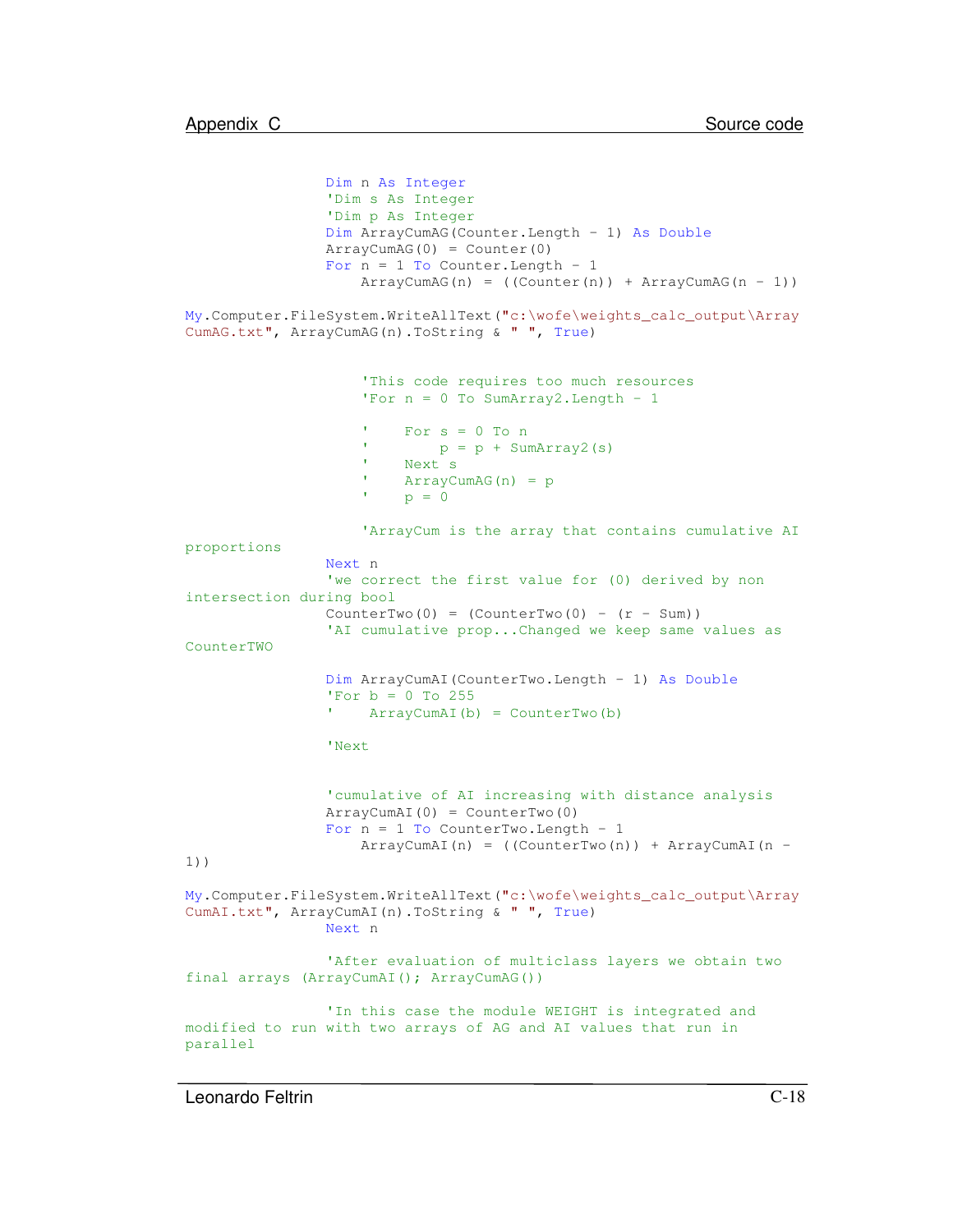```
                Dim n As Integer
                'Dim s As Integer
                'Dim p As Integer
                Dim ArrayCumAG(Counter.Length - 1) As Double
                ArrayCumAG(0) = Counter(0)
                For n = 1 To Counter.Length - 1
                    ArrayCumAG(n) = ((Counter(n)) + ArrayCumAG(n - 1))

My.Computer.FileSystem.WriteAllText("c:\wofe\weights_calc_output\Array
CumAG.txt", ArrayCumAG(n).ToString & " ", True)


                    'This code requires too much resources
                    'For n = 0 To SumArray2.Length - 1

                    '    For s = 0 To n
                    '        p = p + SumArray2(s)
                    '    Next s
                    '    ArrayCumAG(n) = p
                    '    p = 0

                    'ArrayCum is the array that contains cumulative AI
proportions
                Next n
                'we correct the first value for (0) derived by non
intersection during bool
                CounterTwo(0) = (CounterTwo(0) - (r - Sum))
                'AI cumulative prop...Changed we keep same values as
CounterTWO

                Dim ArrayCumAI(CounterTwo.Length - 1) As Double
                'For b = 0 To 255
                '    ArrayCumAI(b) = CounterTwo(b)

                'Next


                'cumulative of AI increasing with distance analysis
                ArrayCumAI(0) = CounterTwo(0)
                For n = 1 To CounterTwo.Length - 1
                    ArrayCumAI(n) = ((CounterTwo(n)) + ArrayCumAI(n -
1))

My.Computer.FileSystem.WriteAllText("c:\wofe\weights_calc_output\Array
CumAI.txt", ArrayCumAI(n).ToString & " ", True)
                Next n

                'After evaluation of multiclass layers we obtain two
final arrays (ArrayCumAI(); ArrayCumAG())

                'In this case the module WEIGHT is integrated and
modified to run with two arrays of AG and AI values that run in
parallel
```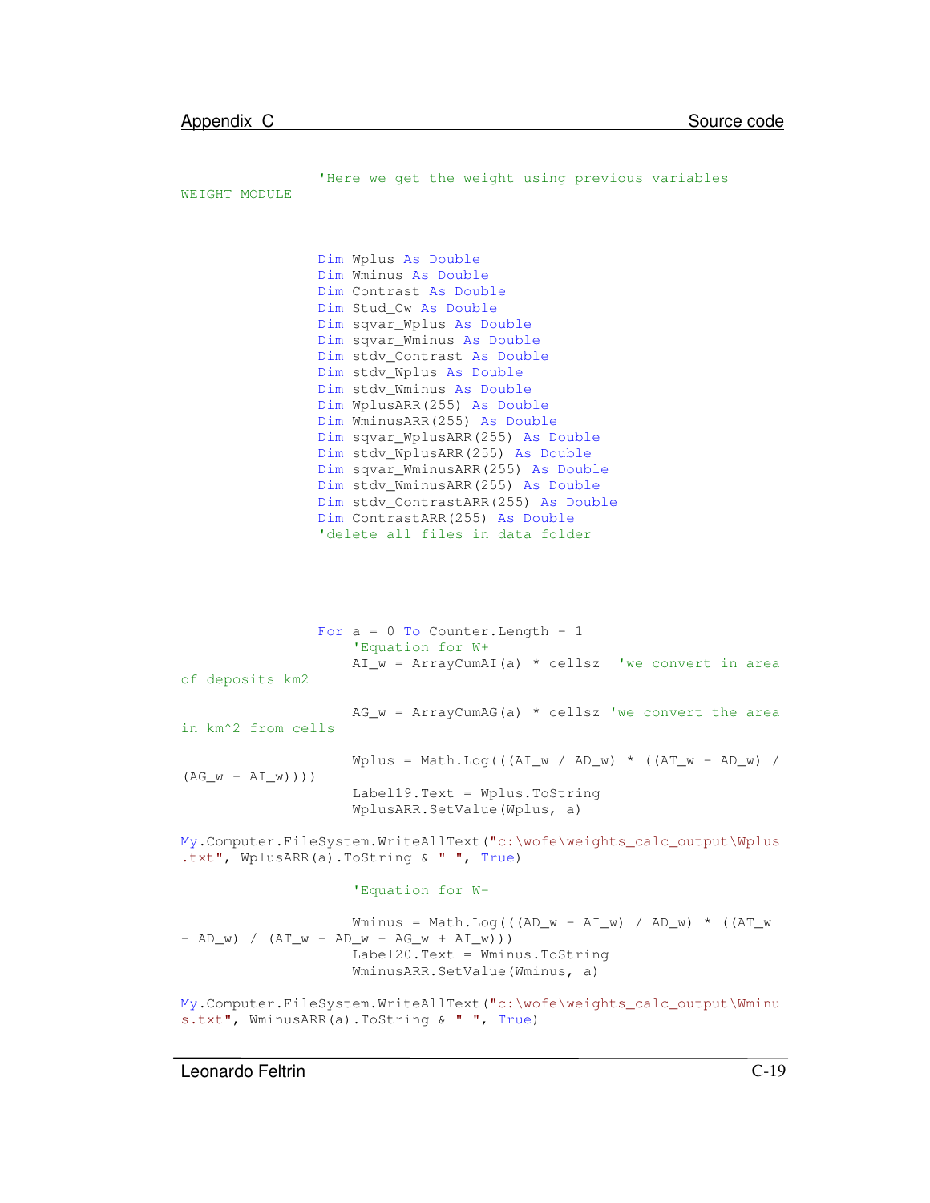```
                'Here we get the weight using previous variables
WEIGHT MODULE

                Dim Wplus As Double
                Dim Wminus As Double
                Dim Contrast As Double
                Dim Stud_Cw As Double
                Dim sqvar_Wplus As Double
                Dim sqvar_Wminus As Double
                Dim stdv_Contrast As Double
                Dim stdv_Wplus As Double
                Dim stdv_Wminus As Double
                Dim WplusARR(255) As Double
                Dim WminusARR(255) As Double
                Dim sqvar_WplusARR(255) As Double
                Dim stdv_WplusARR(255) As Double
                Dim sqvar_WminusARR(255) As Double
                Dim stdv_WminusARR(255) As Double
                Dim stdv_ContrastARR(255) As Double
                Dim ContrastARR(255) As Double
                'delete all files in data folder

                For a = 0 To Counter.Length - 1
                    'Equation for W+
                    AI_w = ArrayCumAI(a) * cellsz  'we convert in area
of deposits km2

                    AG_w = ArrayCumAG(a) * cellsz 'we convert the area
in km^2 from cells

                    Wplus = Math.Log(((AI_w / AD_w) * ((AT_w - AD_w) /
(AG_w - AI_w))))
                    Label19.Text = Wplus.ToString
                    WplusARR.SetValue(Wplus, a)

My.Computer.FileSystem.WriteAllText("c:\wofe\weights_calc_output\Wplus
.txt", WplusARR(a).ToString & " ", True)

                    'Equation for W-

                    Wminus = Math.Log(((AD_w - AI_w) / AD_w) * ((AT_w
- AD_w) / (AT_w - AD_w - AG_w + AI_w)))
                    Label20.Text = Wminus.ToString
                    WminusARR.SetValue(Wminus, a)

My.Computer.FileSystem.WriteAllText("c:\wofe\weights_calc_output\Wminu
s.txt", WminusARR(a).ToString & " ", True)
```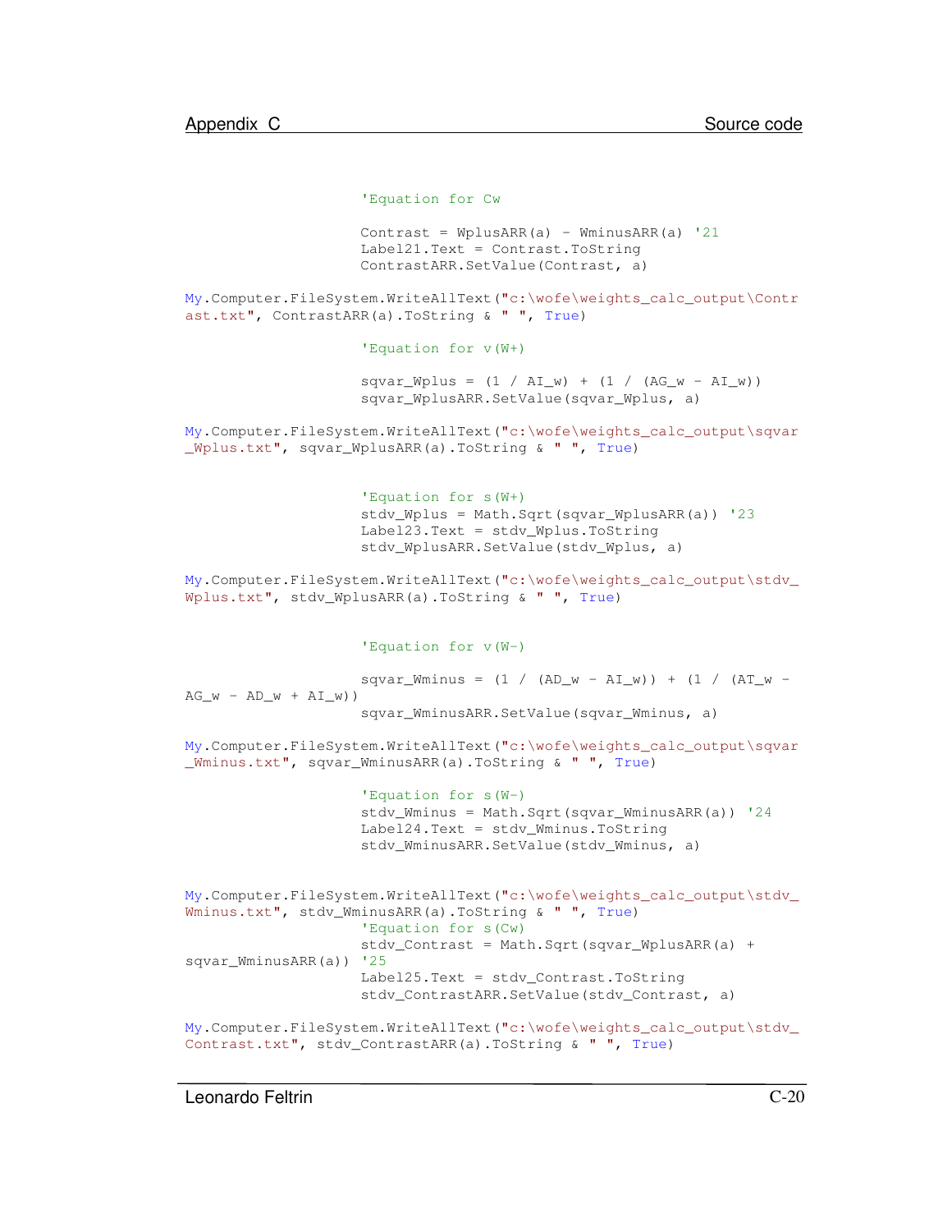```
                    'Equation for Cw

                    Contrast = WplusARR(a) - WminusARR(a) '21
                    Label21.Text = Contrast.ToString
                    ContrastARR.SetValue(Contrast, a)

My.Computer.FileSystem.WriteAllText("c:\wofe\weights_calc_output\Contr
ast.txt", ContrastARR(a).ToString & " ", True)

                    'Equation for v(W+)

                    sqvar_Wplus = (1 / AI_w) + (1 / (AG_w - AI_w))
                    sqvar_WplusARR.SetValue(sqvar_Wplus, a)

My.Computer.FileSystem.WriteAllText("c:\wofe\weights_calc_output\sqvar
_Wplus.txt", sqvar_WplusARR(a).ToString & " ", True)


                    'Equation for s(W+)
                    stdv_Wplus = Math.Sqrt(sqvar_WplusARR(a)) '23
                    Label23.Text = stdv_Wplus.ToString
                    stdv_WplusARR.SetValue(stdv_Wplus, a)

My.Computer.FileSystem.WriteAllText("c:\wofe\weights_calc_output\stdv_
Wplus.txt", stdv_WplusARR(a).ToString & " ", True)


                    'Equation for v(W-)

                    sqvar_Wminus = (1 / (AD_w - AI_w)) + (1 / (AT_w -
AG_w - AD_w + AI_w))
                    sqvar_WminusARR.SetValue(sqvar_Wminus, a)

My.Computer.FileSystem.WriteAllText("c:\wofe\weights_calc_output\sqvar
_Wminus.txt", sqvar_WminusARR(a).ToString & " ", True)

                    'Equation for s(W-)
                    stdv_Wminus = Math.Sqrt(sqvar_WminusARR(a)) '24
                    Label24.Text = stdv_Wminus.ToString
                    stdv_WminusARR.SetValue(stdv_Wminus, a)


My.Computer.FileSystem.WriteAllText("c:\wofe\weights_calc_output\stdv_
Wminus.txt", stdv_WminusARR(a).ToString & " ", True)
                    'Equation for s(Cw)
                    stdv_Contrast = Math.Sqrt(sqvar_WplusARR(a) +
sqvar_WminusARR(a)) '25
                    Label25.Text = stdv_Contrast.ToString
                    stdv_ContrastARR.SetValue(stdv_Contrast, a)

My.Computer.FileSystem.WriteAllText("c:\wofe\weights_calc_output\stdv_
Contrast.txt", stdv_ContrastARR(a).ToString & " ", True)
```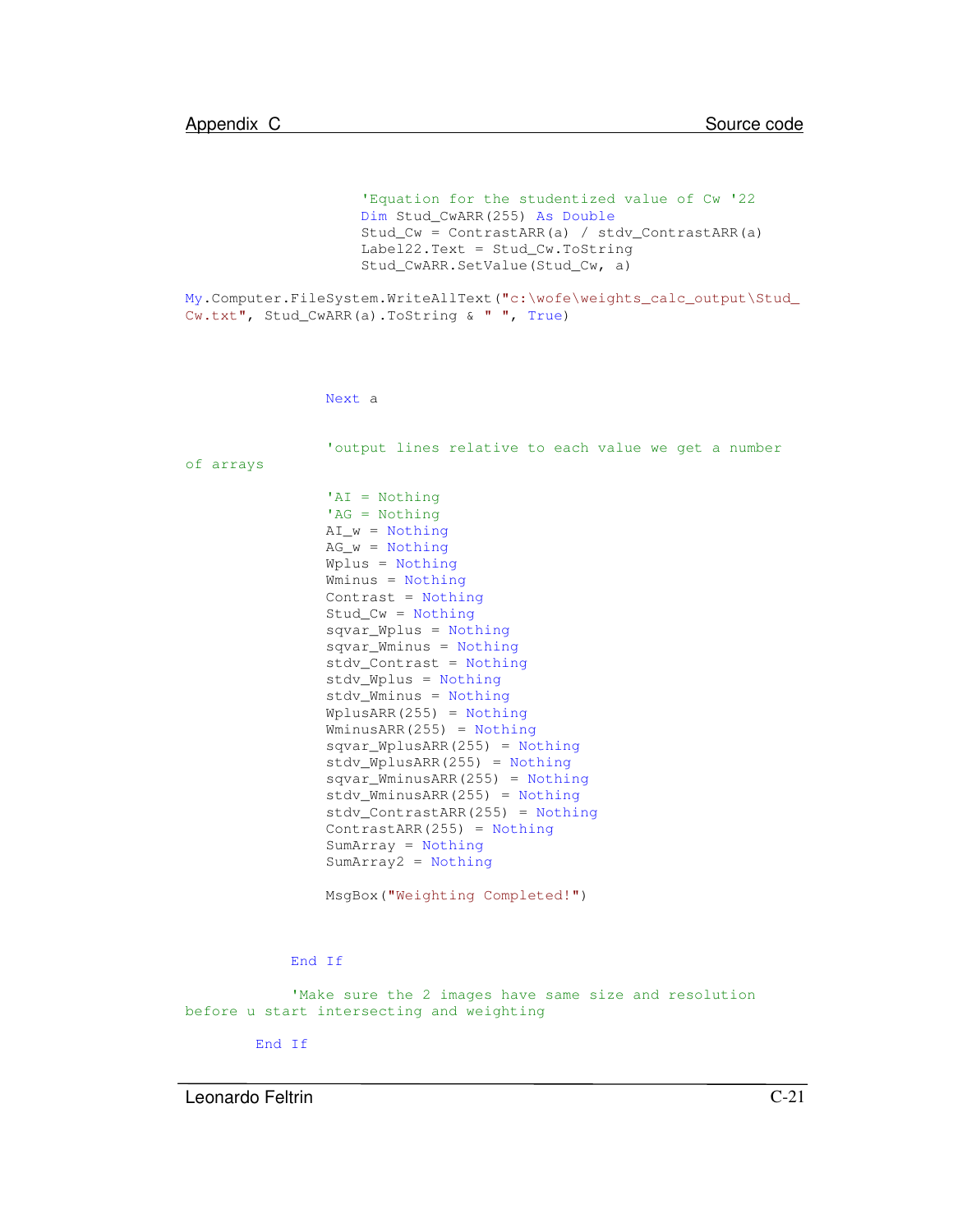```
                    'Equation for the studentized value of Cw '22
                    Dim Stud_CwARR(255) As Double
                    Stud_Cw = ContrastARR(a) / stdv_ContrastARR(a)
                    Label22.Text = Stud_Cw.ToString
                    Stud_CwARR.SetValue(Stud_Cw, a)

My.Computer.FileSystem.WriteAllText("c:\wofe\weights_calc_output\Stud_Cw.txt", Stud_CwARR(a).ToString & " ", True)



                Next a


                'output lines relative to each value we get a number of arrays

                'AI = Nothing
                'AG = Nothing
                AI_w = Nothing
                AG_w = Nothing
                Wplus = Nothing
                Wminus = Nothing
                Contrast = Nothing
                Stud_Cw = Nothing
                sqvar_Wplus = Nothing
                sqvar_Wminus = Nothing
                stdv_Contrast = Nothing
                stdv_Wplus = Nothing
                stdv_Wminus = Nothing
                WplusARR(255) = Nothing
                WminusARR(255) = Nothing
                sqvar_WplusARR(255) = Nothing
                stdv_WplusARR(255) = Nothing
                sqvar_WminusARR(255) = Nothing
                stdv_WminusARR(255) = Nothing
                stdv_ContrastARR(255) = Nothing
                ContrastARR(255) = Nothing
                SumArray = Nothing
                SumArray2 = Nothing

                MsgBox("Weighting Completed!")



            End If

            'Make sure the 2 images have same size and resolution before u start intersecting and weighting

        End If
```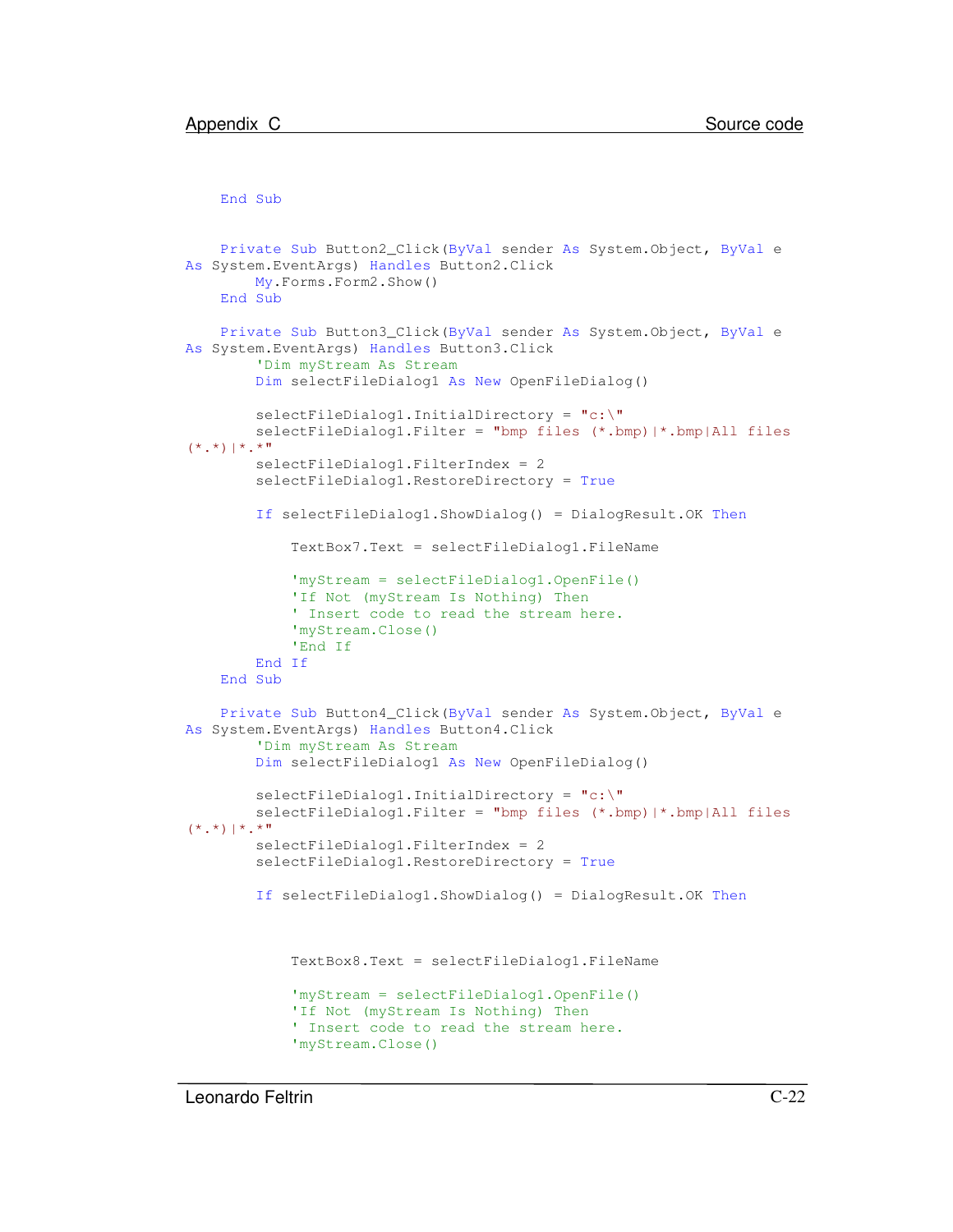```
    End Sub


    Private Sub Button2_Click(ByVal sender As System.Object, ByVal e
As System.EventArgs) Handles Button2.Click
        My.Forms.Form2.Show()
    End Sub

    Private Sub Button3_Click(ByVal sender As System.Object, ByVal e
As System.EventArgs) Handles Button3.Click
        'Dim myStream As Stream
        Dim selectFileDialog1 As New OpenFileDialog()

        selectFileDialog1.InitialDirectory = "c:\"
        selectFileDialog1.Filter = "bmp files (*.bmp)|*.bmp|All files
(*.*)|*.*"
        selectFileDialog1.FilterIndex = 2
        selectFileDialog1.RestoreDirectory = True

        If selectFileDialog1.ShowDialog() = DialogResult.OK Then

            TextBox7.Text = selectFileDialog1.FileName

            'myStream = selectFileDialog1.OpenFile()
            'If Not (myStream Is Nothing) Then
            ' Insert code to read the stream here.
            'myStream.Close()
            'End If
        End If
    End Sub

    Private Sub Button4_Click(ByVal sender As System.Object, ByVal e
As System.EventArgs) Handles Button4.Click
        'Dim myStream As Stream
        Dim selectFileDialog1 As New OpenFileDialog()

        selectFileDialog1.InitialDirectory = "c:\"
        selectFileDialog1.Filter = "bmp files (*.bmp)|*.bmp|All files
(*.*)|*.*"
        selectFileDialog1.FilterIndex = 2
        selectFileDialog1.RestoreDirectory = True

        If selectFileDialog1.ShowDialog() = DialogResult.OK Then



            TextBox8.Text = selectFileDialog1.FileName

            'myStream = selectFileDialog1.OpenFile()
            'If Not (myStream Is Nothing) Then
            ' Insert code to read the stream here.
            'myStream.Close()
```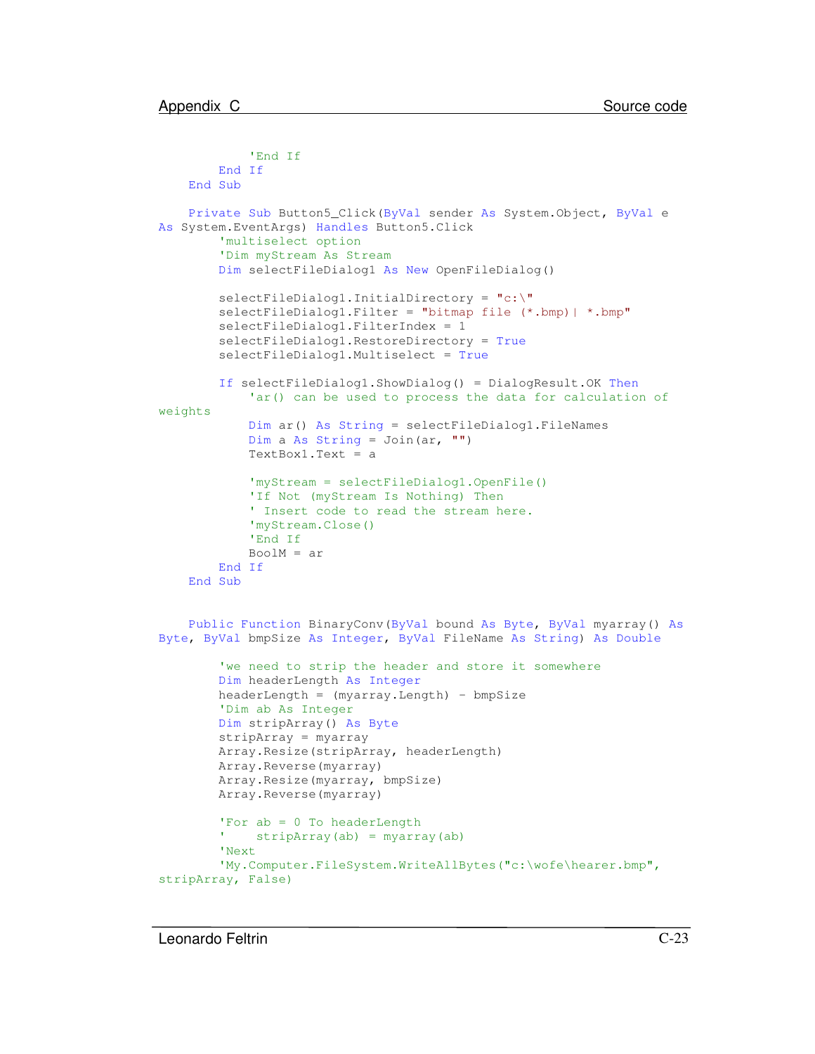```
            'End If
        End If
    End Sub

    Private Sub Button5_Click(ByVal sender As System.Object, ByVal e
As System.EventArgs) Handles Button5.Click
        'multiselect option
        'Dim myStream As Stream
        Dim selectFileDialog1 As New OpenFileDialog()

        selectFileDialog1.InitialDirectory = "c:\"
        selectFileDialog1.Filter = "bitmap file (*.bmp)| *.bmp"
        selectFileDialog1.FilterIndex = 1
        selectFileDialog1.RestoreDirectory = True
        selectFileDialog1.Multiselect = True

        If selectFileDialog1.ShowDialog() = DialogResult.OK Then
            'ar() can be used to process the data for calculation of
weights
            Dim ar() As String = selectFileDialog1.FileNames
            Dim a As String = Join(ar, "")
            TextBox1.Text = a

            'myStream = selectFileDialog1.OpenFile()
            'If Not (myStream Is Nothing) Then
            ' Insert code to read the stream here.
            'myStream.Close()
            'End If
            BoolM = ar
        End If
    End Sub


    Public Function BinaryConv(ByVal bound As Byte, ByVal myarray() As
Byte, ByVal bmpSize As Integer, ByVal FileName As String) As Double

        'we need to strip the header and store it somewhere
        Dim headerLength As Integer
        headerLength = (myarray.Length) - bmpSize
        'Dim ab As Integer
        Dim stripArray() As Byte
        stripArray = myarray
        Array.Resize(stripArray, headerLength)
        Array.Reverse(myarray)
        Array.Resize(myarray, bmpSize)
        Array.Reverse(myarray)

        'For ab = 0 To headerLength
        '    stripArray(ab) = myarray(ab)
        'Next
        'My.Computer.FileSystem.WriteAllBytes("c:\wofe\hearer.bmp",
stripArray, False)
```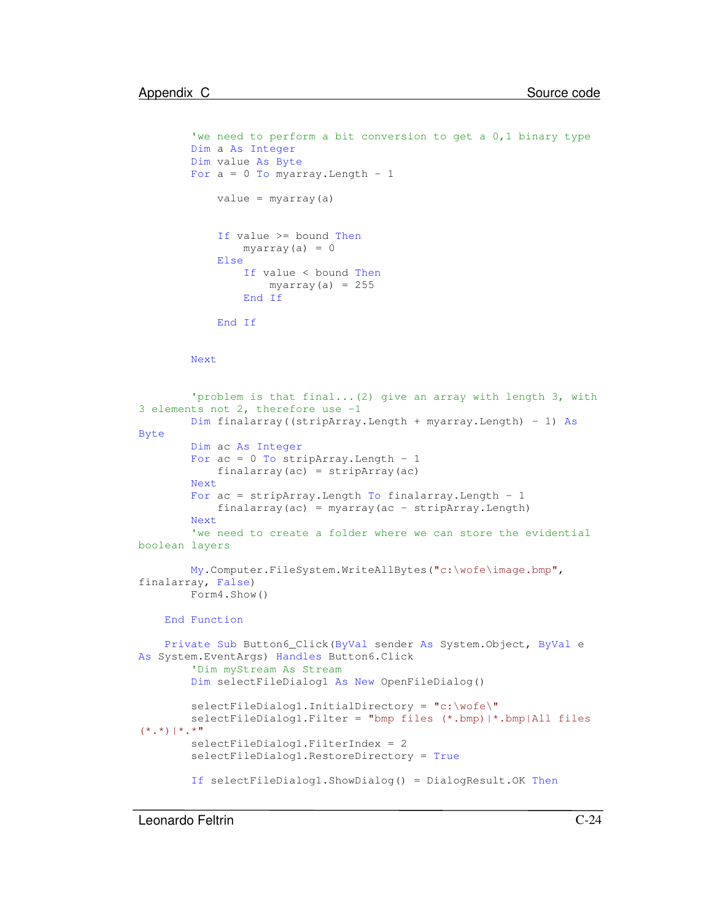```
        'we need to perform a bit conversion to get a 0,1 binary type
        Dim a As Integer
        Dim value As Byte
        For a = 0 To myarray.Length - 1

            value = myarray(a)


            If value >= bound Then
                myarray(a) = 0
            Else
                If value < bound Then
                    myarray(a) = 255
                End If

            End If


        Next


        'problem is that final...(2) give an array with length 3, with
3 elements not 2, therefore use -1
        Dim finalarray((stripArray.Length + myarray.Length) - 1) As
Byte
        Dim ac As Integer
        For ac = 0 To stripArray.Length - 1
            finalarray(ac) = stripArray(ac)
        Next
        For ac = stripArray.Length To finalarray.Length - 1
            finalarray(ac) = myarray(ac - stripArray.Length)
        Next
        'we need to create a folder where we can store the evidential
boolean layers

        My.Computer.FileSystem.WriteAllBytes("c:\wofe\image.bmp",
finalarray, False)
        Form4.Show()

    End Function

    Private Sub Button6_Click(ByVal sender As System.Object, ByVal e
As System.EventArgs) Handles Button6.Click
        'Dim myStream As Stream
        Dim selectFileDialog1 As New OpenFileDialog()

        selectFileDialog1.InitialDirectory = "c:\wofe\"
        selectFileDialog1.Filter = "bmp files (*.bmp)|*.bmp|All files
(*.*)|*.*"
        selectFileDialog1.FilterIndex = 2
        selectFileDialog1.RestoreDirectory = True

        If selectFileDialog1.ShowDialog() = DialogResult.OK Then
```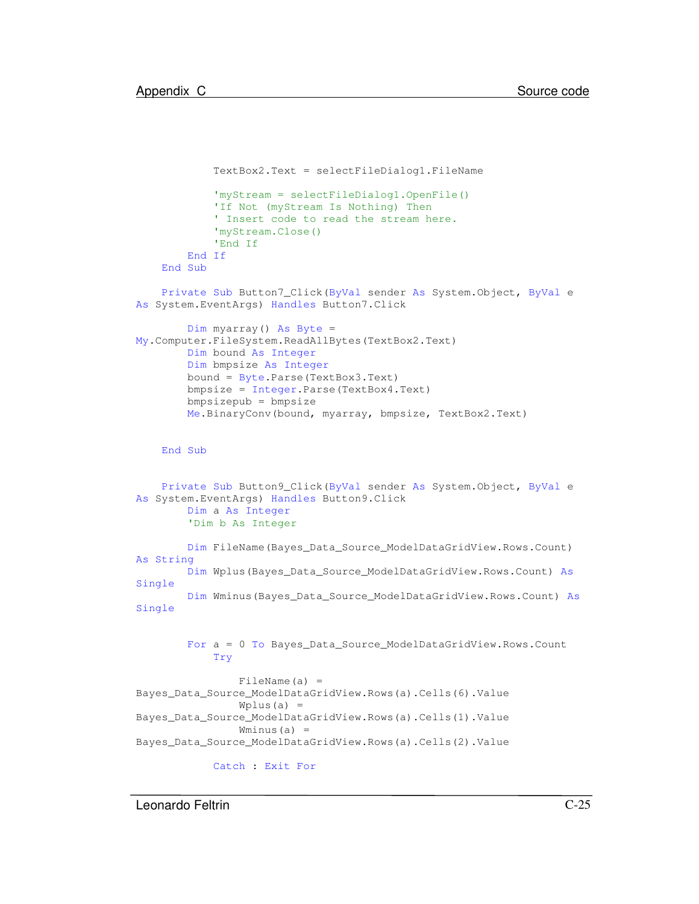```
            TextBox2.Text = selectFileDialog1.FileName

            'myStream = selectFileDialog1.OpenFile()
            'If Not (myStream Is Nothing) Then
            ' Insert code to read the stream here.
            'myStream.Close()
            'End If
        End If
    End Sub

    Private Sub Button7_Click(ByVal sender As System.Object, ByVal e
As System.EventArgs) Handles Button7.Click

        Dim myarray() As Byte =
My.Computer.FileSystem.ReadAllBytes(TextBox2.Text)
        Dim bound As Integer
        Dim bmpsize As Integer
        bound = Byte.Parse(TextBox3.Text)
        bmpsize = Integer.Parse(TextBox4.Text)
        bmpsizepub = bmpsize
        Me.BinaryConv(bound, myarray, bmpsize, TextBox2.Text)


    End Sub


    Private Sub Button9_Click(ByVal sender As System.Object, ByVal e
As System.EventArgs) Handles Button9.Click
        Dim a As Integer
        'Dim b As Integer

        Dim FileName(Bayes_Data_Source_ModelDataGridView.Rows.Count)
As String
        Dim Wplus(Bayes_Data_Source_ModelDataGridView.Rows.Count) As
Single
        Dim Wminus(Bayes_Data_Source_ModelDataGridView.Rows.Count) As
Single


        For a = 0 To Bayes_Data_Source_ModelDataGridView.Rows.Count
            Try

                FileName(a) =
Bayes_Data_Source_ModelDataGridView.Rows(a).Cells(6).Value
                Wplus(a) =
Bayes_Data_Source_ModelDataGridView.Rows(a).Cells(1).Value
                Wminus(a) =
Bayes_Data_Source_ModelDataGridView.Rows(a).Cells(2).Value

            Catch : Exit For
```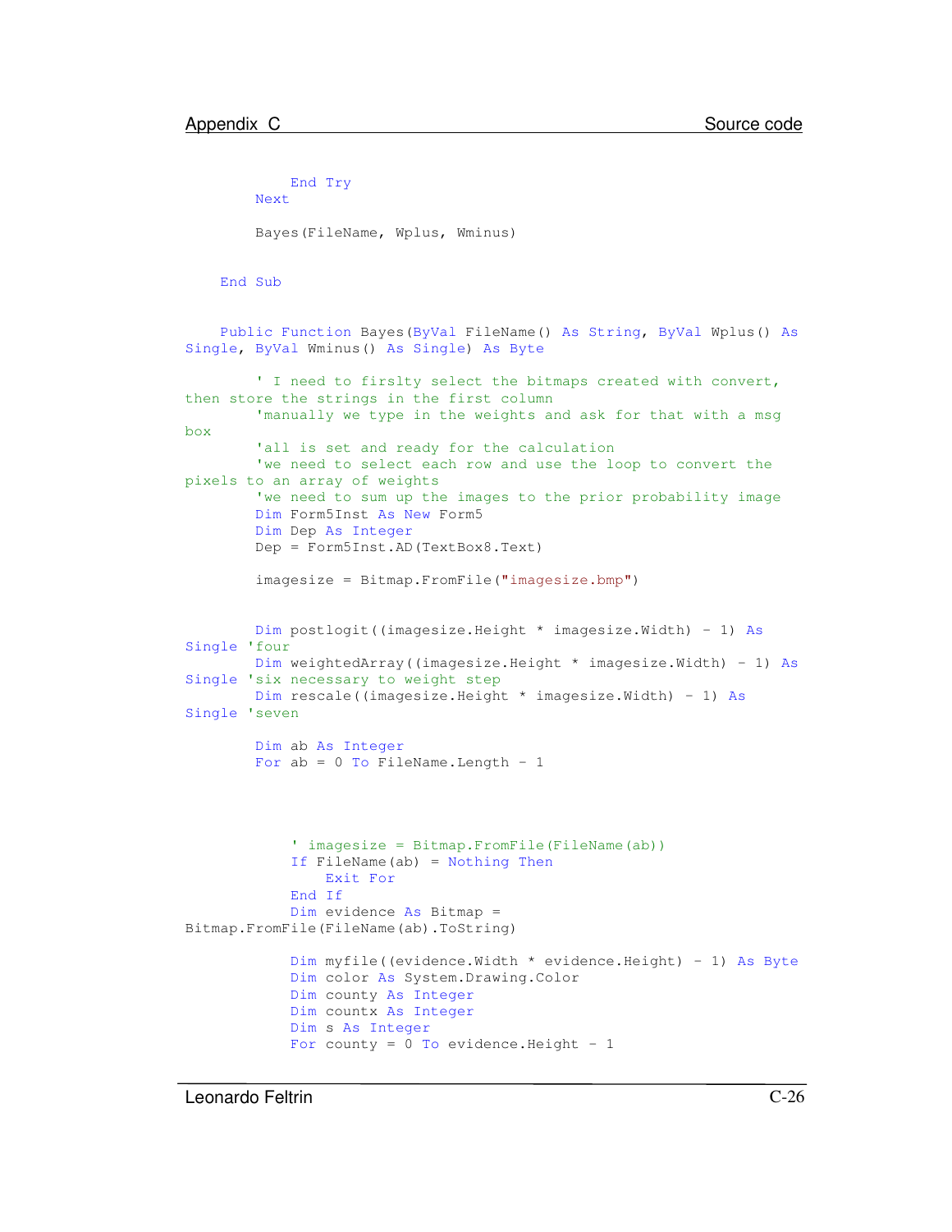```
            End Try
        Next

        Bayes(FileName, Wplus, Wminus)


    End Sub


    Public Function Bayes(ByVal FileName() As String, ByVal Wplus() As
Single, ByVal Wminus() As Single) As Byte

        ' I need to firslty select the bitmaps created with convert,
then store the strings in the first column
        'manually we type in the weights and ask for that with a msg
box
        'all is set and ready for the calculation
        'we need to select each row and use the loop to convert the
pixels to an array of weights
        'we need to sum up the images to the prior probability image
        Dim Form5Inst As New Form5
        Dim Dep As Integer
        Dep = Form5Inst.AD(TextBox8.Text)

        imagesize = Bitmap.FromFile("imagesize.bmp")


        Dim postlogit((imagesize.Height * imagesize.Width) - 1) As
Single 'four
        Dim weightedArray((imagesize.Height * imagesize.Width) - 1) As
Single 'six necessary to weight step
        Dim rescale((imagesize.Height * imagesize.Width) - 1) As
Single 'seven

        Dim ab As Integer
        For ab = 0 To FileName.Length - 1




            ' imagesize = Bitmap.FromFile(FileName(ab))
            If FileName(ab) = Nothing Then
                Exit For
            End If
            Dim evidence As Bitmap =
Bitmap.FromFile(FileName(ab).ToString)

            Dim myfile((evidence.Width * evidence.Height) - 1) As Byte
            Dim color As System.Drawing.Color
            Dim county As Integer
            Dim countx As Integer
            Dim s As Integer
            For county = 0 To evidence.Height - 1
```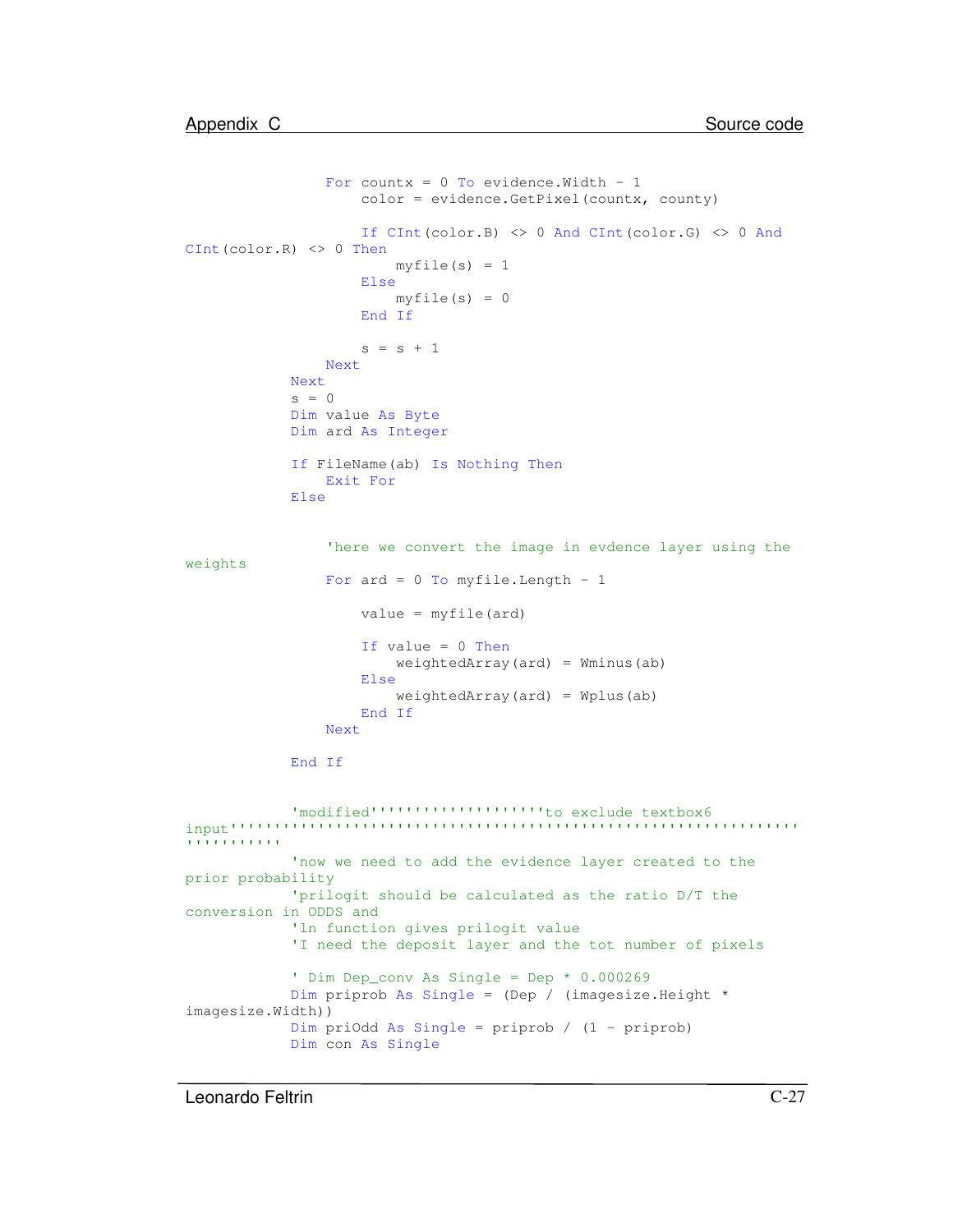```
                For countx = 0 To evidence.Width - 1
                    color = evidence.GetPixel(countx, county)

                    If CInt(color.B) <> 0 And CInt(color.G) <> 0 And
CInt(color.R) <> 0 Then
                        myfile(s) = 1
                    Else
                        myfile(s) = 0
                    End If

                    s = s + 1
                Next
            Next
            s = 0
            Dim value As Byte
            Dim ard As Integer

            If FileName(ab) Is Nothing Then
                Exit For
            Else


                'here we convert the image in evdence layer using the
weights
                For ard = 0 To myfile.Length - 1

                    value = myfile(ard)

                    If value = 0 Then
                        weightedArray(ard) = Wminus(ab)
                    Else
                        weightedArray(ard) = Wplus(ab)
                    End If
                Next

            End If


            'modified''''''''''''''''''to exclude textbox6
input''''''''''''''''''''''''''''''''''''''''''''''''''''''''''''''''
''''''''''''
            'now we need to add the evidence layer created to the
prior probability
            'prilogit should be calculated as the ratio D/T the
conversion in ODDS and
            'ln function gives prilogit value
            'I need the deposit layer and the tot number of pixels

            ' Dim Dep_conv As Single = Dep * 0.000269
            Dim priprob As Single = (Dep / (imagesize.Height *
imagesize.Width))
            Dim priOdd As Single = priprob / (1 - priprob)
            Dim con As Single
```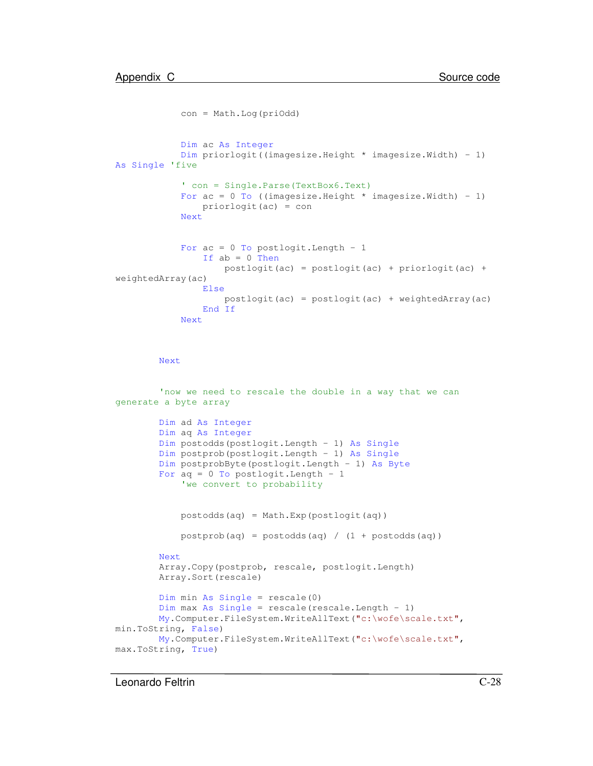```
            con = Math.Log(priOdd)


            Dim ac As Integer
            Dim priorlogit((imagesize.Height * imagesize.Width) - 1)
As Single 'five

            ' con = Single.Parse(TextBox6.Text)
            For ac = 0 To ((imagesize.Height * imagesize.Width) - 1)
                priorlogit(ac) = con
            Next


            For ac = 0 To postlogit.Length - 1
                If ab = 0 Then
                    postlogit(ac) = postlogit(ac) + priorlogit(ac) +
weightedArray(ac)
                Else
                    postlogit(ac) = postlogit(ac) + weightedArray(ac)
                End If
            Next



        Next


        'now we need to rescale the double in a way that we can
generate a byte array

        Dim ad As Integer
        Dim aq As Integer
        Dim postodds(postlogit.Length - 1) As Single
        Dim postprob(postlogit.Length - 1) As Single
        Dim postprobByte(postlogit.Length - 1) As Byte
        For aq = 0 To postlogit.Length - 1
            'we convert to probability


            postodds(aq) = Math.Exp(postlogit(aq))

            postprob(aq) = postodds(aq) / (1 + postodds(aq))

        Next
        Array.Copy(postprob, rescale, postlogit.Length)
        Array.Sort(rescale)

        Dim min As Single = rescale(0)
        Dim max As Single = rescale(rescale.Length - 1)
        My.Computer.FileSystem.WriteAllText("c:\wofe\scale.txt",
min.ToString, False)
        My.Computer.FileSystem.WriteAllText("c:\wofe\scale.txt",
max.ToString, True)
```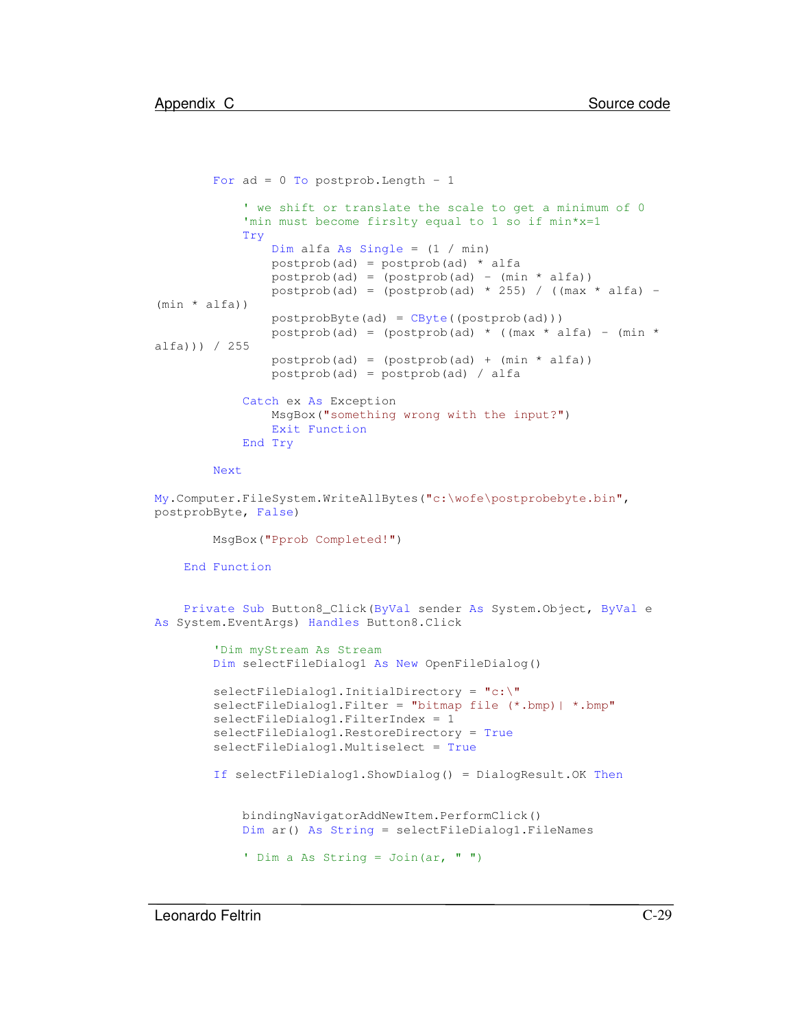```
        For ad = 0 To postprob.Length - 1

            ' we shift or translate the scale to get a minimum of 0
            'min must become firslty equal to 1 so if min*x=1
            Try
                Dim alfa As Single = (1 / min)
                postprob(ad) = postprob(ad) * alfa
                postprob(ad) = (postprob(ad) - (min * alfa))
                postprob(ad) = (postprob(ad) * 255) / ((max * alfa) -
(min * alfa))
                postprobByte(ad) = CByte((postprob(ad)))
                postprob(ad) = (postprob(ad) * ((max * alfa) - (min *
alfa))) / 255
                postprob(ad) = (postprob(ad) + (min * alfa))
                postprob(ad) = postprob(ad) / alfa

            Catch ex As Exception
                MsgBox("something wrong with the input?")
                Exit Function
            End Try

        Next

My.Computer.FileSystem.WriteAllBytes("c:\wofe\postprobebyte.bin",
postprobByte, False)

        MsgBox("Pprob Completed!")

    End Function


    Private Sub Button8_Click(ByVal sender As System.Object, ByVal e
As System.EventArgs) Handles Button8.Click

        'Dim myStream As Stream
        Dim selectFileDialog1 As New OpenFileDialog()

        selectFileDialog1.InitialDirectory = "c:\"
        selectFileDialog1.Filter = "bitmap file (*.bmp)| *.bmp"
        selectFileDialog1.FilterIndex = 1
        selectFileDialog1.RestoreDirectory = True
        selectFileDialog1.Multiselect = True

        If selectFileDialog1.ShowDialog() = DialogResult.OK Then


            bindingNavigatorAddNewItem.PerformClick()
            Dim ar() As String = selectFileDialog1.FileNames

            ' Dim a As String = Join(ar, " ")
```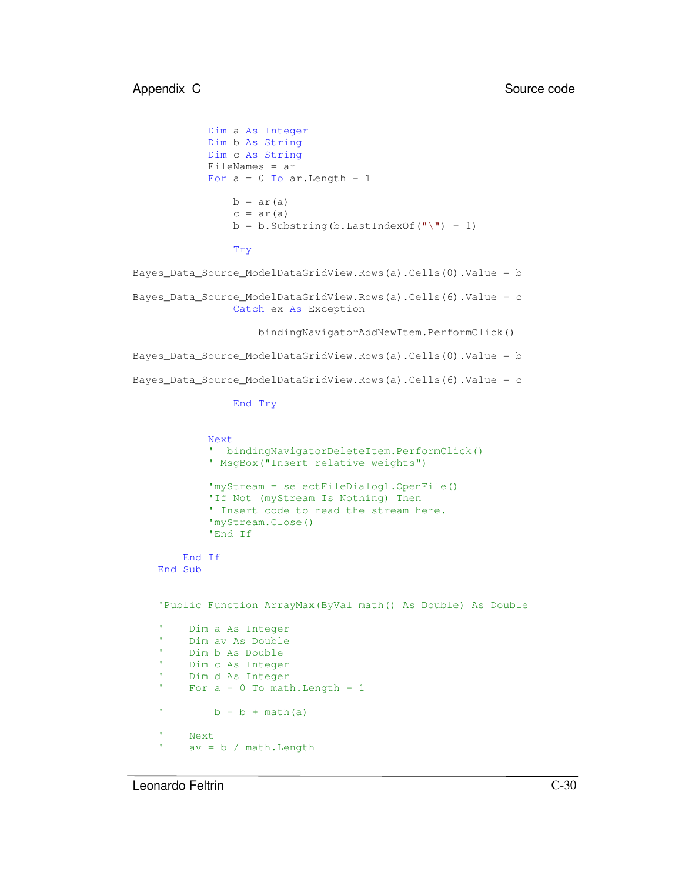```
            Dim a As Integer
            Dim b As String
            Dim c As String
            FileNames = ar
            For a = 0 To ar.Length - 1

                b = ar(a)
                c = ar(a)
                b = b.Substring(b.LastIndexOf("\") + 1)

                Try

Bayes_Data_Source_ModelDataGridView.Rows(a).Cells(0).Value = b

Bayes_Data_Source_ModelDataGridView.Rows(a).Cells(6).Value = c
                Catch ex As Exception

                    bindingNavigatorAddNewItem.PerformClick()

Bayes_Data_Source_ModelDataGridView.Rows(a).Cells(0).Value = b

Bayes_Data_Source_ModelDataGridView.Rows(a).Cells(6).Value = c

                End Try


            Next
            '  bindingNavigatorDeleteItem.PerformClick()
            ' MsgBox("Insert relative weights")

            'myStream = selectFileDialog1.OpenFile()
            'If Not (myStream Is Nothing) Then
            ' Insert code to read the stream here.
            'myStream.Close()
            'End If

        End If
    End Sub


    'Public Function ArrayMax(ByVal math() As Double) As Double

    '    Dim a As Integer
    '    Dim av As Double
    '    Dim b As Double
    '    Dim c As Integer
    '    Dim d As Integer
    '    For a = 0 To math.Length - 1

    '        b = b + math(a)

    '    Next
    '    av = b / math.Length
```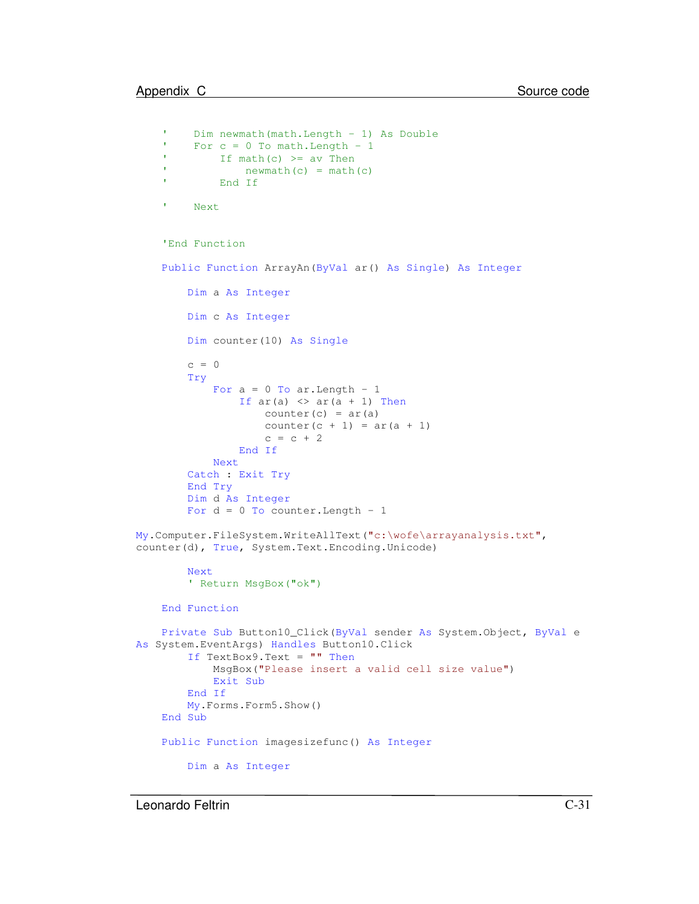```
    '    Dim newmath(math.Length - 1) As Double
    '    For c = 0 To math.Length - 1
    '        If math(c) >= av Then
    '            newmath(c) = math(c)
    '        End If

    '    Next


    'End Function

    Public Function ArrayAn(ByVal ar() As Single) As Integer

        Dim a As Integer

        Dim c As Integer

        Dim counter(10) As Single

        c = 0
        Try
            For a = 0 To ar.Length - 1
                If ar(a) <> ar(a + 1) Then
                    counter(c) = ar(a)
                    counter(c + 1) = ar(a + 1)
                    c = c + 2
                End If
            Next
        Catch : Exit Try
        End Try
        Dim d As Integer
        For d = 0 To counter.Length - 1

My.Computer.FileSystem.WriteAllText("c:\wofe\arrayanalysis.txt",
counter(d), True, System.Text.Encoding.Unicode)

        Next
        ' Return MsgBox("ok")

    End Function

    Private Sub Button10_Click(ByVal sender As System.Object, ByVal e
As System.EventArgs) Handles Button10.Click
        If TextBox9.Text = "" Then
            MsgBox("Please insert a valid cell size value")
            Exit Sub
        End If
        My.Forms.Form5.Show()
    End Sub

    Public Function imagesizefunc() As Integer

        Dim a As Integer
```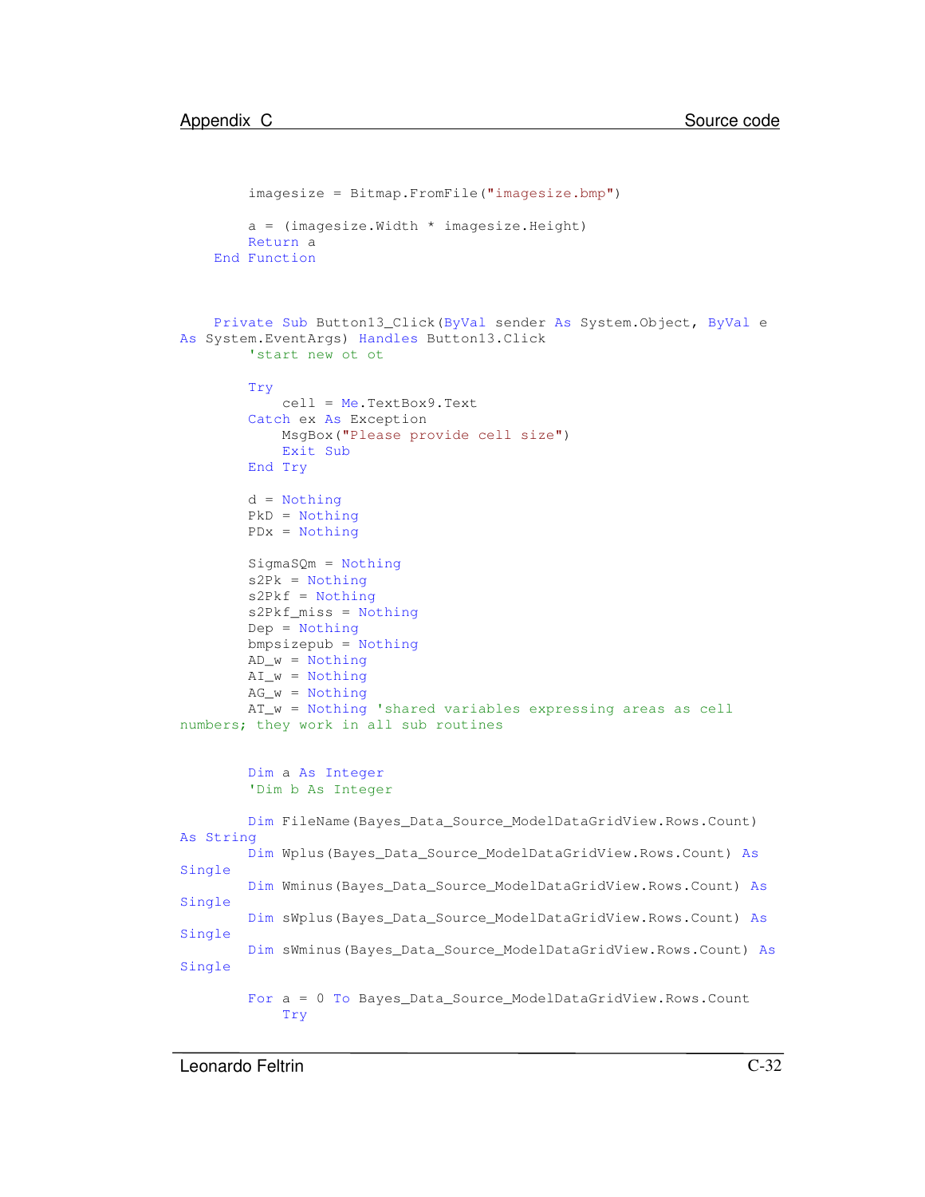```
        imagesize = Bitmap.FromFile("imagesize.bmp")

        a = (imagesize.Width * imagesize.Height)
        Return a
    End Function



    Private Sub Button13_Click(ByVal sender As System.Object, ByVal e
As System.EventArgs) Handles Button13.Click
        'start new ot ot

        Try
            cell = Me.TextBox9.Text
        Catch ex As Exception
            MsgBox("Please provide cell size")
            Exit Sub
        End Try

        d = Nothing
        PkD = Nothing
        PDx = Nothing

        SigmaSQm = Nothing
        s2Pk = Nothing
        s2Pkf = Nothing
        s2Pkf_miss = Nothing
        Dep = Nothing
        bmpsizepub = Nothing
        AD_w = Nothing
        AI_w = Nothing
        AG_w = Nothing
        AT_w = Nothing 'shared variables expressing areas as cell
numbers; they work in all sub routines


        Dim a As Integer
        'Dim b As Integer

        Dim FileName(Bayes_Data_Source_ModelDataGridView.Rows.Count)
As String
        Dim Wplus(Bayes_Data_Source_ModelDataGridView.Rows.Count) As
Single
        Dim Wminus(Bayes_Data_Source_ModelDataGridView.Rows.Count) As
Single
        Dim sWplus(Bayes_Data_Source_ModelDataGridView.Rows.Count) As
Single
        Dim sWminus(Bayes_Data_Source_ModelDataGridView.Rows.Count) As
Single

        For a = 0 To Bayes_Data_Source_ModelDataGridView.Rows.Count
            Try
```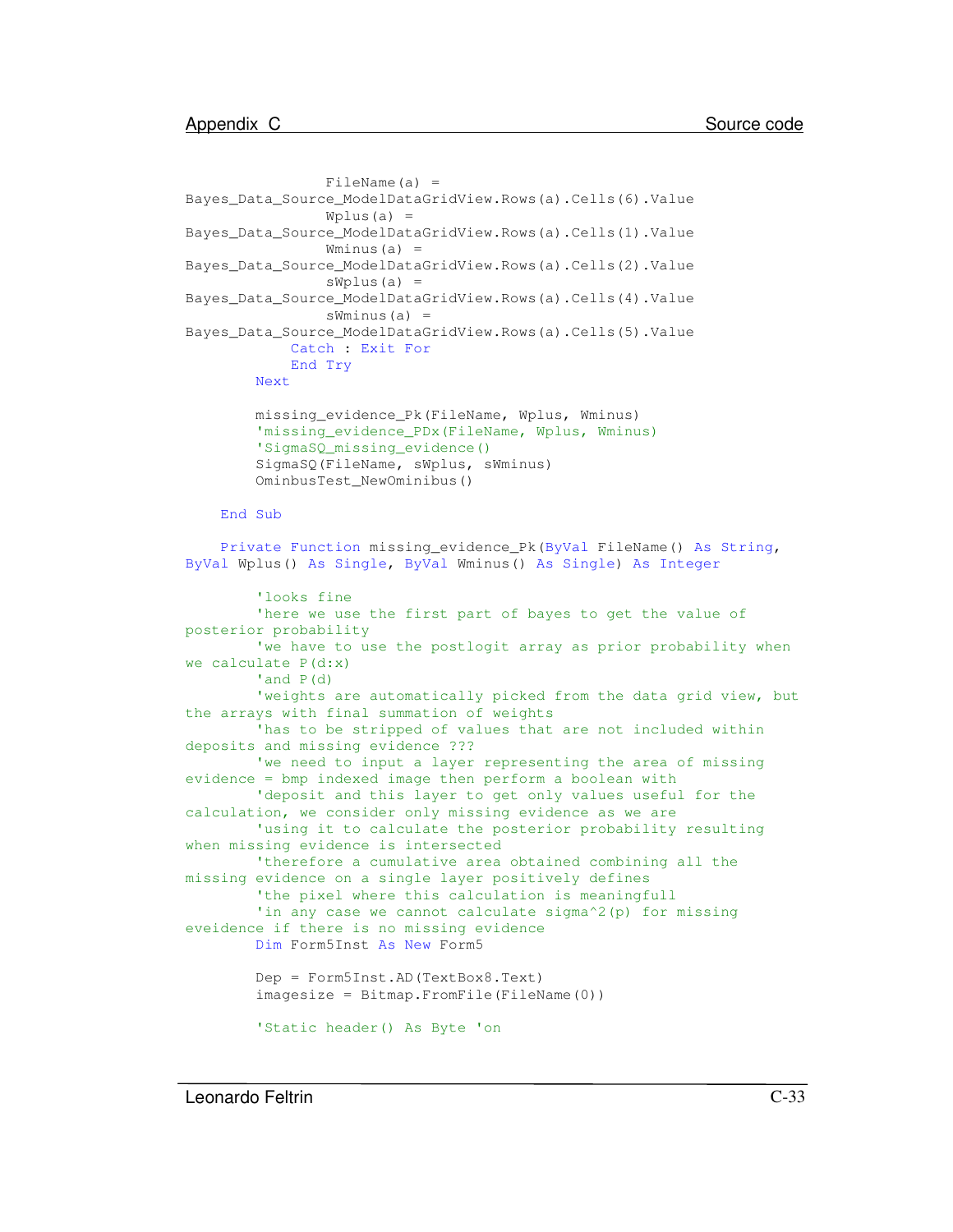```
                FileName(a) =
Bayes_Data_Source_ModelDataGridView.Rows(a).Cells(6).Value
                Wplus(a) =
Bayes_Data_Source_ModelDataGridView.Rows(a).Cells(1).Value
                Wminus(a) =
Bayes_Data_Source_ModelDataGridView.Rows(a).Cells(2).Value
                sWplus(a) =
Bayes_Data_Source_ModelDataGridView.Rows(a).Cells(4).Value
                sWminus(a) =
Bayes_Data_Source_ModelDataGridView.Rows(a).Cells(5).Value
            Catch : Exit For
            End Try
        Next

        missing_evidence_Pk(FileName, Wplus, Wminus)
        'missing_evidence_PDx(FileName, Wplus, Wminus)
        'SigmaSQ_missing_evidence()
        SigmaSQ(FileName, sWplus, sWminus)
        OminbusTest_NewOminibus()

    End Sub

    Private Function missing_evidence_Pk(ByVal FileName() As String,
ByVal Wplus() As Single, ByVal Wminus() As Single) As Integer

        'looks fine
        'here we use the first part of bayes to get the value of
posterior probability
        'we have to use the postlogit array as prior probability when
we calculate P(d:x)
        'and P(d)
        'weights are automatically picked from the data grid view, but
the arrays with final summation of weights
        'has to be stripped of values that are not included within
deposits and missing evidence ???
        'we need to input a layer representing the area of missing
evidence = bmp indexed image then perform a boolean with
        'deposit and this layer to get only values useful for the
calculation, we consider only missing evidence as we are
        'using it to calculate the posterior probability resulting
when missing evidence is intersected
        'therefore a cumulative area obtained combining all the
missing evidence on a single layer positively defines
        'the pixel where this calculation is meaningfull
        'in any case we cannot calculate sigma^2(p) for missing
eveidence if there is no missing evidence
        Dim Form5Inst As New Form5

        Dep = Form5Inst.AD(TextBox8.Text)
        imagesize = Bitmap.FromFile(FileName(0))

        'Static header() As Byte 'on
```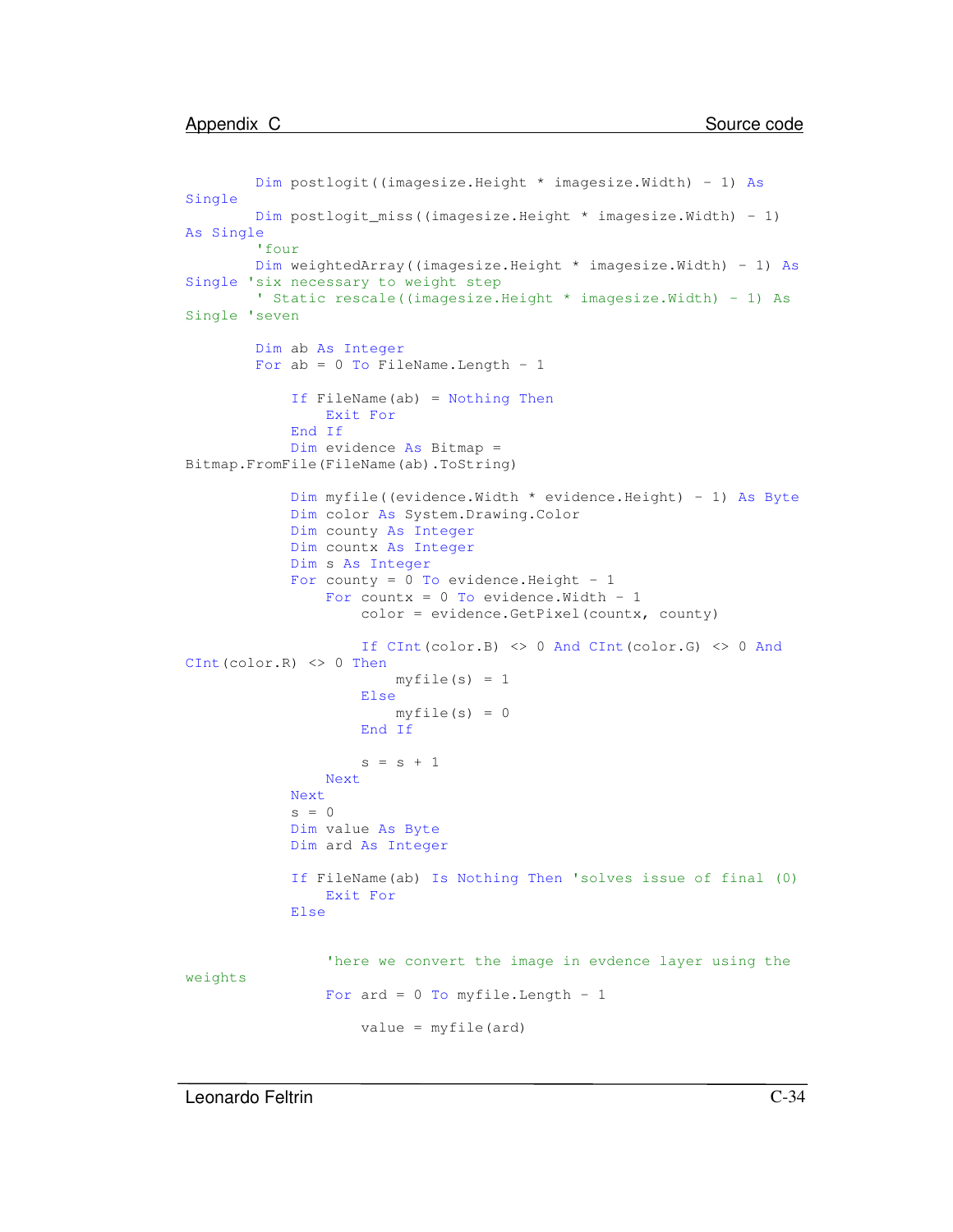```
        Dim postlogit((imagesize.Height * imagesize.Width) - 1) As
Single
        Dim postlogit_miss((imagesize.Height * imagesize.Width) - 1)
As Single
        'four
        Dim weightedArray((imagesize.Height * imagesize.Width) - 1) As
Single 'six necessary to weight step
        ' Static rescale((imagesize.Height * imagesize.Width) - 1) As
Single 'seven

        Dim ab As Integer
        For ab = 0 To FileName.Length - 1

            If FileName(ab) = Nothing Then
                Exit For
            End If
            Dim evidence As Bitmap =
Bitmap.FromFile(FileName(ab).ToString)

            Dim myfile((evidence.Width * evidence.Height) - 1) As Byte
            Dim color As System.Drawing.Color
            Dim county As Integer
            Dim countx As Integer
            Dim s As Integer
            For county = 0 To evidence.Height - 1
                For countx = 0 To evidence.Width - 1
                    color = evidence.GetPixel(countx, county)

                    If CInt(color.B) <> 0 And CInt(color.G) <> 0 And
CInt(color.R) <> 0 Then
                        myfile(s) = 1
                    Else
                        myfile(s) = 0
                    End If

                    s = s + 1
                Next
            Next
            s = 0
            Dim value As Byte
            Dim ard As Integer

            If FileName(ab) Is Nothing Then 'solves issue of final (0)
                Exit For
            Else


                'here we convert the image in evdence layer using the
weights
                For ard = 0 To myfile.Length - 1

                    value = myfile(ard)
```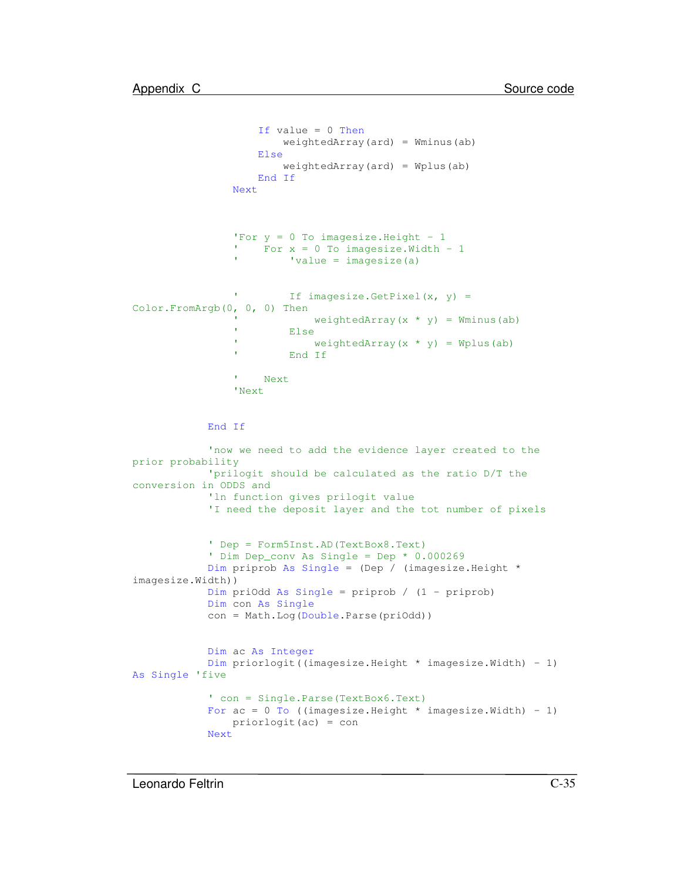```
                    If value = 0 Then
                        weightedArray(ard) = Wminus(ab)
                    Else
                        weightedArray(ard) = Wplus(ab)
                    End If
                Next



                'For y = 0 To imagesize.Height - 1
                '    For x = 0 To imagesize.Width - 1
                '        'value = imagesize(a)


                '        If imagesize.GetPixel(x, y) =
Color.FromArgb(0, 0, 0) Then
                '            weightedArray(x * y) = Wminus(ab)
                '        Else
                '            weightedArray(x * y) = Wplus(ab)
                '        End If

                '    Next
                'Next


            End If

            'now we need to add the evidence layer created to the
prior probability
            'prilogit should be calculated as the ratio D/T the
conversion in ODDS and
            'ln function gives prilogit value
            'I need the deposit layer and the tot number of pixels


            ' Dep = Form5Inst.AD(TextBox8.Text)
            ' Dim Dep_conv As Single = Dep * 0.000269
            Dim priprob As Single = (Dep / (imagesize.Height *
imagesize.Width))
            Dim priOdd As Single = priprob / (1 - priprob)
            Dim con As Single
            con = Math.Log(Double.Parse(priOdd))


            Dim ac As Integer
            Dim priorlogit((imagesize.Height * imagesize.Width) - 1)
As Single 'five

            ' con = Single.Parse(TextBox6.Text)
            For ac = 0 To ((imagesize.Height * imagesize.Width) - 1)
                priorlogit(ac) = con
            Next
```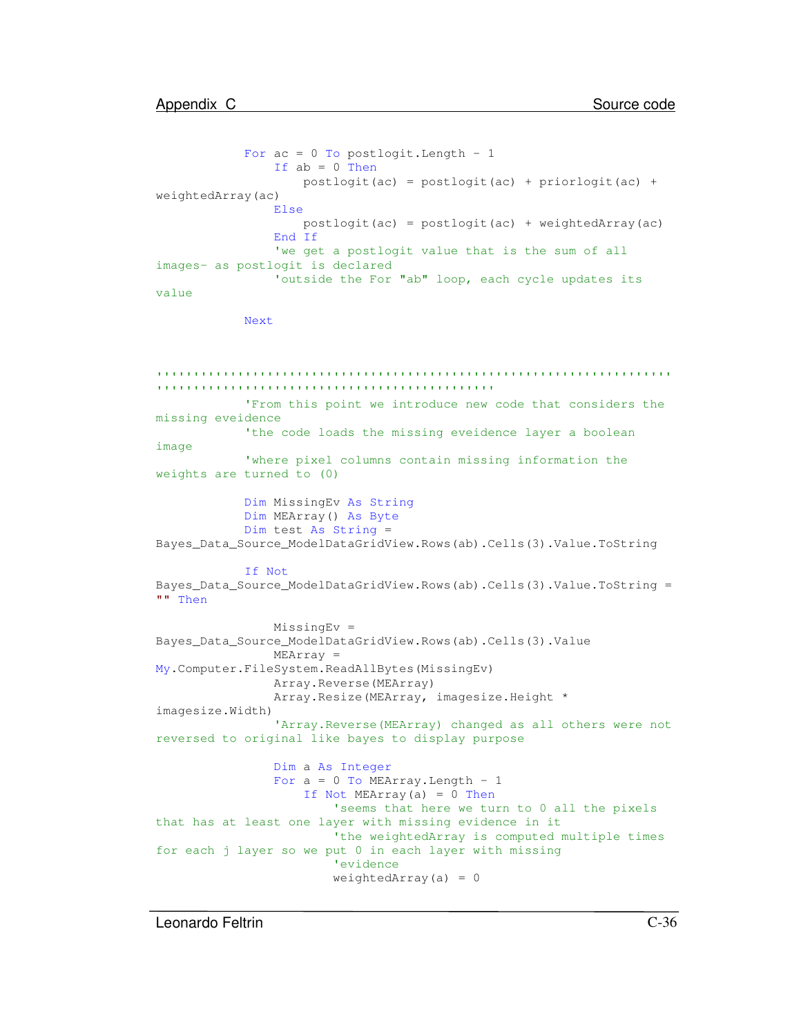```
            For ac = 0 To postlogit.Length - 1
                If ab = 0 Then
                    postlogit(ac) = postlogit(ac) + priorlogit(ac) +
weightedArray(ac)
                Else
                    postlogit(ac) = postlogit(ac) + weightedArray(ac)
                End If
                'we get a postlogit value that is the sum of all
images- as postlogit is declared
                'outside the For "ab" loop, each cycle updates its
value

            Next


''''''''''''''''''''''''''''''''''''''''''''''''''''''''''''''''''''''''
''''''''''''''''''''''''''''''''''''''''''''''
            'From this point we introduce new code that considers the
missing eveidence
            'the code loads the missing eveidence layer a boolean
image
            'where pixel columns contain missing information the
weights are turned to (0)

            Dim MissingEv As String
            Dim MEArray() As Byte
            Dim test As String =
Bayes_Data_Source_ModelDataGridView.Rows(ab).Cells(3).Value.ToString

            If Not
Bayes_Data_Source_ModelDataGridView.Rows(ab).Cells(3).Value.ToString =
"" Then

                MissingEv =
Bayes_Data_Source_ModelDataGridView.Rows(ab).Cells(3).Value
                MEArray =
My.Computer.FileSystem.ReadAllBytes(MissingEv)
                Array.Reverse(MEArray)
                Array.Resize(MEArray, imagesize.Height *
imagesize.Width)
                'Array.Reverse(MEArray) changed as all others were not
reversed to original like bayes to display purpose

                Dim a As Integer
                For a = 0 To MEArray.Length - 1
                    If Not MEArray(a) = 0 Then
                        'seems that here we turn to 0 all the pixels
that has at least one layer with missing evidence in it
                        'the weightedArray is computed multiple times
for each j layer so we put 0 in each layer with missing
                        'evidence
                        weightedArray(a) = 0
```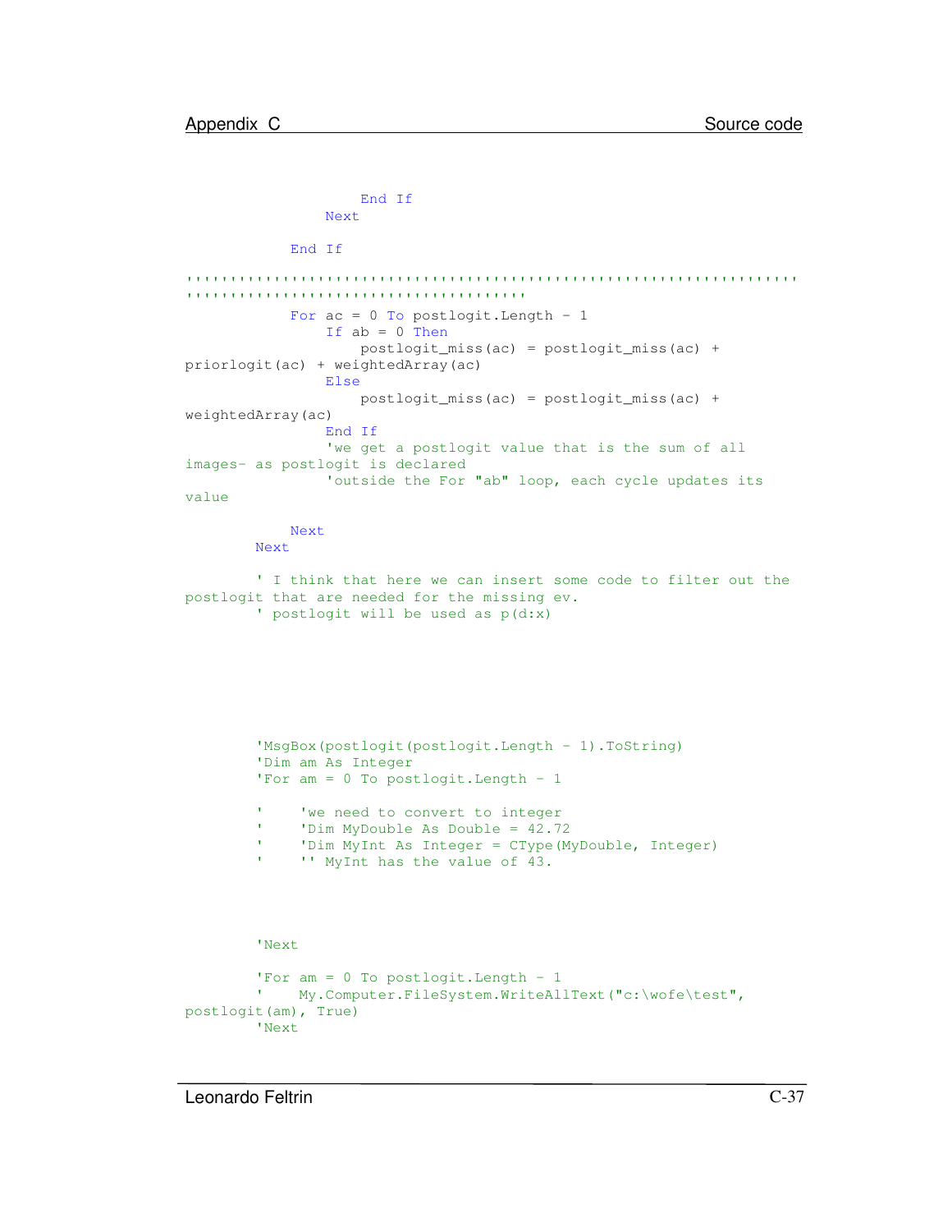```
                    End If
                Next

            End If

''''''''''''''''''''''''''''''''''''''''''''''''''''''''''''''''''''''
''''''''''''''''''''''''''''''''''''''''
            For ac = 0 To postlogit.Length - 1
                If ab = 0 Then
                    postlogit_miss(ac) = postlogit_miss(ac) +
priorlogit(ac) + weightedArray(ac)
                Else
                    postlogit_miss(ac) = postlogit_miss(ac) +
weightedArray(ac)
                End If
                'we get a postlogit value that is the sum of all
images- as postlogit is declared
                'outside the For "ab" loop, each cycle updates its
value

            Next
        Next

        ' I think that here we can insert some code to filter out the
postlogit that are needed for the missing ev.
        ' postlogit will be used as p(d:x)




        'MsgBox(postlogit(postlogit.Length - 1).ToString)
        'Dim am As Integer
        'For am = 0 To postlogit.Length - 1

        '    'we need to convert to integer
        '    'Dim MyDouble As Double = 42.72
        '    'Dim MyInt As Integer = CType(MyDouble, Integer)
        '    '' MyInt has the value of 43.



        'Next

        'For am = 0 To postlogit.Length - 1
        '    My.Computer.FileSystem.WriteAllText("c:\wofe\test",
postlogit(am), True)
        'Next
```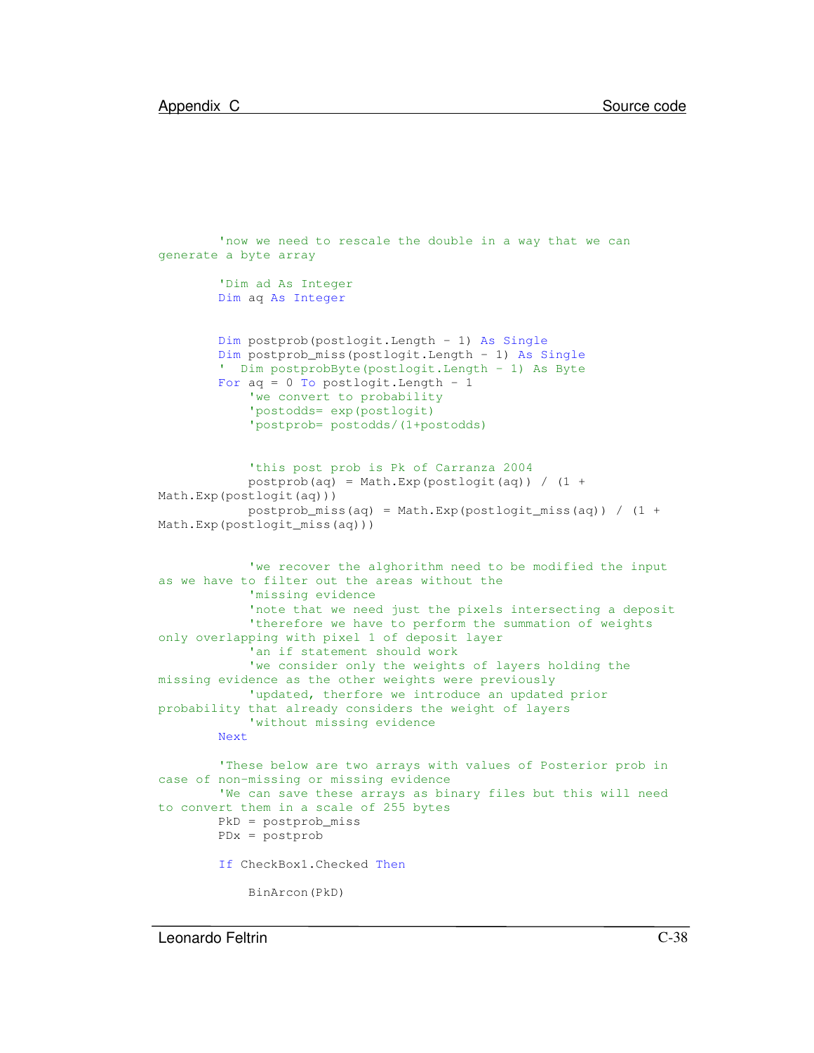```
        'now we need to rescale the double in a way that we can
generate a byte array

        'Dim ad As Integer
        Dim aq As Integer


        Dim postprob(postlogit.Length - 1) As Single
        Dim postprob_miss(postlogit.Length - 1) As Single
        '  Dim postprobByte(postlogit.Length - 1) As Byte
        For aq = 0 To postlogit.Length - 1
            'we convert to probability
            'postodds= exp(postlogit)
            'postprob= postodds/(1+postodds)


            'this post prob is Pk of Carranza 2004
            postprob(aq) = Math.Exp(postlogit(aq)) / (1 +
Math.Exp(postlogit(aq)))
            postprob_miss(aq) = Math.Exp(postlogit_miss(aq)) / (1 +
Math.Exp(postlogit_miss(aq)))


            'we recover the alghorithm need to be modified the input
as we have to filter out the areas without the
            'missing evidence
            'note that we need just the pixels intersecting a deposit
            'therefore we have to perform the summation of weights
only overlapping with pixel 1 of deposit layer
            'an if statement should work
            'we consider only the weights of layers holding the
missing evidence as the other weights were previously
            'updated, therfore we introduce an updated prior
probability that already considers the weight of layers
            'without missing evidence
        Next

        'These below are two arrays with values of Posterior prob in
case of non-missing or missing evidence
        'We can save these arrays as binary files but this will need
to convert them in a scale of 255 bytes
        PkD = postprob_miss
        PDx = postprob

        If CheckBox1.Checked Then

            BinArcon(PkD)
```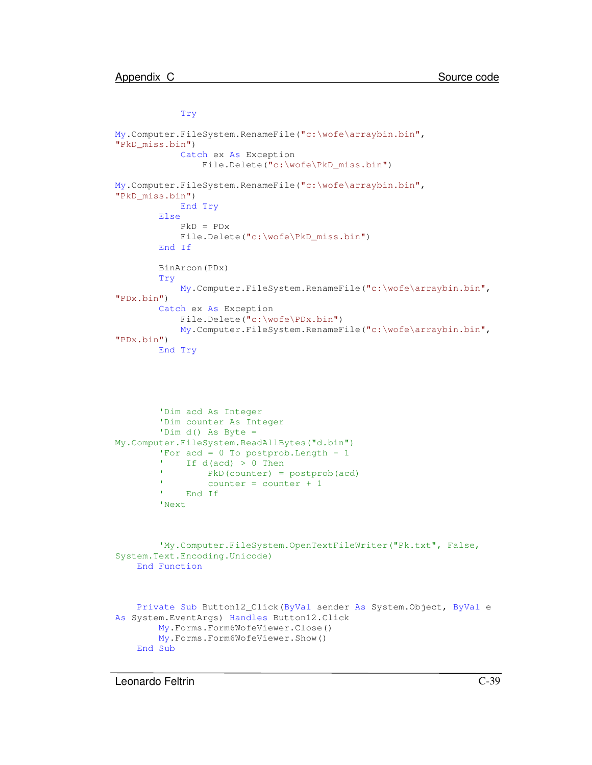```
            Try
My.Computer.FileSystem.RenameFile("c:\wofe\arraybin.bin",
"PkD_miss.bin")
            Catch ex As Exception
                File.Delete("c:\wofe\PkD_miss.bin")
My.Computer.FileSystem.RenameFile("c:\wofe\arraybin.bin",
"PkD_miss.bin")
            End Try
        Else
            PkD = PDx
            File.Delete("c:\wofe\PkD_miss.bin")
        End If

        BinArcon(PDx)
        Try
            My.Computer.FileSystem.RenameFile("c:\wofe\arraybin.bin",
"PDx.bin")
        Catch ex As Exception
            File.Delete("c:\wofe\PDx.bin")
            My.Computer.FileSystem.RenameFile("c:\wofe\arraybin.bin",
"PDx.bin")
        End Try




        'Dim acd As Integer
        'Dim counter As Integer
        'Dim d() As Byte =
My.Computer.FileSystem.ReadAllBytes("d.bin")
        'For acd = 0 To postprob.Length - 1
        '    If d(acd) > 0 Then
        '        PkD(counter) = postprob(acd)
        '        counter = counter + 1
        '    End If
        'Next



        'My.Computer.FileSystem.OpenTextFileWriter("Pk.txt", False,
System.Text.Encoding.Unicode)
    End Function



    Private Sub Button12_Click(ByVal sender As System.Object, ByVal e
As System.EventArgs) Handles Button12.Click
        My.Forms.Form6WofeViewer.Close()
        My.Forms.Form6WofeViewer.Show()
    End Sub
```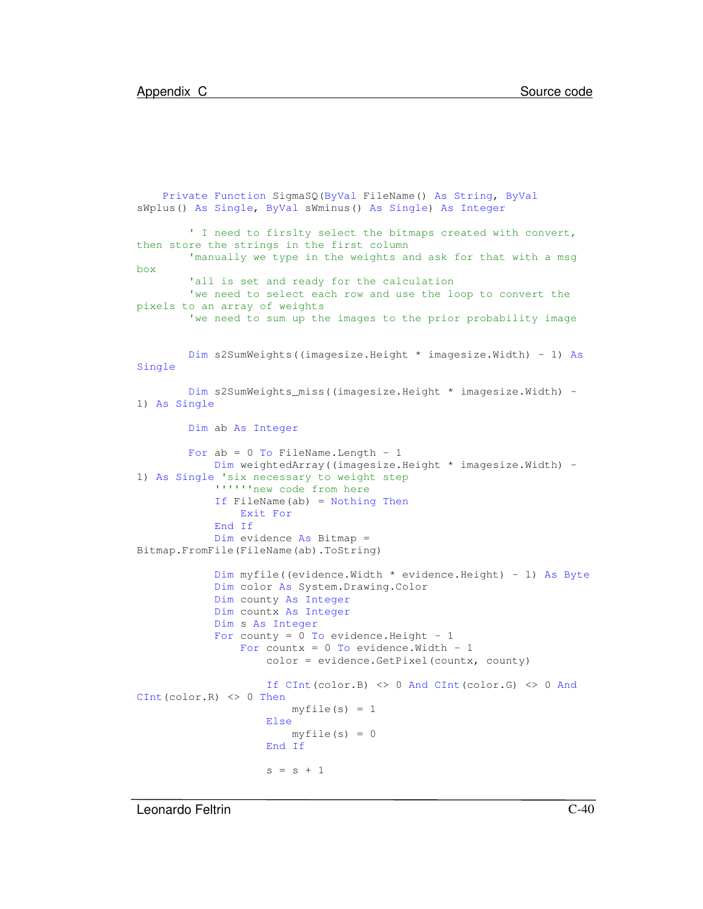```
    Private Function SigmaSQ(ByVal FileName() As String, ByVal
sWplus() As Single, ByVal sWminus() As Single) As Integer

        ' I need to firslty select the bitmaps created with convert,
then store the strings in the first column
        'manually we type in the weights and ask for that with a msg
box
        'all is set and ready for the calculation
        'we need to select each row and use the loop to convert the
pixels to an array of weights
        'we need to sum up the images to the prior probability image


        Dim s2SumWeights((imagesize.Height * imagesize.Width) - 1) As
Single

        Dim s2SumWeights_miss((imagesize.Height * imagesize.Width) -
1) As Single

        Dim ab As Integer

        For ab = 0 To FileName.Length - 1
            Dim weightedArray((imagesize.Height * imagesize.Width) -
1) As Single 'six necessary to weight step
            ''''''new code from here
            If FileName(ab) = Nothing Then
                Exit For
            End If
            Dim evidence As Bitmap =
Bitmap.FromFile(FileName(ab).ToString)

            Dim myfile((evidence.Width * evidence.Height) - 1) As Byte
            Dim color As System.Drawing.Color
            Dim county As Integer
            Dim countx As Integer
            Dim s As Integer
            For county = 0 To evidence.Height - 1
                For countx = 0 To evidence.Width - 1
                    color = evidence.GetPixel(countx, county)

                    If CInt(color.B) <> 0 And CInt(color.G) <> 0 And
CInt(color.R) <> 0 Then
                        myfile(s) = 1
                    Else
                        myfile(s) = 0
                    End If

                    s = s + 1
```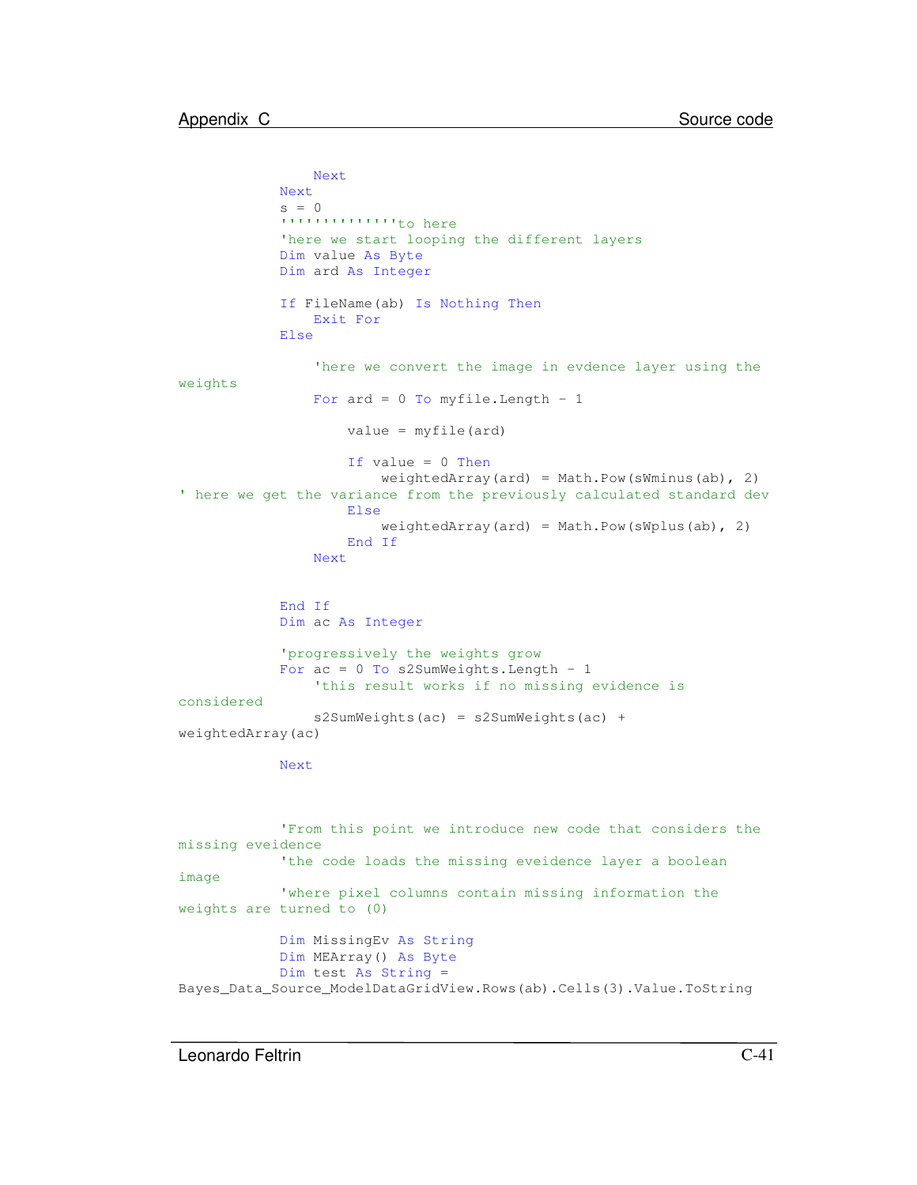```
                Next
            Next
            s = 0
            '''''''''''''to here
            'here we start looping the different layers
            Dim value As Byte
            Dim ard As Integer

            If FileName(ab) Is Nothing Then
                Exit For
            Else

                'here we convert the image in evdence layer using the
weights
                For ard = 0 To myfile.Length - 1

                    value = myfile(ard)

                    If value = 0 Then
                        weightedArray(ard) = Math.Pow(sWminus(ab), 2)
' here we get the variance from the previously calculated standard dev
                    Else
                        weightedArray(ard) = Math.Pow(sWplus(ab), 2)
                    End If
                Next


            End If
            Dim ac As Integer

            'progressively the weights grow
            For ac = 0 To s2SumWeights.Length - 1
                'this result works if no missing evidence is
considered
                s2SumWeights(ac) = s2SumWeights(ac) +
weightedArray(ac)

            Next



            'From this point we introduce new code that considers the
missing eveidence
            'the code loads the missing eveidence layer a boolean
image
            'where pixel columns contain missing information the
weights are turned to (0)

            Dim MissingEv As String
            Dim MEArray() As Byte
            Dim test As String =
Bayes_Data_Source_ModelDataGridView.Rows(ab).Cells(3).Value.ToString
```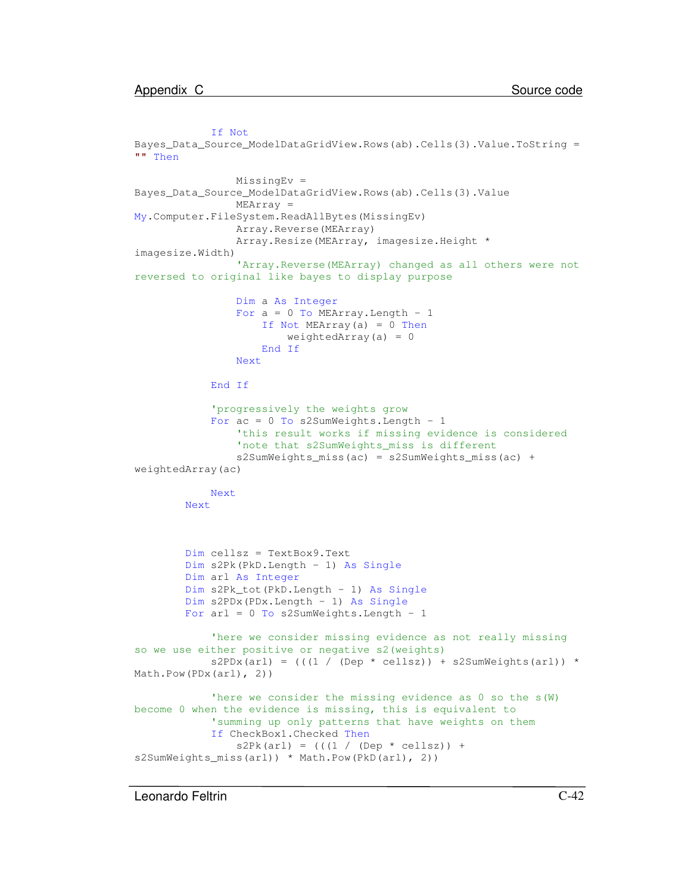```
            If Not
Bayes_Data_Source_ModelDataGridView.Rows(ab).Cells(3).Value.ToString =
"" Then

                MissingEv =
Bayes_Data_Source_ModelDataGridView.Rows(ab).Cells(3).Value
                MEArray =
My.Computer.FileSystem.ReadAllBytes(MissingEv)
                Array.Reverse(MEArray)
                Array.Resize(MEArray, imagesize.Height *
imagesize.Width)
                'Array.Reverse(MEArray) changed as all others were not
reversed to original like bayes to display purpose

                Dim a As Integer
                For a = 0 To MEArray.Length - 1
                    If Not MEArray(a) = 0 Then
                        weightedArray(a) = 0
                    End If
                Next

            End If

            'progressively the weights grow
            For ac = 0 To s2SumWeights.Length - 1
                'this result works if missing evidence is considered
                'note that s2SumWeights_miss is different
                s2SumWeights_miss(ac) = s2SumWeights_miss(ac) +
weightedArray(ac)

            Next
        Next



        Dim cellsz = TextBox9.Text
        Dim s2Pk(PkD.Length - 1) As Single
        Dim arl As Integer
        Dim s2Pk_tot(PkD.Length - 1) As Single
        Dim s2PDx(PDx.Length - 1) As Single
        For arl = 0 To s2SumWeights.Length - 1

            'here we consider missing evidence as not really missing
so we use either positive or negative s2(weights)
            s2PDx(arl) = (((1 / (Dep * cellsz)) + s2SumWeights(arl)) *
Math.Pow(PDx(arl), 2))

            'here we consider the missing evidence as 0 so the s(W)
become 0 when the evidence is missing, this is equivalent to
            'summing up only patterns that have weights on them
            If CheckBox1.Checked Then
                s2Pk(arl) = (((1 / (Dep * cellsz)) +
s2SumWeights_miss(arl)) * Math.Pow(PkD(arl), 2))
```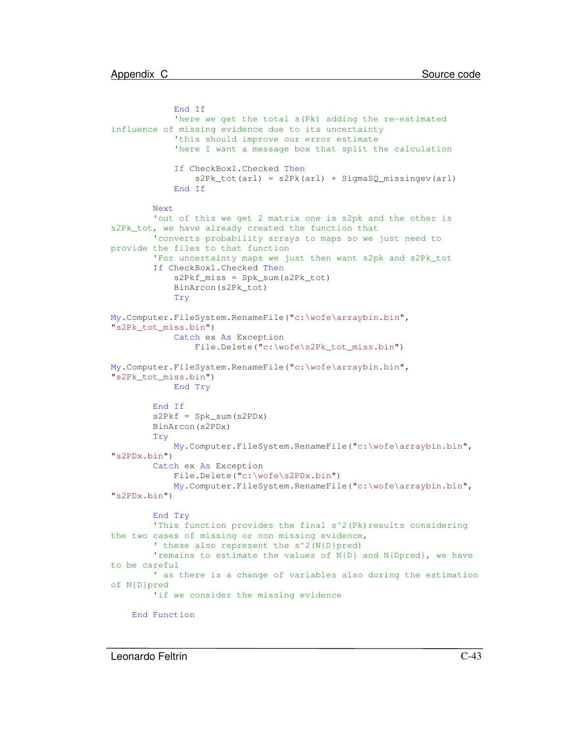```
            End If
            'here we get the total s(Pk) adding the re-estimated
influence of missing evidence due to its uncertainty
            'this should improve our error estimate
            'here I want a message box that split the calculation

            If CheckBox1.Checked Then
                s2Pk_tot(arl) = s2Pk(arl) + SigmaSQ_missingev(arl)
            End If

        Next
        'out of this we get 2 matrix one is s2pk and the other is
s2Pk_tot, we have already created the function that
        'converts probability arrays to maps so we just need to
provide the files to that function
        'For uncertainty maps we just then want s2pk and s2Pk_tot
        If CheckBox1.Checked Then
            s2Pkf_miss = Spk_sum(s2Pk_tot)
            BinArcon(s2Pk_tot)
            Try

My.Computer.FileSystem.RenameFile("c:\wofe\arraybin.bin",
"s2Pk_tot_miss.bin")
            Catch ex As Exception
                File.Delete("c:\wofe\s2Pk_tot_miss.bin")

My.Computer.FileSystem.RenameFile("c:\wofe\arraybin.bin",
"s2Pk_tot_miss.bin")
            End Try

        End If
        s2Pkf = Spk_sum(s2PDx)
        BinArcon(s2PDx)
        Try
            My.Computer.FileSystem.RenameFile("c:\wofe\arraybin.bin",
"s2PDx.bin")
        Catch ex As Exception
            File.Delete("c:\wofe\s2PDx.bin")
            My.Computer.FileSystem.RenameFile("c:\wofe\arraybin.bin",
"s2PDx.bin")

        End Try
        'This function provides the final s^2(Pk)results considering
the two cases of missing or non missing evidence,
        ' these also represent the s^2(N{D}pred)
        'remains to estimate the values of N{D} and N{Dpred}, we have
to be careful
        ' as there is a change of variables also during the estimation
of N{D}pred
        'if we consider the missing evidence

    End Function
```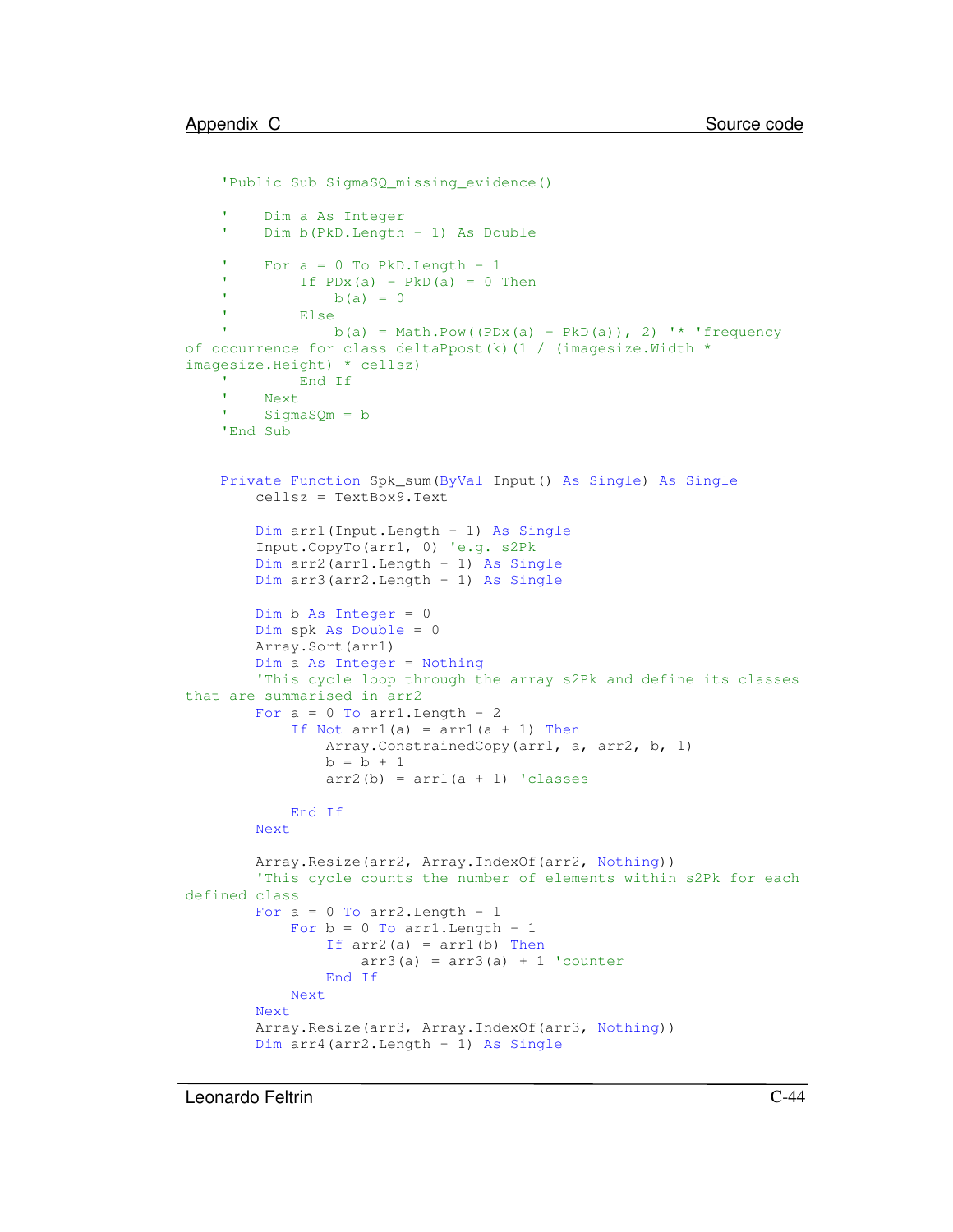```
    'Public Sub SigmaSQ_missing_evidence()

    '    Dim a As Integer
    '    Dim b(PkD.Length - 1) As Double

    '    For a = 0 To PkD.Length - 1
    '        If PDx(a) - PkD(a) = 0 Then
    '            b(a) = 0
    '        Else
    '            b(a) = Math.Pow((PDx(a) - PkD(a)), 2) '* 'frequency
of occurrence for class deltaPpost(k)(1 / (imagesize.Width *
imagesize.Height) * cellsz)
    '        End If
    '    Next
    '    SigmaSQm = b
    'End Sub


    Private Function Spk_sum(ByVal Input() As Single) As Single
        cellsz = TextBox9.Text

        Dim arr1(Input.Length - 1) As Single
        Input.CopyTo(arr1, 0) 'e.g. s2Pk
        Dim arr2(arr1.Length - 1) As Single
        Dim arr3(arr2.Length - 1) As Single

        Dim b As Integer = 0
        Dim spk As Double = 0
        Array.Sort(arr1)
        Dim a As Integer = Nothing
        'This cycle loop through the array s2Pk and define its classes
that are summarised in arr2
        For a = 0 To arr1.Length - 2
            If Not arr1(a) = arr1(a + 1) Then
                Array.ConstrainedCopy(arr1, a, arr2, b, 1)
                b = b + 1
                arr2(b) = arr1(a + 1) 'classes

            End If
        Next

        Array.Resize(arr2, Array.IndexOf(arr2, Nothing))
        'This cycle counts the number of elements within s2Pk for each
defined class
        For a = 0 To arr2.Length - 1
            For b = 0 To arr1.Length - 1
                If arr2(a) = arr1(b) Then
                    arr3(a) = arr3(a) + 1 'counter
                End If
            Next
        Next
        Array.Resize(arr3, Array.IndexOf(arr3, Nothing))
        Dim arr4(arr2.Length - 1) As Single
```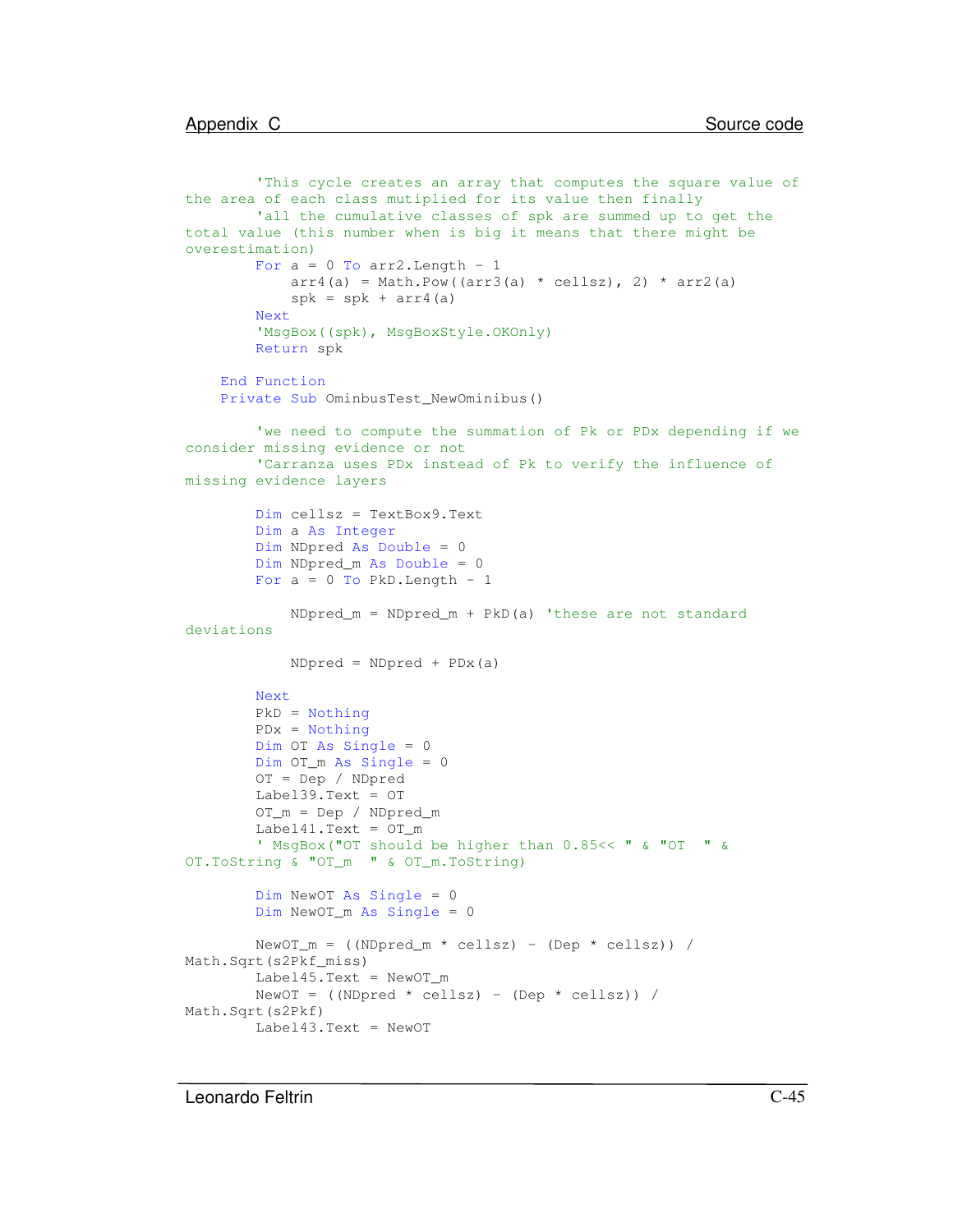```
        'This cycle creates an array that computes the square value of
the area of each class mutiplied for its value then finally
        'all the cumulative classes of spk are summed up to get the
total value (this number when is big it means that there might be
overestimation)
        For a = 0 To arr2.Length - 1
            arr4(a) = Math.Pow((arr3(a) * cellsz), 2) * arr2(a)
            spk = spk + arr4(a)
        Next
        'MsgBox((spk), MsgBoxStyle.OKOnly)
        Return spk

    End Function
    Private Sub OminbusTest_NewOminibus()

        'we need to compute the summation of Pk or PDx depending if we
consider missing evidence or not
        'Carranza uses PDx instead of Pk to verify the influence of
missing evidence layers

        Dim cellsz = TextBox9.Text
        Dim a As Integer
        Dim NDpred As Double = 0
        Dim NDpred_m As Double = 0
        For a = 0 To PkD.Length - 1

            NDpred_m = NDpred_m + PkD(a) 'these are not standard
deviations

            NDpred = NDpred + PDx(a)

        Next
        PkD = Nothing
        PDx = Nothing
        Dim OT As Single = 0
        Dim OT_m As Single = 0
        OT = Dep / NDpred
        Label39.Text = OT
        OT_m = Dep / NDpred_m
        Label41.Text = OT_m
        ' MsgBox("OT should be higher than 0.85<< " & "OT  " &
OT.ToString & "OT_m  " & OT_m.ToString)

        Dim NewOT As Single = 0
        Dim NewOT_m As Single = 0

        NewOT_m = ((NDpred_m * cellsz) - (Dep * cellsz)) /
Math.Sqrt(s2Pkf_miss)
        Label45.Text = NewOT_m
        NewOT = ((NDpred * cellsz) - (Dep * cellsz)) /
Math.Sqrt(s2Pkf)
        Label43.Text = NewOT
```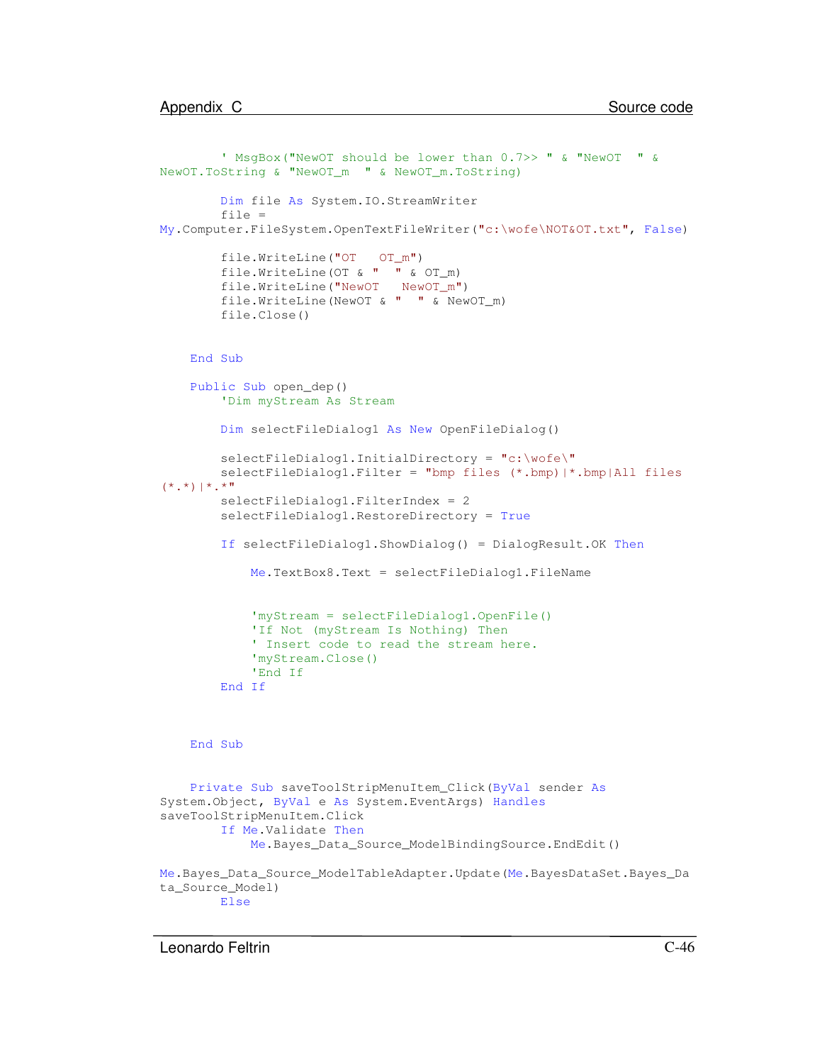```
        ' MsgBox("NewOT should be lower than 0.7>> " & "NewOT  " &
NewOT.ToString & "NewOT_m  " & NewOT_m.ToString)

        Dim file As System.IO.StreamWriter
        file =
My.Computer.FileSystem.OpenTextFileWriter("c:\wofe\NOT&OT.txt", False)

        file.WriteLine("OT   OT_m")
        file.WriteLine(OT & "   " & OT_m)
        file.WriteLine("NewOT   NewOT_m")
        file.WriteLine(NewOT & "   " & NewOT_m)
        file.Close()


    End Sub

    Public Sub open_dep()
        'Dim myStream As Stream

        Dim selectFileDialog1 As New OpenFileDialog()

        selectFileDialog1.InitialDirectory = "c:\wofe\"
        selectFileDialog1.Filter = "bmp files (*.bmp)|*.bmp|All files
(*.*)|*.*"
        selectFileDialog1.FilterIndex = 2
        selectFileDialog1.RestoreDirectory = True

        If selectFileDialog1.ShowDialog() = DialogResult.OK Then

            Me.TextBox8.Text = selectFileDialog1.FileName


            'myStream = selectFileDialog1.OpenFile()
            'If Not (myStream Is Nothing) Then
            ' Insert code to read the stream here.
            'myStream.Close()
            'End If
        End If



    End Sub


    Private Sub saveToolStripMenuItem_Click(ByVal sender As
System.Object, ByVal e As System.EventArgs) Handles
saveToolStripMenuItem.Click
        If Me.Validate Then
            Me.Bayes_Data_Source_ModelBindingSource.EndEdit()

Me.Bayes_Data_Source_ModelTableAdapter.Update(Me.BayesDataSet.Bayes_Da
ta_Source_Model)
        Else
```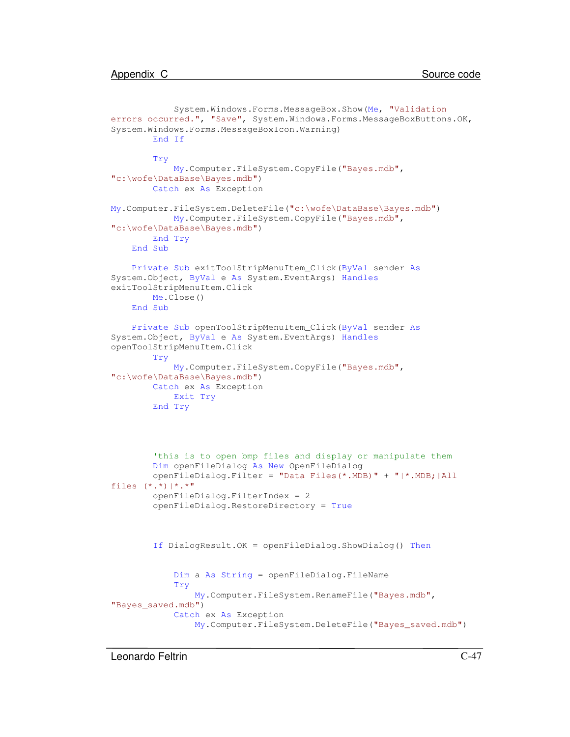```
            System.Windows.Forms.MessageBox.Show(Me, "Validation
errors occurred.", "Save", System.Windows.Forms.MessageBoxButtons.OK,
System.Windows.Forms.MessageBoxIcon.Warning)
        End If

        Try
            My.Computer.FileSystem.CopyFile("Bayes.mdb",
"c:\wofe\DataBase\Bayes.mdb")
        Catch ex As Exception

My.Computer.FileSystem.DeleteFile("c:\wofe\DataBase\Bayes.mdb")
            My.Computer.FileSystem.CopyFile("Bayes.mdb",
"c:\wofe\DataBase\Bayes.mdb")
        End Try
    End Sub

    Private Sub exitToolStripMenuItem_Click(ByVal sender As
System.Object, ByVal e As System.EventArgs) Handles
exitToolStripMenuItem.Click
        Me.Close()
    End Sub

    Private Sub openToolStripMenuItem_Click(ByVal sender As
System.Object, ByVal e As System.EventArgs) Handles
openToolStripMenuItem.Click
        Try
            My.Computer.FileSystem.CopyFile("Bayes.mdb",
"c:\wofe\DataBase\Bayes.mdb")
        Catch ex As Exception
            Exit Try
        End Try




        'this is to open bmp files and display or manipulate them
        Dim openFileDialog As New OpenFileDialog
        openFileDialog.Filter = "Data Files(*.MDB)" + "|*.MDB;|All
files (*.*)|*.*"
        openFileDialog.FilterIndex = 2
        openFileDialog.RestoreDirectory = True



        If DialogResult.OK = openFileDialog.ShowDialog() Then


            Dim a As String = openFileDialog.FileName
            Try
                My.Computer.FileSystem.RenameFile("Bayes.mdb",
"Bayes_saved.mdb")
            Catch ex As Exception
                My.Computer.FileSystem.DeleteFile("Bayes_saved.mdb")
```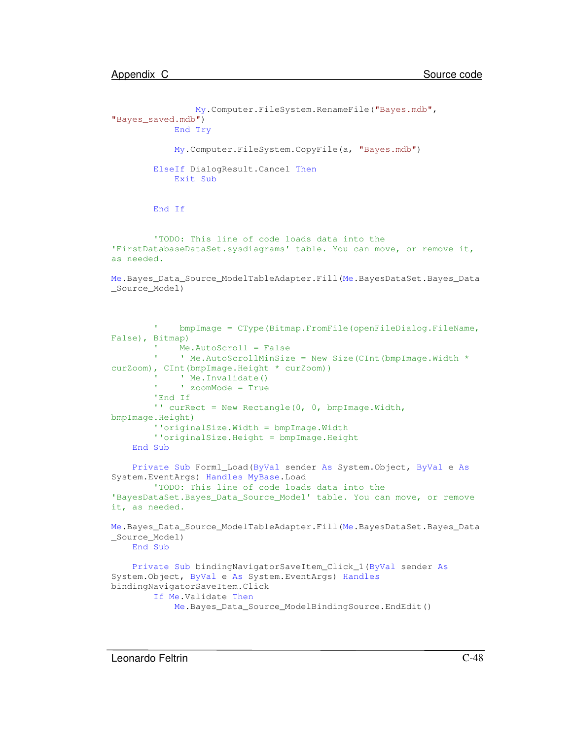```
                My.Computer.FileSystem.RenameFile("Bayes.mdb",
"Bayes_saved.mdb")
            End Try

            My.Computer.FileSystem.CopyFile(a, "Bayes.mdb")

        ElseIf DialogResult.Cancel Then
            Exit Sub


        End If


        'TODO: This line of code loads data into the
'FirstDatabaseDataSet.sysdiagrams' table. You can move, or remove it,
as needed.

Me.Bayes_Data_Source_ModelTableAdapter.Fill(Me.BayesDataSet.Bayes_Data
_Source_Model)



        '    bmpImage = CType(Bitmap.FromFile(openFileDialog.FileName,
False), Bitmap)
        '    Me.AutoScroll = False
        '    ' Me.AutoScrollMinSize = New Size(CInt(bmpImage.Width *
curZoom), CInt(bmpImage.Height * curZoom))
        '    ' Me.Invalidate()
        '    ' zoomMode = True
        'End If
        '' curRect = New Rectangle(0, 0, bmpImage.Width,
bmpImage.Height)
        ''originalSize.Width = bmpImage.Width
        ''originalSize.Height = bmpImage.Height
    End Sub

    Private Sub Form1_Load(ByVal sender As System.Object, ByVal e As
System.EventArgs) Handles MyBase.Load
        'TODO: This line of code loads data into the
'BayesDataSet.Bayes_Data_Source_Model' table. You can move, or remove
it, as needed.

Me.Bayes_Data_Source_ModelTableAdapter.Fill(Me.BayesDataSet.Bayes_Data
_Source_Model)
    End Sub

    Private Sub bindingNavigatorSaveItem_Click_1(ByVal sender As
System.Object, ByVal e As System.EventArgs) Handles
bindingNavigatorSaveItem.Click
        If Me.Validate Then
            Me.Bayes_Data_Source_ModelBindingSource.EndEdit()
```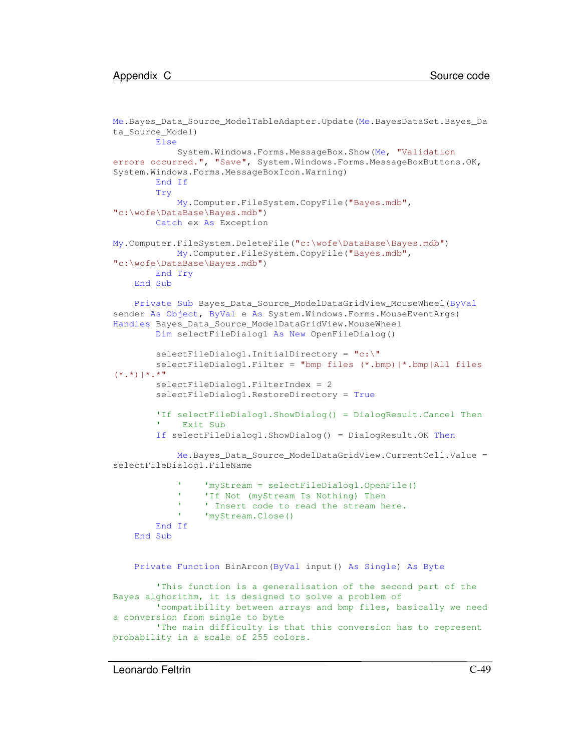```
Me.Bayes_Data_Source_ModelTableAdapter.Update(Me.BayesDataSet.Bayes_Da
ta_Source_Model)
        Else
            System.Windows.Forms.MessageBox.Show(Me, "Validation
errors occurred.", "Save", System.Windows.Forms.MessageBoxButtons.OK,
System.Windows.Forms.MessageBoxIcon.Warning)
        End If
        Try
            My.Computer.FileSystem.CopyFile("Bayes.mdb",
"c:\wofe\DataBase\Bayes.mdb")
        Catch ex As Exception

My.Computer.FileSystem.DeleteFile("c:\wofe\DataBase\Bayes.mdb")
            My.Computer.FileSystem.CopyFile("Bayes.mdb",
"c:\wofe\DataBase\Bayes.mdb")
        End Try
    End Sub

    Private Sub Bayes_Data_Source_ModelDataGridView_MouseWheel(ByVal
sender As Object, ByVal e As System.Windows.Forms.MouseEventArgs)
Handles Bayes_Data_Source_ModelDataGridView.MouseWheel
        Dim selectFileDialog1 As New OpenFileDialog()

        selectFileDialog1.InitialDirectory = "c:\"
        selectFileDialog1.Filter = "bmp files (*.bmp)|*.bmp|All files
(*.*)|*.*"
        selectFileDialog1.FilterIndex = 2
        selectFileDialog1.RestoreDirectory = True

        'If selectFileDialog1.ShowDialog() = DialogResult.Cancel Then
        '    Exit Sub
        If selectFileDialog1.ShowDialog() = DialogResult.OK Then

            Me.Bayes_Data_Source_ModelDataGridView.CurrentCell.Value =
selectFileDialog1.FileName

            '    'myStream = selectFileDialog1.OpenFile()
            '    'If Not (myStream Is Nothing) Then
            '    ' Insert code to read the stream here.
            '    'myStream.Close()
        End If
    End Sub


    Private Function BinArcon(ByVal input() As Single) As Byte

        'This function is a generalisation of the second part of the
Bayes alghorithm, it is designed to solve a problem of
        'compatibility between arrays and bmp files, basically we need
a conversion from single to byte
        'The main difficulty is that this conversion has to represent
probability in a scale of 255 colors.
```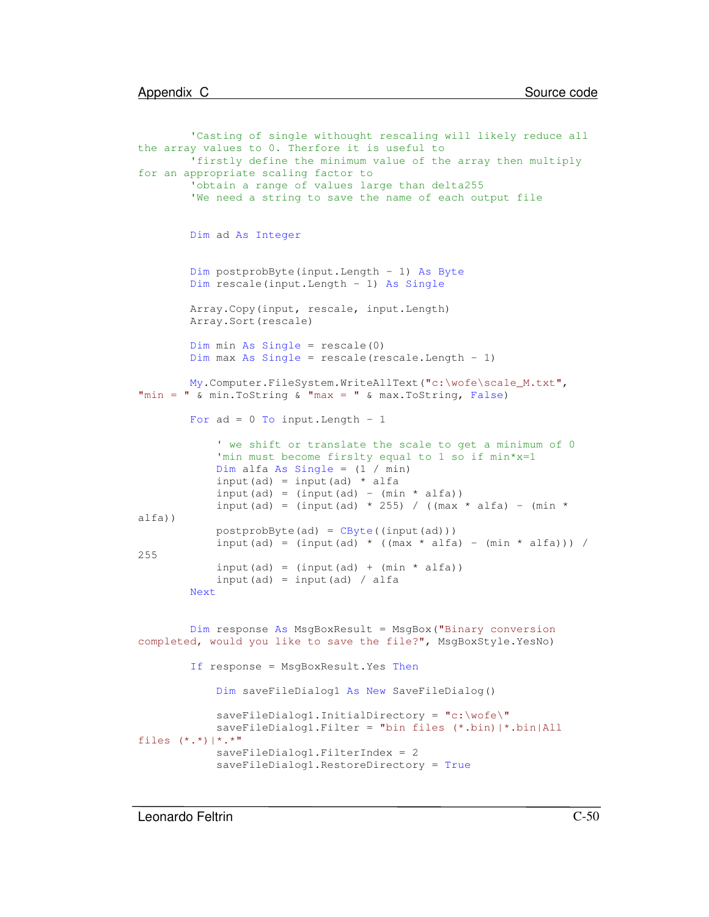```vb
        'Casting of single withought rescaling will likely reduce all the array values to 0. Therfore it is useful to
        'firstly define the minimum value of the array then multiply for an appropriate scaling factor to
        'obtain a range of values large than delta255
        'We need a string to save the name of each output file


        Dim ad As Integer


        Dim postprobByte(input.Length - 1) As Byte
        Dim rescale(input.Length - 1) As Single

        Array.Copy(input, rescale, input.Length)
        Array.Sort(rescale)

        Dim min As Single = rescale(0)
        Dim max As Single = rescale(rescale.Length - 1)

        My.Computer.FileSystem.WriteAllText("c:\wofe\scale_M.txt", "min = " & min.ToString & "max = " & max.ToString, False)

        For ad = 0 To input.Length - 1

            ' we shift or translate the scale to get a minimum of 0
            'min must become firslty equal to 1 so if min*x=1
            Dim alfa As Single = (1 / min)
            input(ad) = input(ad) * alfa
            input(ad) = (input(ad) - (min * alfa))
            input(ad) = (input(ad) * 255) / ((max * alfa) - (min * alfa))
            postprobByte(ad) = CByte((input(ad)))
            input(ad) = (input(ad) * ((max * alfa) - (min * alfa))) / 255
            input(ad) = (input(ad) + (min * alfa))
            input(ad) = input(ad) / alfa
        Next


        Dim response As MsgBoxResult = MsgBox("Binary conversion completed, would you like to save the file?", MsgBoxStyle.YesNo)

        If response = MsgBoxResult.Yes Then

            Dim saveFileDialog1 As New SaveFileDialog()

            saveFileDialog1.InitialDirectory = "c:\wofe\"
            saveFileDialog1.Filter = "bin files (*.bin)|*.bin|All files (*.*)|*.*"
            saveFileDialog1.FilterIndex = 2
            saveFileDialog1.RestoreDirectory = True
```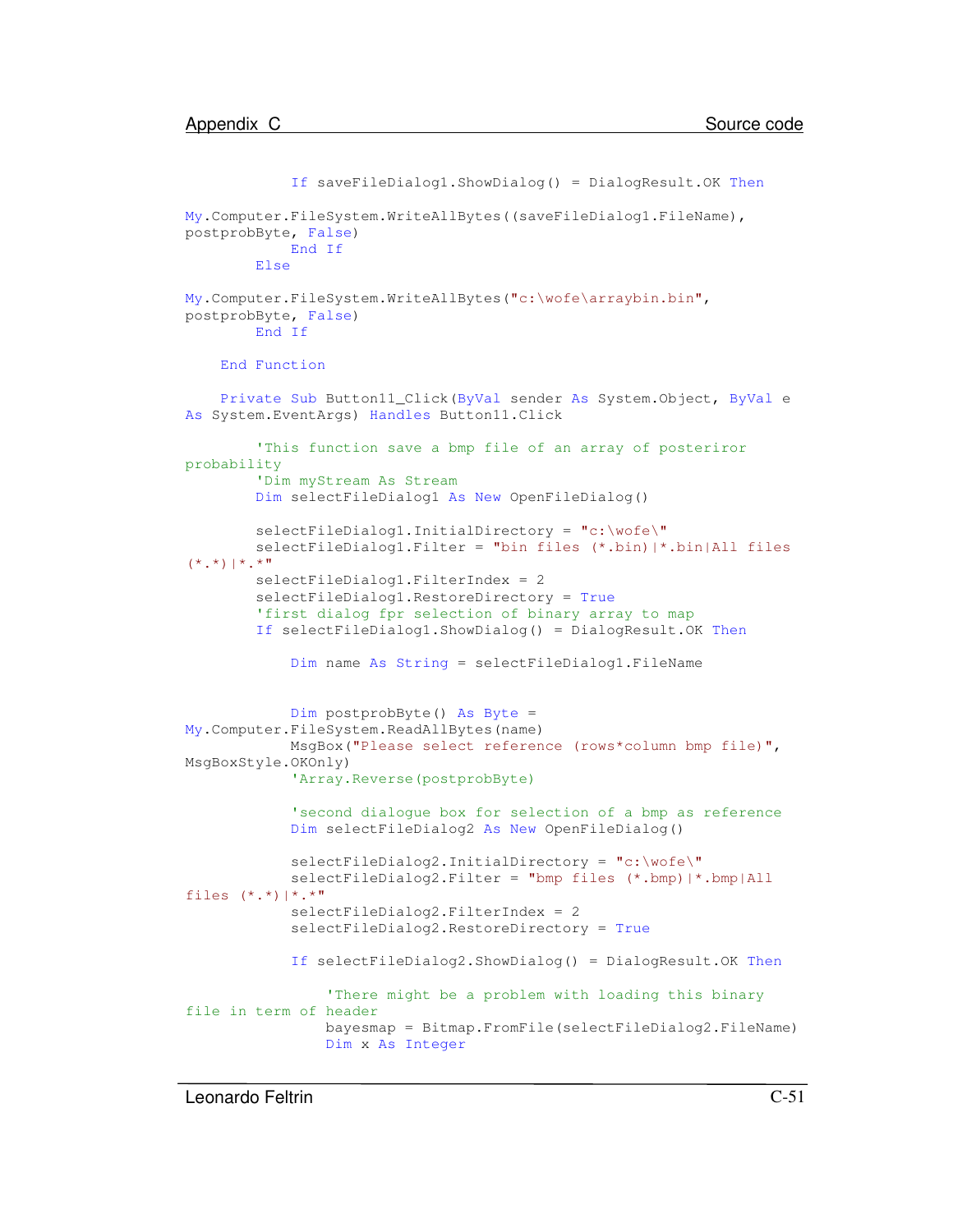```
            If saveFileDialog1.ShowDialog() = DialogResult.OK Then

My.Computer.FileSystem.WriteAllBytes((saveFileDialog1.FileName),
postprobByte, False)
            End If
        Else

My.Computer.FileSystem.WriteAllBytes("c:\wofe\arraybin.bin",
postprobByte, False)
        End If

    End Function

    Private Sub Button11_Click(ByVal sender As System.Object, ByVal e
As System.EventArgs) Handles Button11.Click

        'This function save a bmp file of an array of posteriror
probability
        'Dim myStream As Stream
        Dim selectFileDialog1 As New OpenFileDialog()

        selectFileDialog1.InitialDirectory = "c:\wofe\"
        selectFileDialog1.Filter = "bin files (*.bin)|*.bin|All files
(*.*)|*.*"
        selectFileDialog1.FilterIndex = 2
        selectFileDialog1.RestoreDirectory = True
        'first dialog fpr selection of binary array to map
        If selectFileDialog1.ShowDialog() = DialogResult.OK Then

            Dim name As String = selectFileDialog1.FileName


            Dim postprobByte() As Byte =
My.Computer.FileSystem.ReadAllBytes(name)
            MsgBox("Please select reference (rows*column bmp file)",
MsgBoxStyle.OKOnly)
            'Array.Reverse(postprobByte)

            'second dialogue box for selection of a bmp as reference
            Dim selectFileDialog2 As New OpenFileDialog()

            selectFileDialog2.InitialDirectory = "c:\wofe\"
            selectFileDialog2.Filter = "bmp files (*.bmp)|*.bmp|All
files (*.*)|*.*"
            selectFileDialog2.FilterIndex = 2
            selectFileDialog2.RestoreDirectory = True

            If selectFileDialog2.ShowDialog() = DialogResult.OK Then

                'There might be a problem with loading this binary
file in term of header
                bayesmap = Bitmap.FromFile(selectFileDialog2.FileName)
                Dim x As Integer
```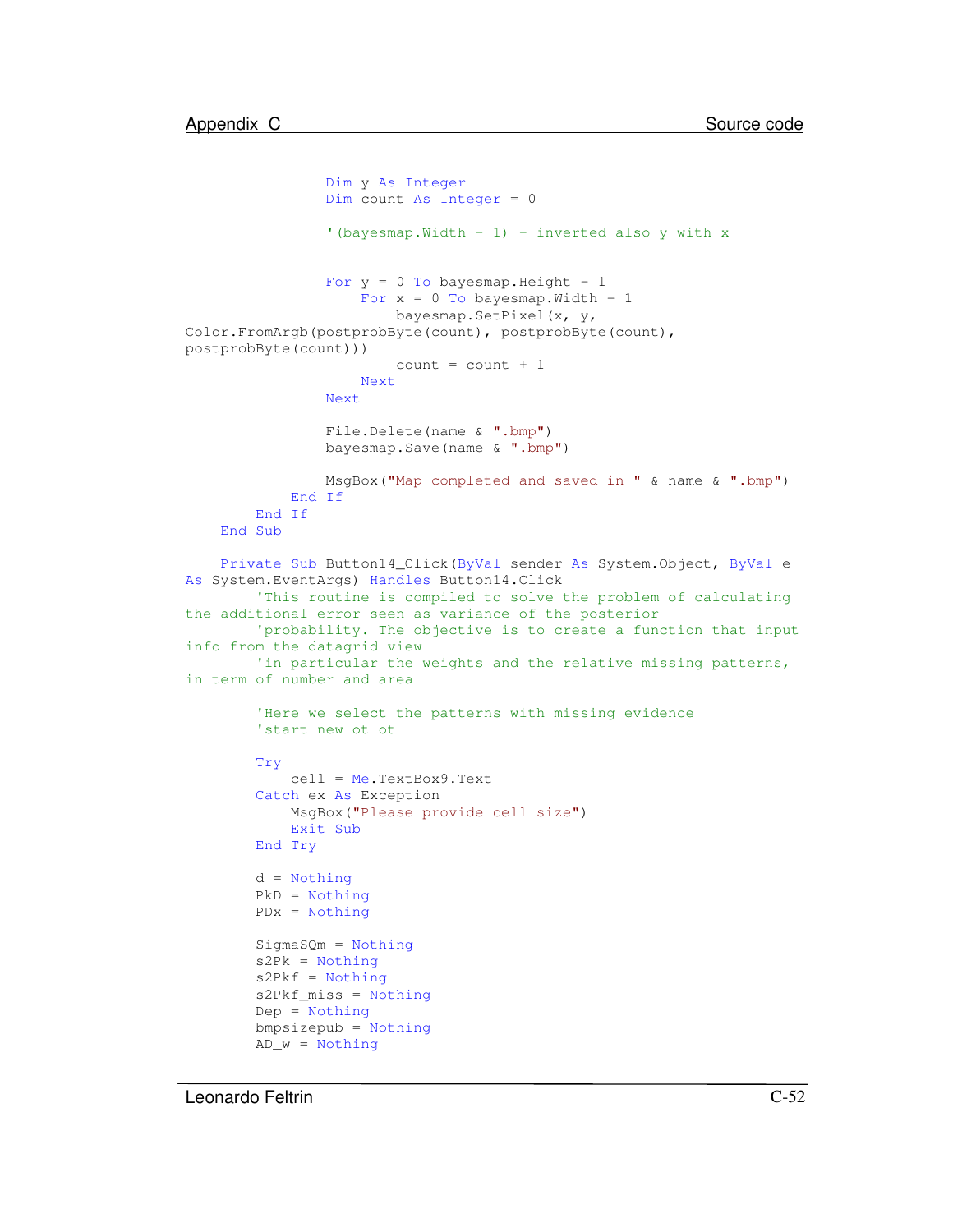```
                Dim y As Integer
                Dim count As Integer = 0

                '(bayesmap.Width - 1) - inverted also y with x


                For y = 0 To bayesmap.Height - 1
                    For x = 0 To bayesmap.Width - 1
                        bayesmap.SetPixel(x, y,
Color.FromArgb(postprobByte(count), postprobByte(count),
postprobByte(count)))
                        count = count + 1
                    Next
                Next

                File.Delete(name & ".bmp")
                bayesmap.Save(name & ".bmp")

                MsgBox("Map completed and saved in " & name & ".bmp")
            End If
        End If
    End Sub

    Private Sub Button14_Click(ByVal sender As System.Object, ByVal e
As System.EventArgs) Handles Button14.Click
        'This routine is compiled to solve the problem of calculating
the additional error seen as variance of the posterior
        'probability. The objective is to create a function that input
info from the datagrid view
        'in particular the weights and the relative missing patterns,
in term of number and area

        'Here we select the patterns with missing evidence
        'start new ot ot

        Try
            cell = Me.TextBox9.Text
        Catch ex As Exception
            MsgBox("Please provide cell size")
            Exit Sub
        End Try

        d = Nothing
        PkD = Nothing
        PDx = Nothing

        SigmaSQm = Nothing
        s2Pk = Nothing
        s2Pkf = Nothing
        s2Pkf_miss = Nothing
        Dep = Nothing
        bmpsizepub = Nothing
        AD_w = Nothing
```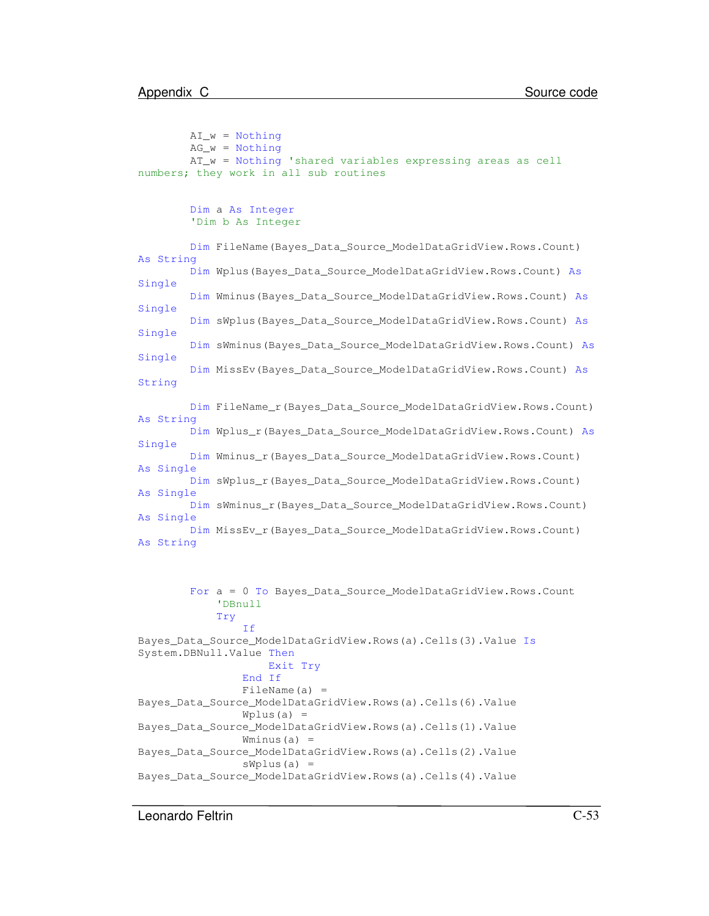```
        AI_w = Nothing
        AG_w = Nothing
        AT_w = Nothing 'shared variables expressing areas as cell
numbers; they work in all sub routines


        Dim a As Integer
        'Dim b As Integer

        Dim FileName(Bayes_Data_Source_ModelDataGridView.Rows.Count)
As String
        Dim Wplus(Bayes_Data_Source_ModelDataGridView.Rows.Count) As
Single
        Dim Wminus(Bayes_Data_Source_ModelDataGridView.Rows.Count) As
Single
        Dim sWplus(Bayes_Data_Source_ModelDataGridView.Rows.Count) As
Single
        Dim sWminus(Bayes_Data_Source_ModelDataGridView.Rows.Count) As
Single
        Dim MissEv(Bayes_Data_Source_ModelDataGridView.Rows.Count) As
String

        Dim FileName_r(Bayes_Data_Source_ModelDataGridView.Rows.Count)
As String
        Dim Wplus_r(Bayes_Data_Source_ModelDataGridView.Rows.Count) As
Single
        Dim Wminus_r(Bayes_Data_Source_ModelDataGridView.Rows.Count)
As Single
        Dim sWplus_r(Bayes_Data_Source_ModelDataGridView.Rows.Count)
As Single
        Dim sWminus_r(Bayes_Data_Source_ModelDataGridView.Rows.Count)
As Single
        Dim MissEv_r(Bayes_Data_Source_ModelDataGridView.Rows.Count)
As String



        For a = 0 To Bayes_Data_Source_ModelDataGridView.Rows.Count
            'DBnull
            Try
                If
Bayes_Data_Source_ModelDataGridView.Rows(a).Cells(3).Value Is
System.DBNull.Value Then
                    Exit Try
                End If
                FileName(a) =
Bayes_Data_Source_ModelDataGridView.Rows(a).Cells(6).Value
                Wplus(a) =
Bayes_Data_Source_ModelDataGridView.Rows(a).Cells(1).Value
                Wminus(a) =
Bayes_Data_Source_ModelDataGridView.Rows(a).Cells(2).Value
                sWplus(a) =
Bayes_Data_Source_ModelDataGridView.Rows(a).Cells(4).Value
```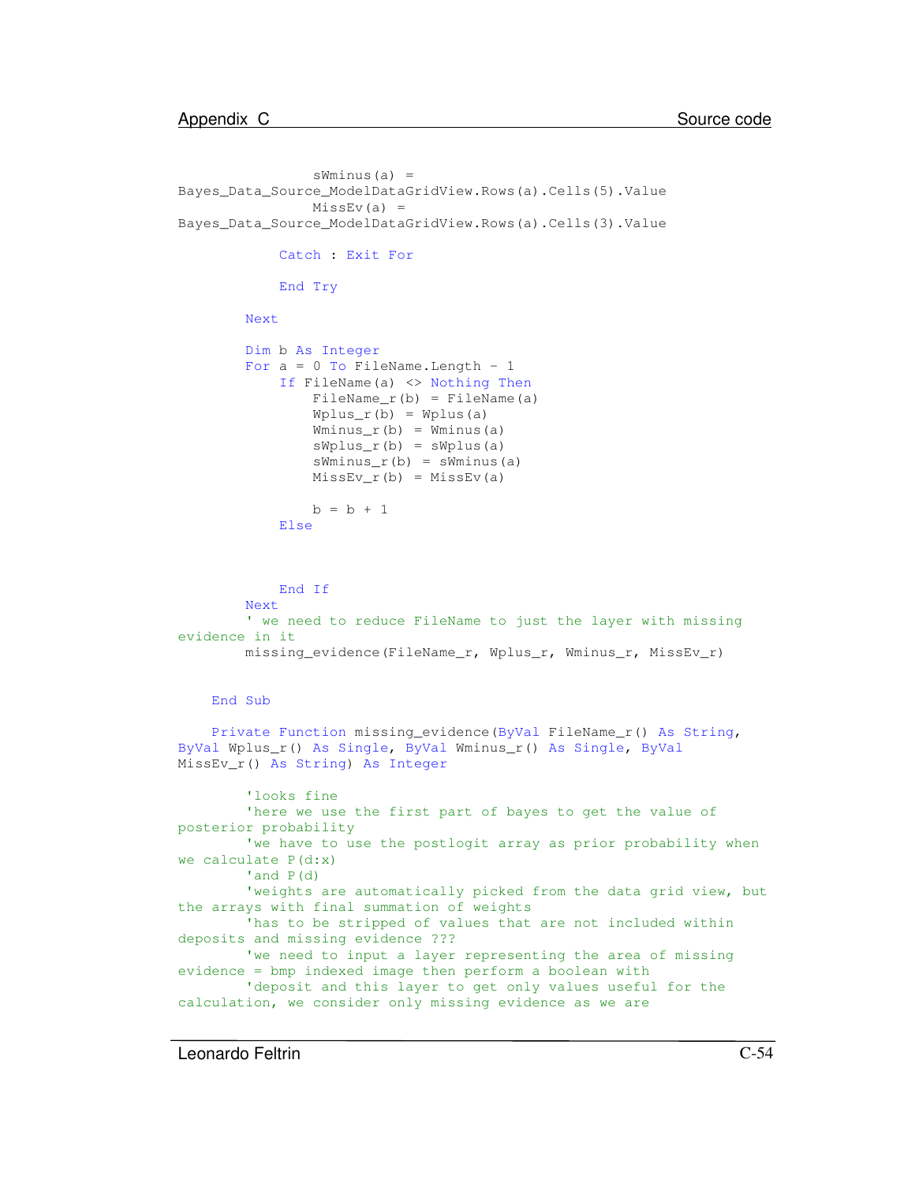```
                sWminus(a) =
Bayes_Data_Source_ModelDataGridView.Rows(a).Cells(5).Value
                MissEv(a) =
Bayes_Data_Source_ModelDataGridView.Rows(a).Cells(3).Value

            Catch : Exit For

            End Try

        Next

        Dim b As Integer
        For a = 0 To FileName.Length - 1
            If FileName(a) <> Nothing Then
                FileName_r(b) = FileName(a)
                Wplus_r(b) = Wplus(a)
                Wminus_r(b) = Wminus(a)
                sWplus_r(b) = sWplus(a)
                sWminus_r(b) = sWminus(a)
                MissEv_r(b) = MissEv(a)

                b = b + 1
            Else



            End If
        Next
        ' we need to reduce FileName to just the layer with missing
evidence in it
        missing_evidence(FileName_r, Wplus_r, Wminus_r, MissEv_r)


    End Sub

    Private Function missing_evidence(ByVal FileName_r() As String,
ByVal Wplus_r() As Single, ByVal Wminus_r() As Single, ByVal
MissEv_r() As String) As Integer

        'looks fine
        'here we use the first part of bayes to get the value of
posterior probability
        'we have to use the postlogit array as prior probability when
we calculate P(d:x)
        'and P(d)
        'weights are automatically picked from the data grid view, but
the arrays with final summation of weights
        'has to be stripped of values that are not included within
deposits and missing evidence ???
        'we need to input a layer representing the area of missing
evidence = bmp indexed image then perform a boolean with
        'deposit and this layer to get only values useful for the
calculation, we consider only missing evidence as we are
```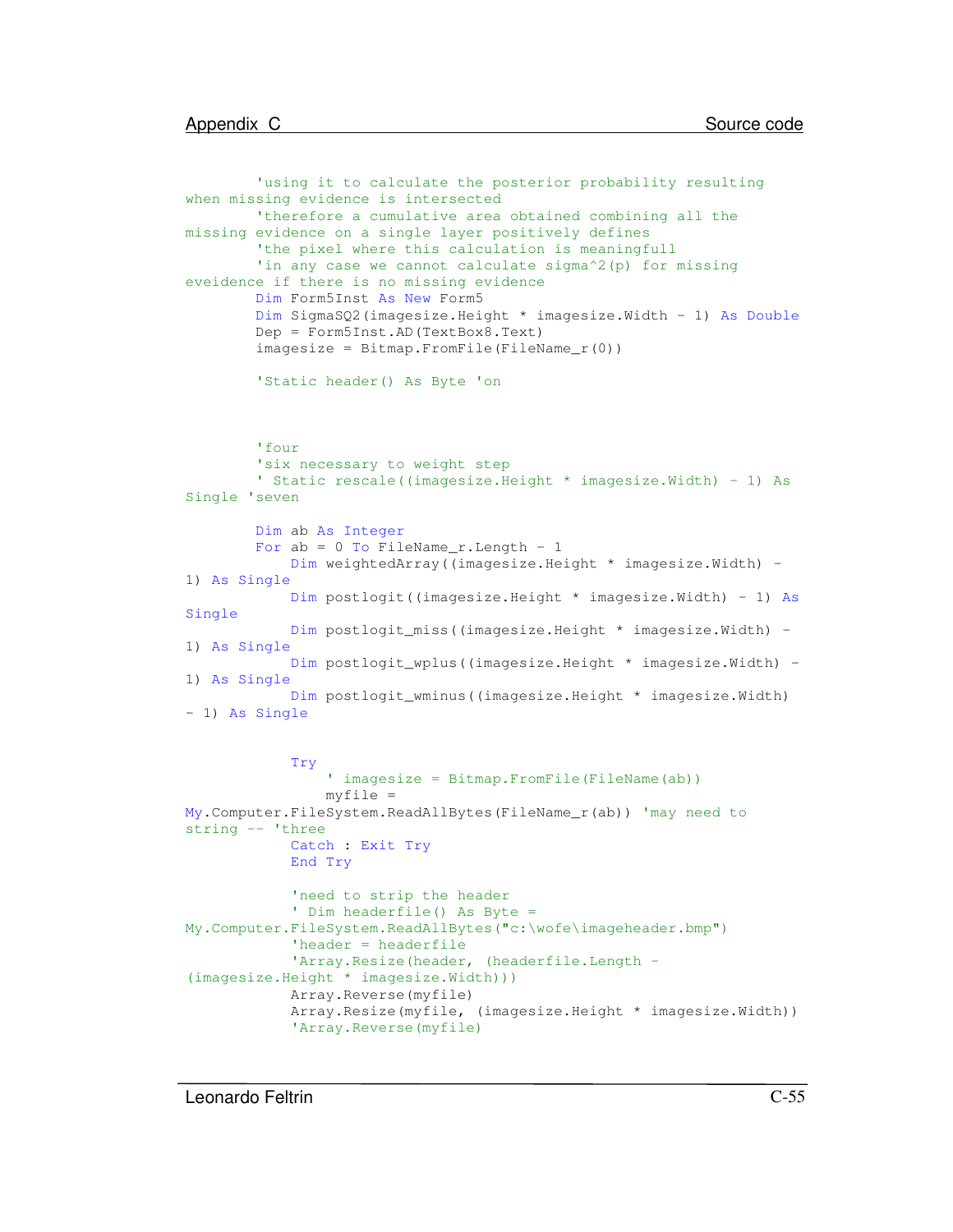```
        'using it to calculate the posterior probability resulting
when missing evidence is intersected
        'therefore a cumulative area obtained combining all the
missing evidence on a single layer positively defines
        'the pixel where this calculation is meaningfull
        'in any case we cannot calculate sigma^2(p) for missing
eveidence if there is no missing evidence
        Dim Form5Inst As New Form5
        Dim SigmaSQ2(imagesize.Height * imagesize.Width - 1) As Double
        Dep = Form5Inst.AD(TextBox8.Text)
        imagesize = Bitmap.FromFile(FileName_r(0))

        'Static header() As Byte 'on



        'four
        'six necessary to weight step
        ' Static rescale((imagesize.Height * imagesize.Width) - 1) As
Single 'seven

        Dim ab As Integer
        For ab = 0 To FileName_r.Length - 1
            Dim weightedArray((imagesize.Height * imagesize.Width) -
1) As Single
            Dim postlogit((imagesize.Height * imagesize.Width) - 1) As
Single
            Dim postlogit_miss((imagesize.Height * imagesize.Width) -
1) As Single
            Dim postlogit_wplus((imagesize.Height * imagesize.Width) -
1) As Single
            Dim postlogit_wminus((imagesize.Height * imagesize.Width)
- 1) As Single


            Try
                ' imagesize = Bitmap.FromFile(FileName(ab))
                myfile =
My.Computer.FileSystem.ReadAllBytes(FileName_r(ab)) 'may need to
string -- 'three
            Catch : Exit Try
            End Try

            'need to strip the header
            ' Dim headerfile() As Byte =
My.Computer.FileSystem.ReadAllBytes("c:\wofe\imageheader.bmp")
            'header = headerfile
            'Array.Resize(header, (headerfile.Length -
(imagesize.Height * imagesize.Width)))
            Array.Reverse(myfile)
            Array.Resize(myfile, (imagesize.Height * imagesize.Width))
            'Array.Reverse(myfile)
```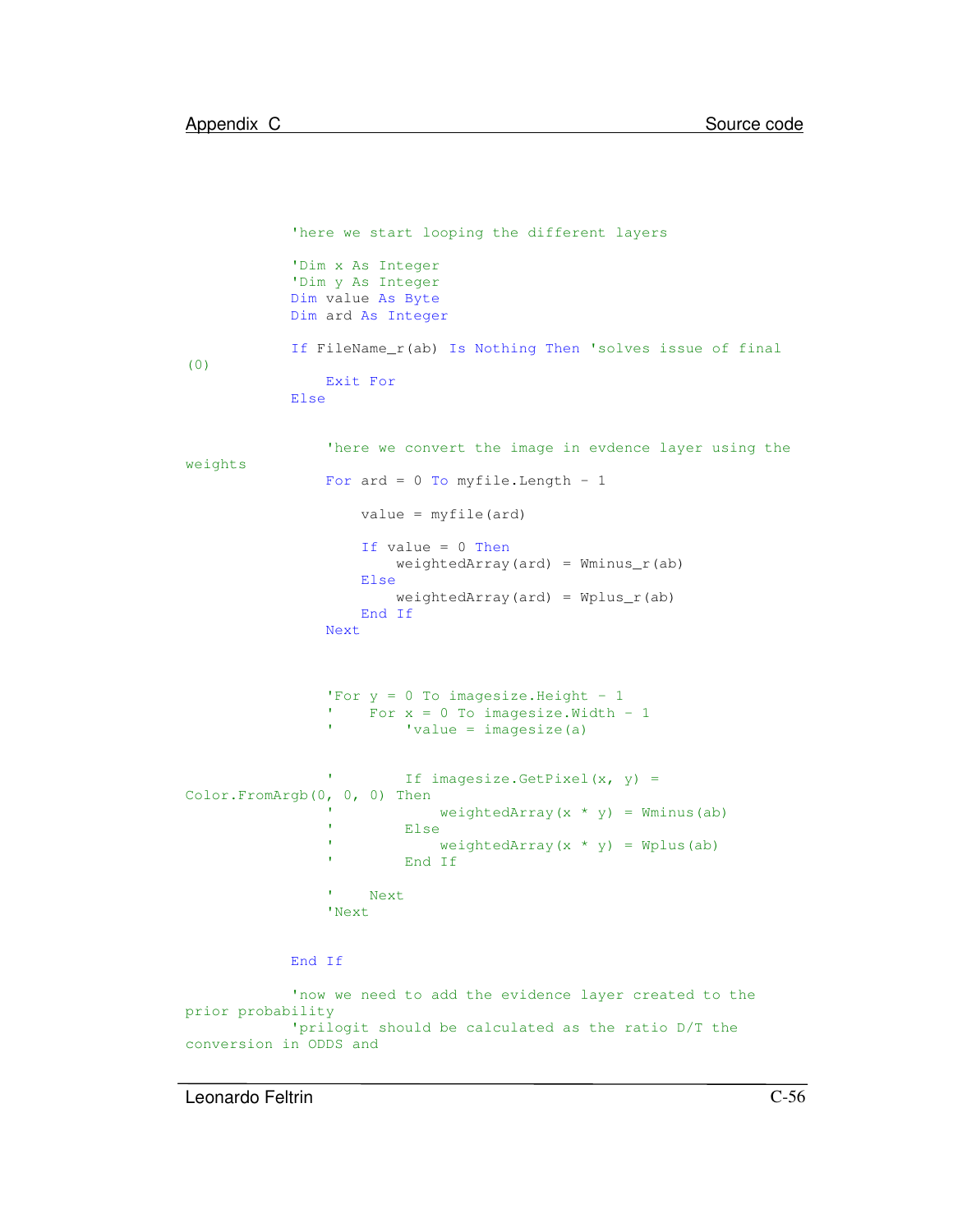```
            'here we start looping the different layers

            'Dim x As Integer
            'Dim y As Integer
            Dim value As Byte
            Dim ard As Integer

            If FileName_r(ab) Is Nothing Then 'solves issue of final
(0)
                Exit For
            Else


                'here we convert the image in evdence layer using the
weights
                For ard = 0 To myfile.Length - 1

                    value = myfile(ard)

                    If value = 0 Then
                        weightedArray(ard) = Wminus_r(ab)
                    Else
                        weightedArray(ard) = Wplus_r(ab)
                    End If
                Next



                'For y = 0 To imagesize.Height - 1
                '    For x = 0 To imagesize.Width - 1
                '        'value = imagesize(a)


                '        If imagesize.GetPixel(x, y) =
Color.FromArgb(0, 0, 0) Then
                '            weightedArray(x * y) = Wminus(ab)
                '        Else
                '            weightedArray(x * y) = Wplus(ab)
                '        End If

                '    Next
                'Next


            End If

            'now we need to add the evidence layer created to the
prior probability
            'prilogit should be calculated as the ratio D/T the
conversion in ODDS and
```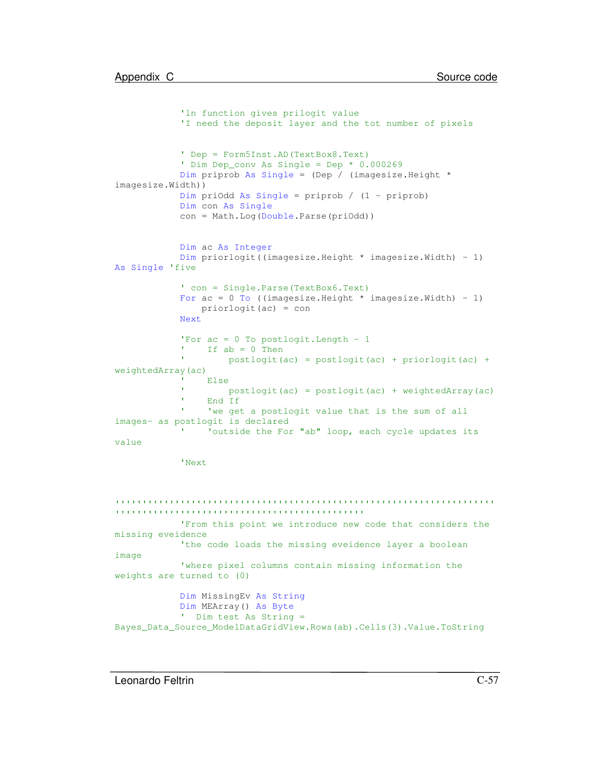```
            'ln function gives prilogit value
            'I need the deposit layer and the tot number of pixels


            ' Dep = Form5Inst.AD(TextBox8.Text)
            ' Dim Dep_conv As Single = Dep * 0.000269
            Dim priprob As Single = (Dep / (imagesize.Height *
imagesize.Width))
            Dim priOdd As Single = priprob / (1 - priprob)
            Dim con As Single
            con = Math.Log(Double.Parse(priOdd))


            Dim ac As Integer
            Dim priorlogit((imagesize.Height * imagesize.Width) - 1)
As Single 'five

            ' con = Single.Parse(TextBox6.Text)
            For ac = 0 To ((imagesize.Height * imagesize.Width) - 1)
                priorlogit(ac) = con
            Next

            'For ac = 0 To postlogit.Length - 1
            '    If ab = 0 Then
            '        postlogit(ac) = postlogit(ac) + priorlogit(ac) +
weightedArray(ac)
            '    Else
            '        postlogit(ac) = postlogit(ac) + weightedArray(ac)
            '    End If
            '    'we get a postlogit value that is the sum of all
images- as postlogit is declared
            '    'outside the For "ab" loop, each cycle updates its
value

            'Next



''''''''''''''''''''''''''''''''''''''''''''''''''''''''''''''''''''''
''''''''''''''''''''''''''''''''''''''''''''''
            'From this point we introduce new code that considers the
missing eveidence
            'the code loads the missing eveidence layer a boolean
image
            'where pixel columns contain missing information the
weights are turned to (0)

            Dim MissingEv As String
            Dim MEArray() As Byte
            '  Dim test As String =
Bayes_Data_Source_ModelDataGridView.Rows(ab).Cells(3).Value.ToString
```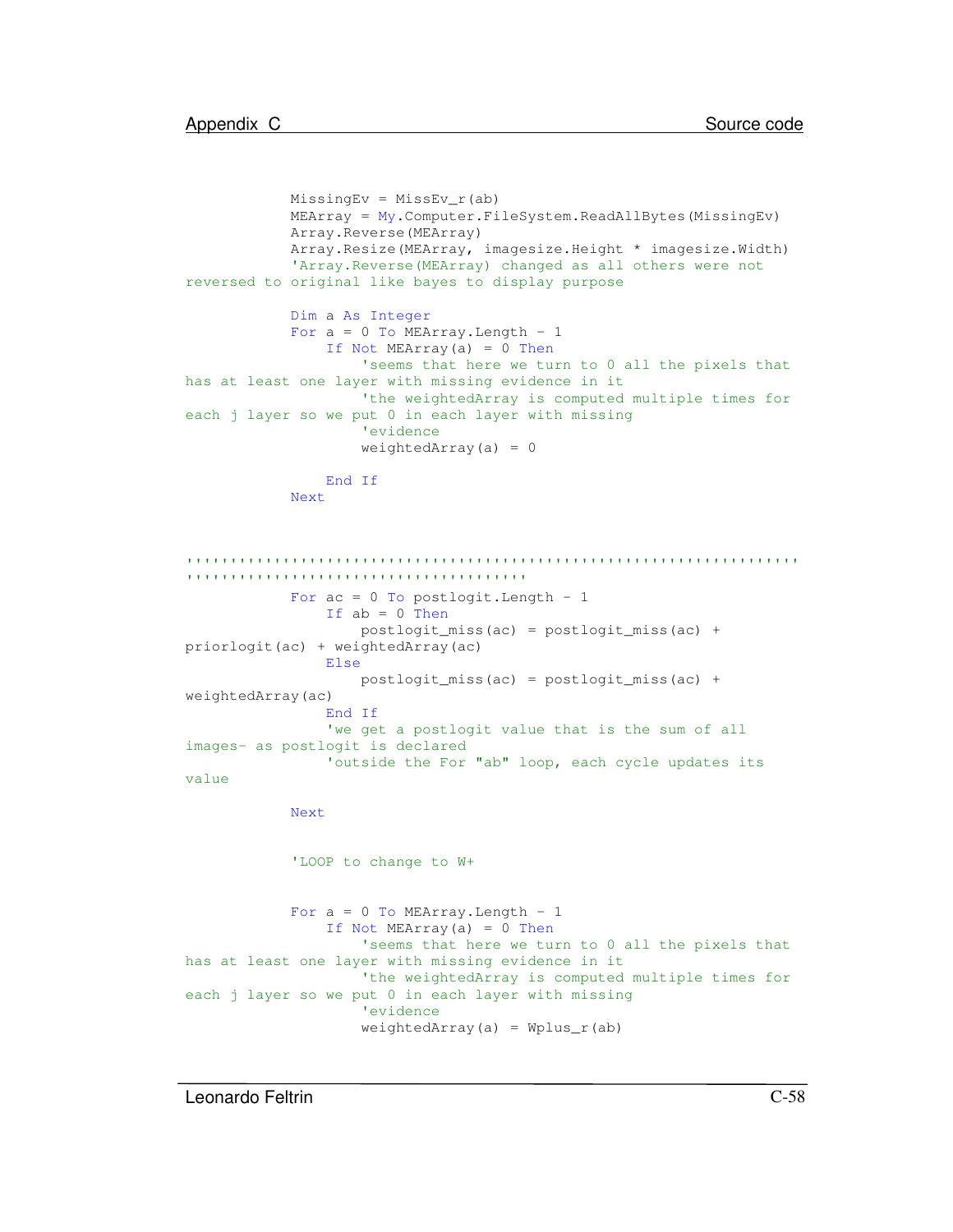```
            MissingEv = MissEv_r(ab)
            MEArray = My.Computer.FileSystem.ReadAllBytes(MissingEv)
            Array.Reverse(MEArray)
            Array.Resize(MEArray, imagesize.Height * imagesize.Width)
            'Array.Reverse(MEArray) changed as all others were not
reversed to original like bayes to display purpose

            Dim a As Integer
            For a = 0 To MEArray.Length - 1
                If Not MEArray(a) = 0 Then
                    'seems that here we turn to 0 all the pixels that
has at least one layer with missing evidence in it
                    'the weightedArray is computed multiple times for
each j layer so we put 0 in each layer with missing
                    'evidence
                    weightedArray(a) = 0

                End If
            Next



''''''''''''''''''''''''''''''''''''''''''''''''''''''''''''''''''''''
''''''''''''''''''''''''''''''''''''''
            For ac = 0 To postlogit.Length - 1
                If ab = 0 Then
                    postlogit_miss(ac) = postlogit_miss(ac) +
priorlogit(ac) + weightedArray(ac)
                Else
                    postlogit_miss(ac) = postlogit_miss(ac) +
weightedArray(ac)
                End If
                'we get a postlogit value that is the sum of all
images- as postlogit is declared
                'outside the For "ab" loop, each cycle updates its
value

            Next


            'LOOP to change to W+


            For a = 0 To MEArray.Length - 1
                If Not MEArray(a) = 0 Then
                    'seems that here we turn to 0 all the pixels that
has at least one layer with missing evidence in it
                    'the weightedArray is computed multiple times for
each j layer so we put 0 in each layer with missing
                    'evidence
                    weightedArray(a) = Wplus_r(ab)
```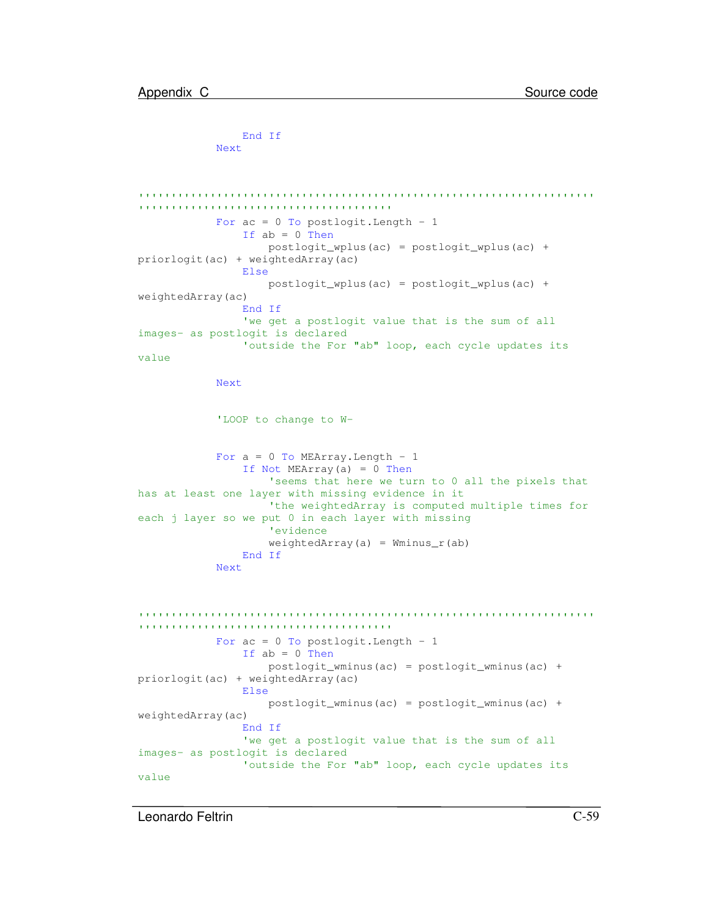```
                End If
            Next


''''''''''''''''''''''''''''''''''''''''''''''''''''''''''''''''''''''''
''''''''''''''''''''''''''''''''''''''
            For ac = 0 To postlogit.Length - 1
                If ab = 0 Then
                    postlogit_wplus(ac) = postlogit_wplus(ac) +
priorlogit(ac) + weightedArray(ac)
                Else
                    postlogit_wplus(ac) = postlogit_wplus(ac) +
weightedArray(ac)
                End If
                'we get a postlogit value that is the sum of all
images- as postlogit is declared
                'outside the For "ab" loop, each cycle updates its
value

            Next


            'LOOP to change to W-


            For a = 0 To MEArray.Length - 1
                If Not MEArray(a) = 0 Then
                    'seems that here we turn to 0 all the pixels that
has at least one layer with missing evidence in it
                    'the weightedArray is computed multiple times for
each j layer so we put 0 in each layer with missing
                    'evidence
                    weightedArray(a) = Wminus_r(ab)
                End If
            Next


''''''''''''''''''''''''''''''''''''''''''''''''''''''''''''''''''''''''
''''''''''''''''''''''''''''''''''''''
            For ac = 0 To postlogit.Length - 1
                If ab = 0 Then
                    postlogit_wminus(ac) = postlogit_wminus(ac) +
priorlogit(ac) + weightedArray(ac)
                Else
                    postlogit_wminus(ac) = postlogit_wminus(ac) +
weightedArray(ac)
                End If
                'we get a postlogit value that is the sum of all
images- as postlogit is declared
                'outside the For "ab" loop, each cycle updates its
value
```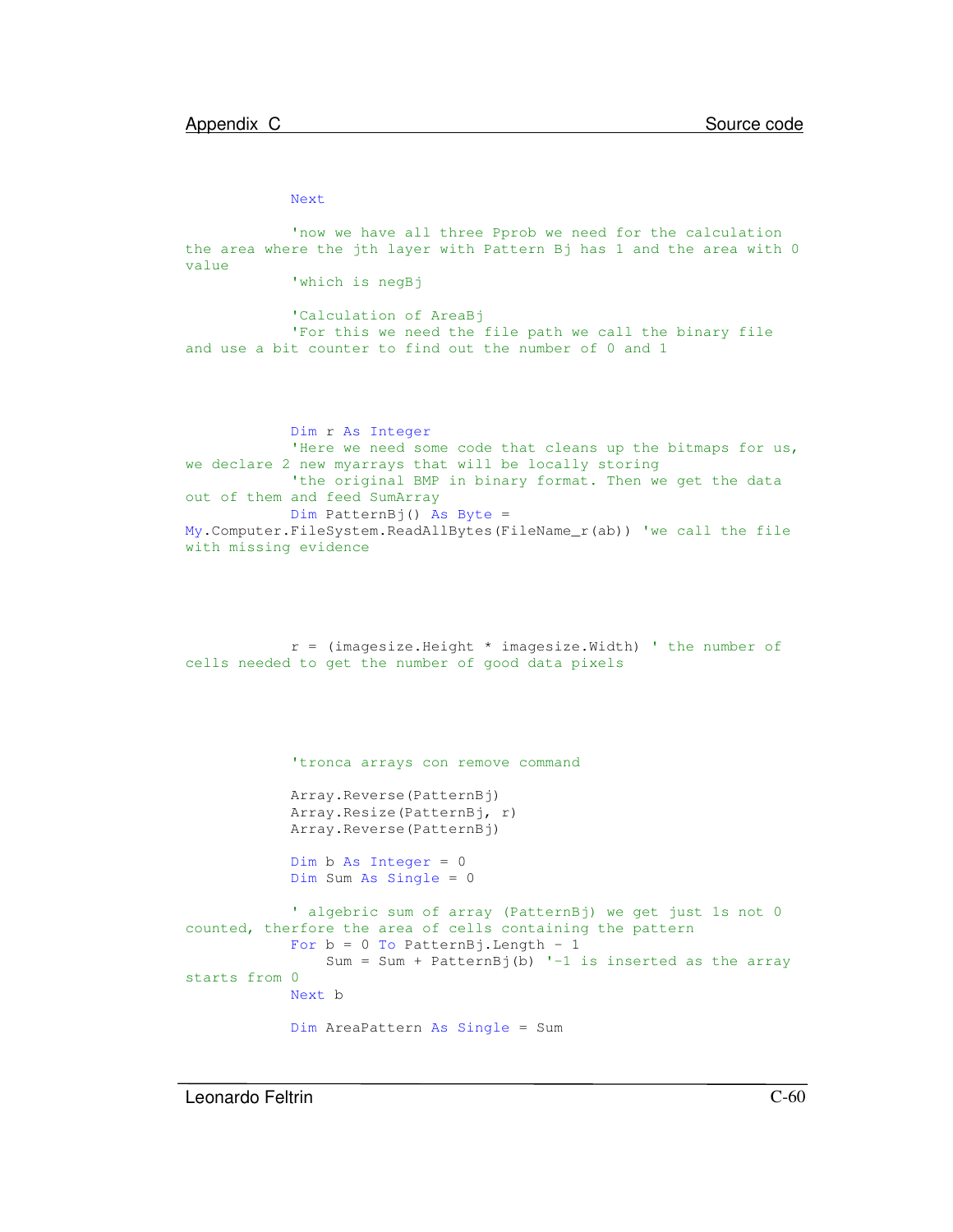```
            Next

            'now we have all three Pprob we need for the calculation
the area where the jth layer with Pattern Bj has 1 and the area with 0
value
            'which is negBj

            'Calculation of AreaBj
            'For this we need the file path we call the binary file
and use a bit counter to find out the number of 0 and 1



            Dim r As Integer
            'Here we need some code that cleans up the bitmaps for us,
we declare 2 new myarrays that will be locally storing
            'the original BMP in binary format. Then we get the data
out of them and feed SumArray
            Dim PatternBj() As Byte =
My.Computer.FileSystem.ReadAllBytes(FileName_r(ab)) 'we call the file
with missing evidence



            r = (imagesize.Height * imagesize.Width) ' the number of
cells needed to get the number of good data pixels



            'tronca arrays con remove command

            Array.Reverse(PatternBj)
            Array.Resize(PatternBj, r)
            Array.Reverse(PatternBj)

            Dim b As Integer = 0
            Dim Sum As Single = 0

            ' algebric sum of array (PatternBj) we get just 1s not 0
counted, therfore the area of cells containing the pattern
            For b = 0 To PatternBj.Length - 1
                Sum = Sum + PatternBj(b) '-1 is inserted as the array
starts from 0
            Next b

            Dim AreaPattern As Single = Sum
```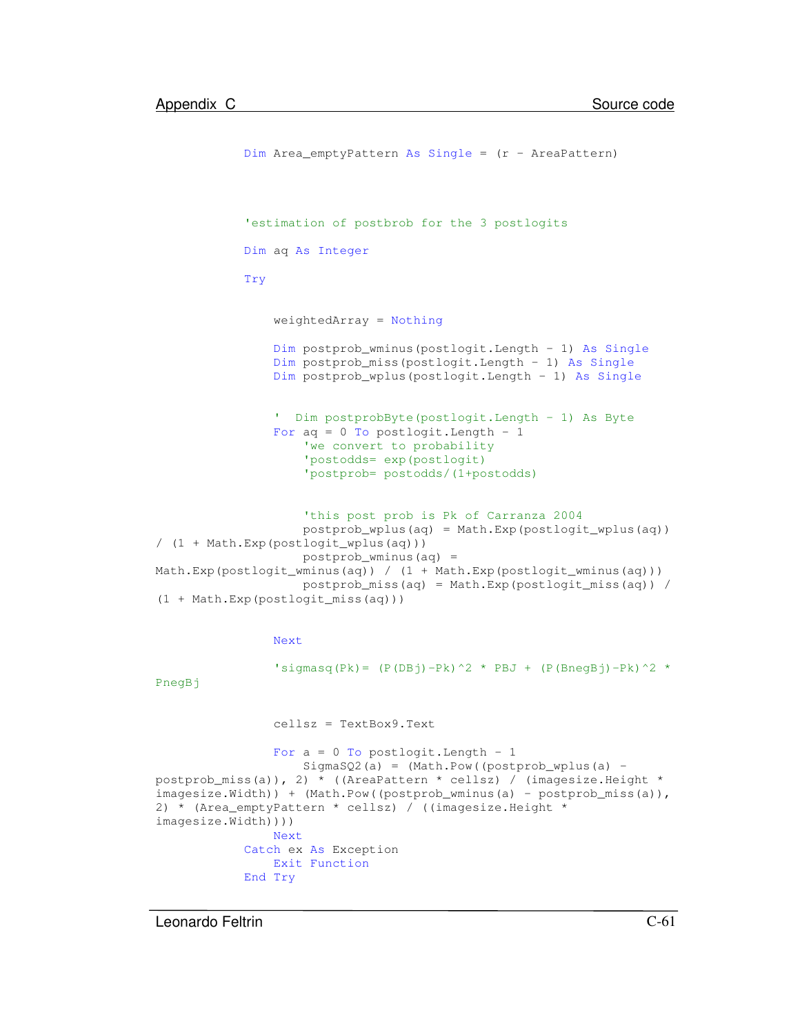```
            Dim Area_emptyPattern As Single = (r - AreaPattern)



            'estimation of postbrob for the 3 postlogits

            Dim aq As Integer

            Try

                weightedArray = Nothing

                Dim postprob_wminus(postlogit.Length - 1) As Single
                Dim postprob_miss(postlogit.Length - 1) As Single
                Dim postprob_wplus(postlogit.Length - 1) As Single


                '  Dim postprobByte(postlogit.Length - 1) As Byte
                For aq = 0 To postlogit.Length - 1
                    'we convert to probability
                    'postodds= exp(postlogit)
                    'postprob= postodds/(1+postodds)


                    'this post prob is Pk of Carranza 2004
                    postprob_wplus(aq) = Math.Exp(postlogit_wplus(aq))
/ (1 + Math.Exp(postlogit_wplus(aq)))
                    postprob_wminus(aq) =
Math.Exp(postlogit_wminus(aq)) / (1 + Math.Exp(postlogit_wminus(aq)))
                    postprob_miss(aq) = Math.Exp(postlogit_miss(aq)) /
(1 + Math.Exp(postlogit_miss(aq)))


                Next

                'sigmasq(Pk)= (P(DBj)-Pk)^2 * PBJ + (P(BnegBj)-Pk)^2 *
PnegBj


                cellsz = TextBox9.Text

                For a = 0 To postlogit.Length - 1
                    SigmaSQ2(a) = (Math.Pow((postprob_wplus(a) -
postprob_miss(a)), 2) * ((AreaPattern * cellsz) / (imagesize.Height *
imagesize.Width)) + (Math.Pow((postprob_wminus(a) - postprob_miss(a)),
2) * (Area_emptyPattern * cellsz) / ((imagesize.Height *
imagesize.Width))))
                Next
            Catch ex As Exception
                Exit Function
            End Try
```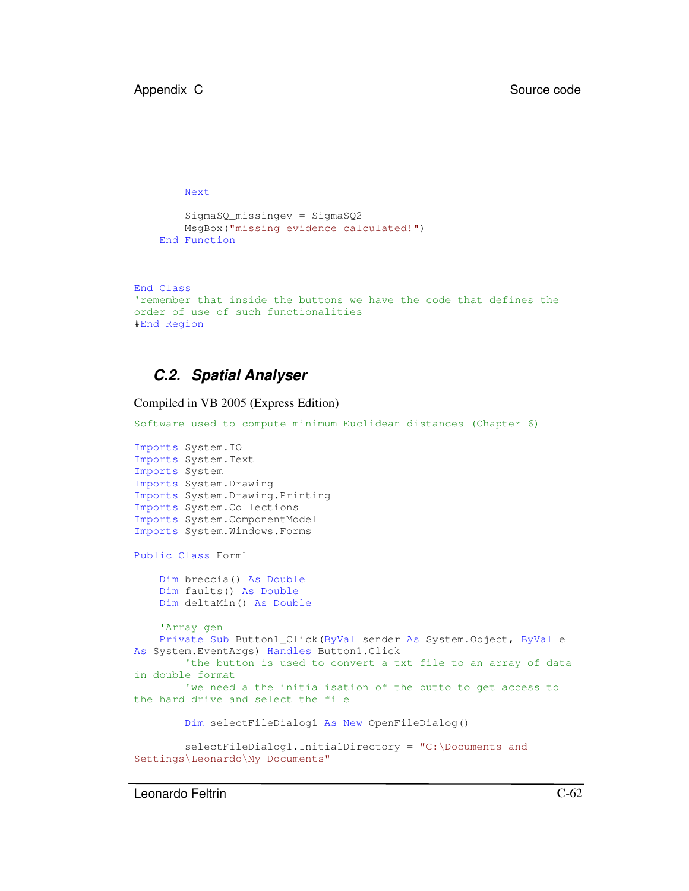```
        Next

        SigmaSQ_missingev = SigmaSQ2
        MsgBox("missing evidence calculated!")
    End Function


End Class
'remember that inside the buttons we have the code that defines the
order of use of such functionalities
#End Region
```

## C.2. Spatial Analyser

Compiled in VB 2005 (Express Edition)

```
Software used to compute minimum Euclidean distances (Chapter 6)

Imports System.IO
Imports System.Text
Imports System
Imports System.Drawing
Imports System.Drawing.Printing
Imports System.Collections
Imports System.ComponentModel
Imports System.Windows.Forms

Public Class Form1

    Dim breccia() As Double
    Dim faults() As Double
    Dim deltaMin() As Double

    'Array gen
    Private Sub Button1_Click(ByVal sender As System.Object, ByVal e
As System.EventArgs) Handles Button1.Click
        'the button is used to convert a txt file to an array of data
in double format
        'we need a the initialisation of the butto to get access to
the hard drive and select the file

        Dim selectFileDialog1 As New OpenFileDialog()

        selectFileDialog1.InitialDirectory = "C:\Documents and
Settings\Leonardo\My Documents"
```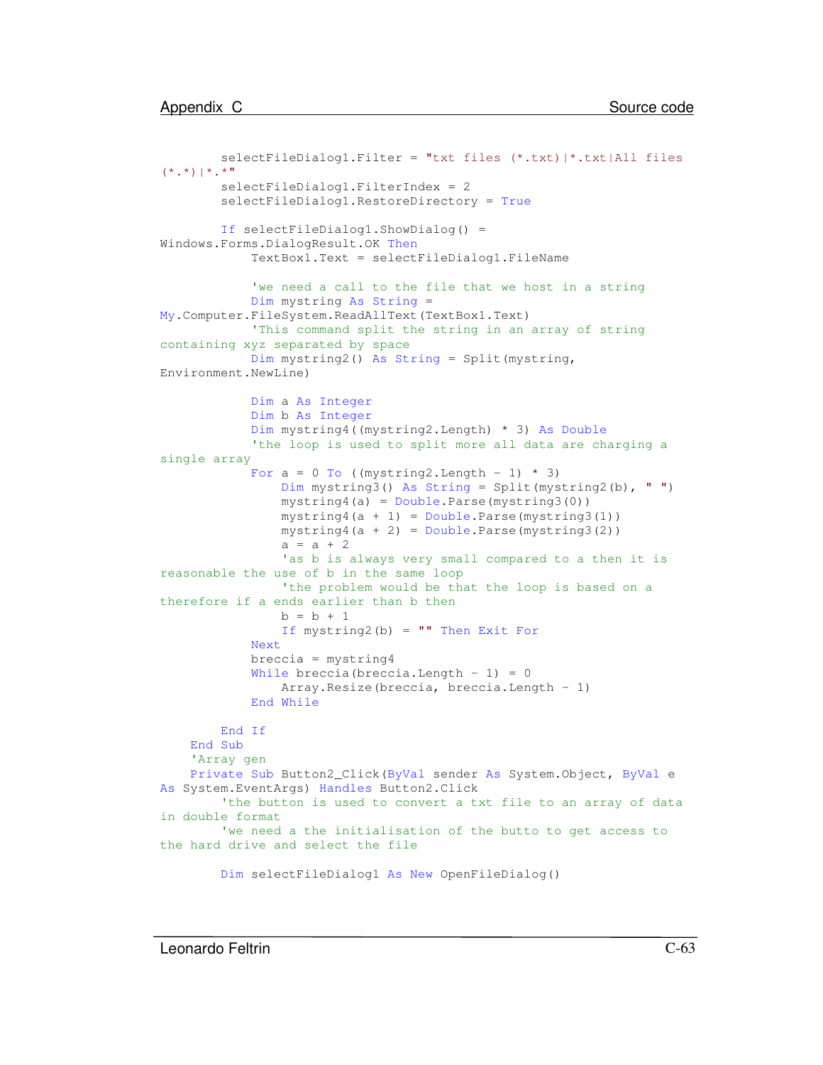```
        selectFileDialog1.Filter = "txt files (*.txt)|*.txt|All files
(*.*)|*.*"
        selectFileDialog1.FilterIndex = 2
        selectFileDialog1.RestoreDirectory = True

        If selectFileDialog1.ShowDialog() =
Windows.Forms.DialogResult.OK Then
            TextBox1.Text = selectFileDialog1.FileName

            'we need a call to the file that we host in a string
            Dim mystring As String =
My.Computer.FileSystem.ReadAllText(TextBox1.Text)
            'This command split the string in an array of string
containing xyz separated by space
            Dim mystring2() As String = Split(mystring,
Environment.NewLine)

            Dim a As Integer
            Dim b As Integer
            Dim mystring4((mystring2.Length) * 3) As Double
            'the loop is used to split more all data are charging a
single array
            For a = 0 To ((mystring2.Length - 1) * 3)
                Dim mystring3() As String = Split(mystring2(b), " ")
                mystring4(a) = Double.Parse(mystring3(0))
                mystring4(a + 1) = Double.Parse(mystring3(1))
                mystring4(a + 2) = Double.Parse(mystring3(2))
                a = a + 2
                'as b is always very small compared to a then it is
reasonable the use of b in the same loop
                'the problem would be that the loop is based on a
therefore if a ends earlier than b then
                b = b + 1
                If mystring2(b) = "" Then Exit For
            Next
            breccia = mystring4
            While breccia(breccia.Length - 1) = 0
                Array.Resize(breccia, breccia.Length - 1)
            End While

        End If
    End Sub
    'Array gen
    Private Sub Button2_Click(ByVal sender As System.Object, ByVal e
As System.EventArgs) Handles Button2.Click
        'the button is used to convert a txt file to an array of data
in double format
        'we need a the initialisation of the butto to get access to
the hard drive and select the file

        Dim selectFileDialog1 As New OpenFileDialog()
```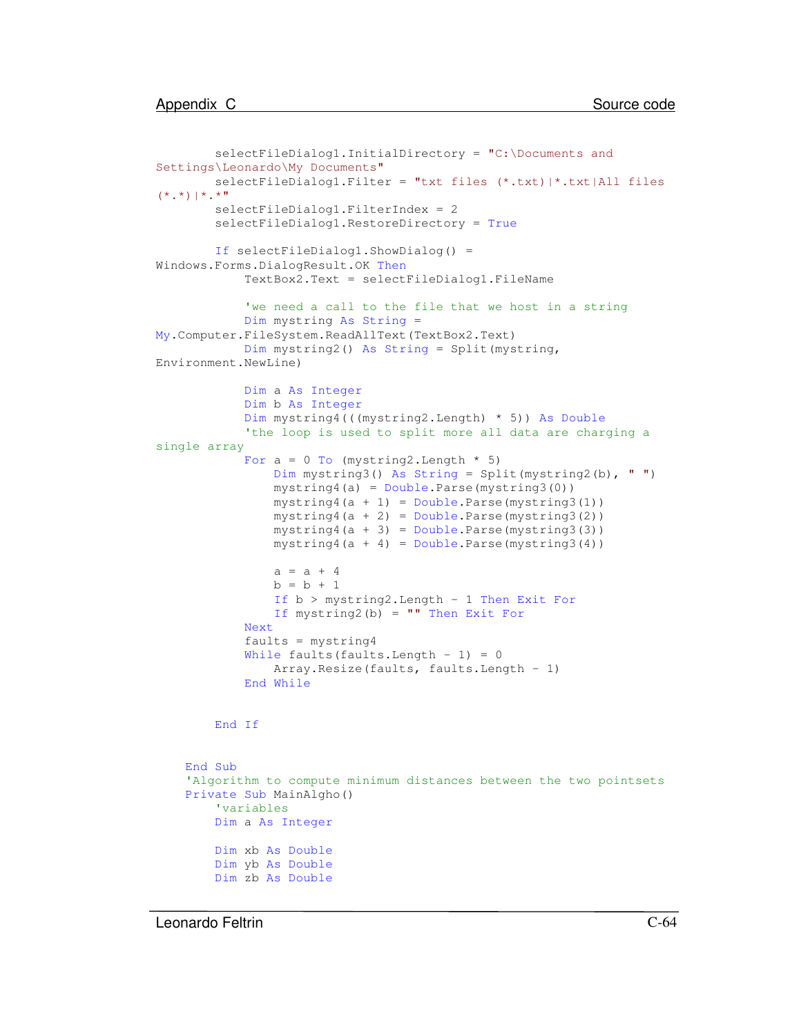```
        selectFileDialog1.InitialDirectory = "C:\Documents and
Settings\Leonardo\My Documents"
        selectFileDialog1.Filter = "txt files (*.txt)|*.txt|All files
(*.*)|*.*"
        selectFileDialog1.FilterIndex = 2
        selectFileDialog1.RestoreDirectory = True

        If selectFileDialog1.ShowDialog() =
Windows.Forms.DialogResult.OK Then
            TextBox2.Text = selectFileDialog1.FileName

            'we need a call to the file that we host in a string
            Dim mystring As String =
My.Computer.FileSystem.ReadAllText(TextBox2.Text)
            Dim mystring2() As String = Split(mystring,
Environment.NewLine)

            Dim a As Integer
            Dim b As Integer
            Dim mystring4(((mystring2.Length) * 5)) As Double
            'the loop is used to split more all data are charging a
single array
            For a = 0 To (mystring2.Length * 5)
                Dim mystring3() As String = Split(mystring2(b), " ")
                mystring4(a) = Double.Parse(mystring3(0))
                mystring4(a + 1) = Double.Parse(mystring3(1))
                mystring4(a + 2) = Double.Parse(mystring3(2))
                mystring4(a + 3) = Double.Parse(mystring3(3))
                mystring4(a + 4) = Double.Parse(mystring3(4))

                a = a + 4
                b = b + 1
                If b > mystring2.Length - 1 Then Exit For
                If mystring2(b) = "" Then Exit For
            Next
            faults = mystring4
            While faults(faults.Length - 1) = 0
                Array.Resize(faults, faults.Length - 1)
            End While


        End If


    End Sub
    'Algorithm to compute minimum distances between the two pointsets
    Private Sub MainAlgho()
        'variables
        Dim a As Integer

        Dim xb As Double
        Dim yb As Double
        Dim zb As Double
```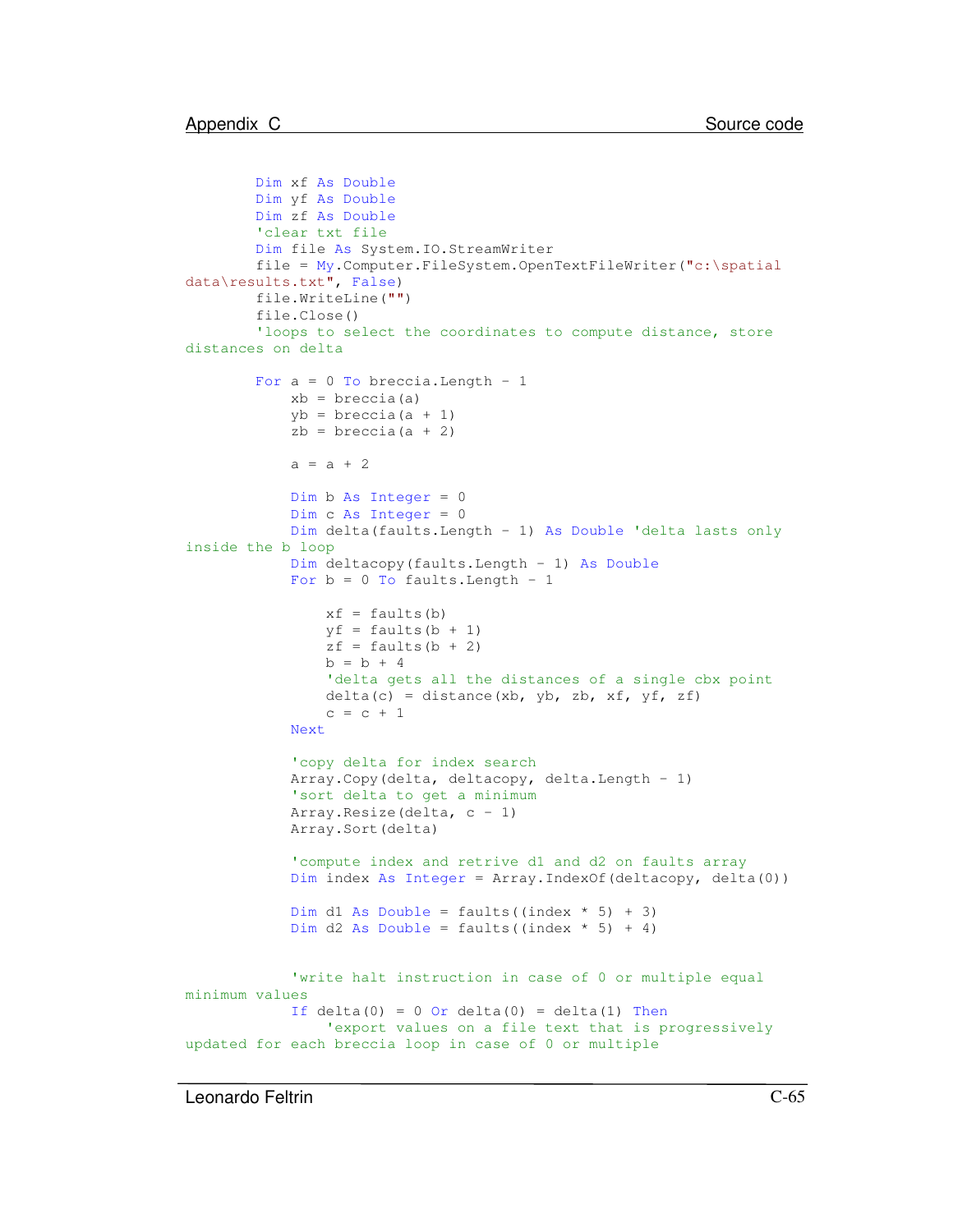```
        Dim xf As Double
        Dim yf As Double
        Dim zf As Double
        'clear txt file
        Dim file As System.IO.StreamWriter
        file = My.Computer.FileSystem.OpenTextFileWriter("c:\spatial
data\results.txt", False)
        file.WriteLine("")
        file.Close()
        'loops to select the coordinates to compute distance, store
distances on delta

        For a = 0 To breccia.Length - 1
            xb = breccia(a)
            yb = breccia(a + 1)
            zb = breccia(a + 2)

            a = a + 2

            Dim b As Integer = 0
            Dim c As Integer = 0
            Dim delta(faults.Length - 1) As Double 'delta lasts only
inside the b loop
            Dim deltacopy(faults.Length - 1) As Double
            For b = 0 To faults.Length - 1

                xf = faults(b)
                yf = faults(b + 1)
                zf = faults(b + 2)
                b = b + 4
                'delta gets all the distances of a single cbx point
                delta(c) = distance(xb, yb, zb, xf, yf, zf)
                c = c + 1
            Next

            'copy delta for index search
            Array.Copy(delta, deltacopy, delta.Length - 1)
            'sort delta to get a minimum
            Array.Resize(delta, c - 1)
            Array.Sort(delta)

            'compute index and retrive d1 and d2 on faults array
            Dim index As Integer = Array.IndexOf(deltacopy, delta(0))

            Dim d1 As Double = faults((index * 5) + 3)
            Dim d2 As Double = faults((index * 5) + 4)


            'write halt instruction in case of 0 or multiple equal
minimum values
            If delta(0) = 0 Or delta(0) = delta(1) Then
                'export values on a file text that is progressively
updated for each breccia loop in case of 0 or multiple
```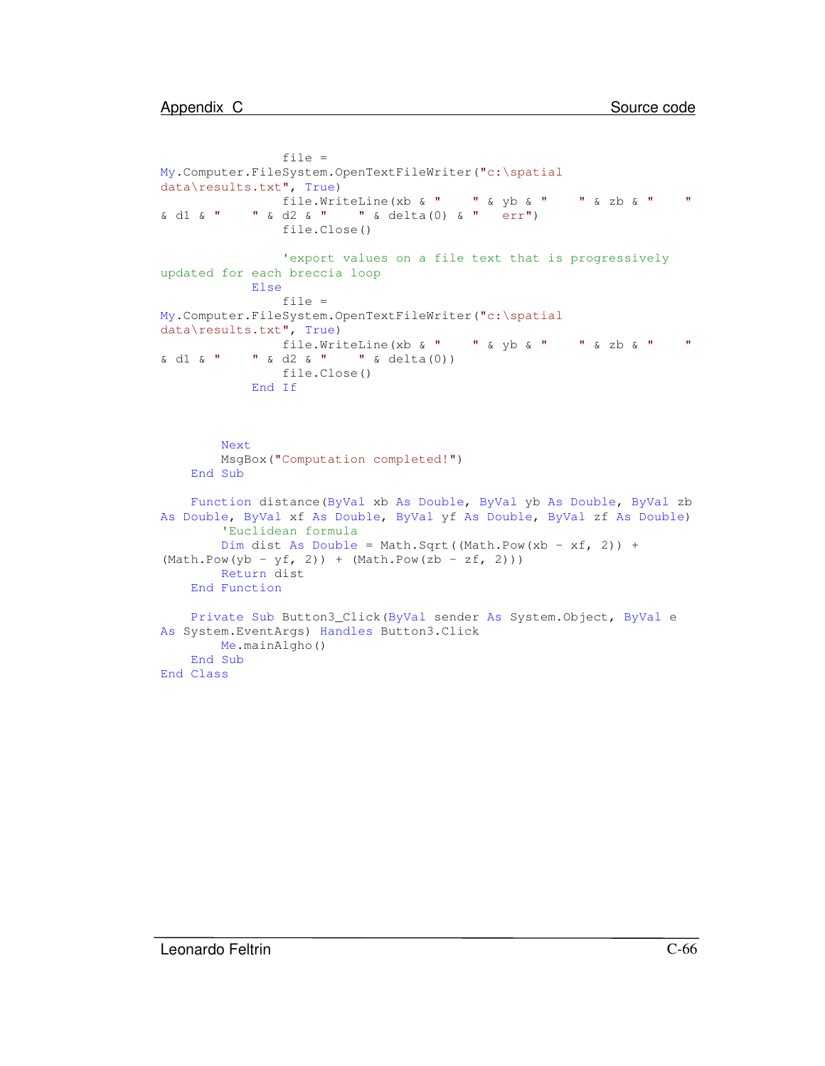```
                    file =
My.Computer.FileSystem.OpenTextFileWriter("c:\spatial
data\results.txt", True)
                    file.WriteLine(xb & "     " & yb & "     " & zb & "     "
& d1 & "     " & d2 & "     " & delta(0) & "   err")
                    file.Close()

                    'export values on a file text that is progressively
updated for each breccia loop
               Else
                    file =
My.Computer.FileSystem.OpenTextFileWriter("c:\spatial
data\results.txt", True)
                    file.WriteLine(xb & "     " & yb & "     " & zb & "     "
& d1 & "     " & d2 & "     " & delta(0))
                    file.Close()
               End If



          Next
          MsgBox("Computation completed!")
     End Sub

     Function distance(ByVal xb As Double, ByVal yb As Double, ByVal zb
As Double, ByVal xf As Double, ByVal yf As Double, ByVal zf As Double)
          'Euclidean formula
          Dim dist As Double = Math.Sqrt((Math.Pow(xb - xf, 2)) +
(Math.Pow(yb - yf, 2)) + (Math.Pow(zb - zf, 2)))
          Return dist
     End Function

     Private Sub Button3_Click(ByVal sender As System.Object, ByVal e
As System.EventArgs) Handles Button3.Click
          Me.mainAlgho()
     End Sub
End Class
```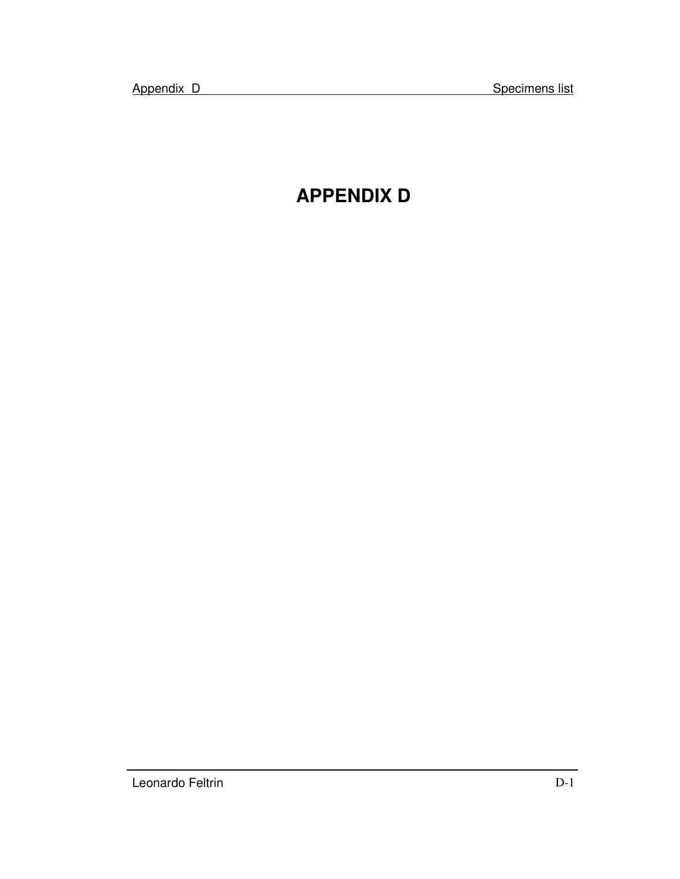# APPENDIX D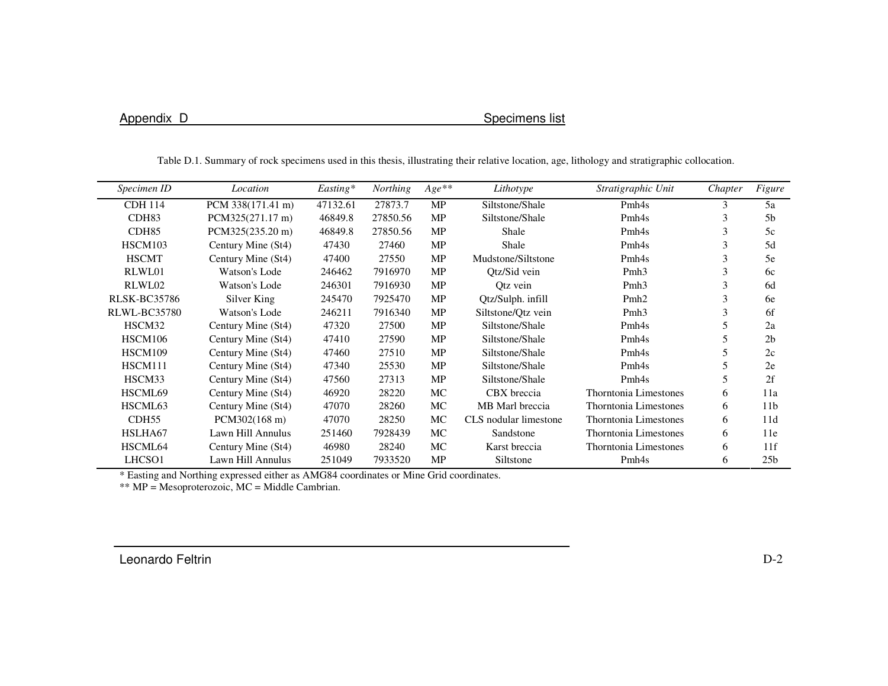Table D.1. Summary of rock specimens used in this thesis, illustrating their relative location, age, lithology and stratigraphic collocation.

| *Specimen ID* | *Location* | *Easting\** | *Northing* | *Age\*\** | *Lithotype* | *Stratigraphic Unit* | *Chapter* | *Figure* |
|---|---|---|---|---|---|---|---|---|
| CDH 114 | PCM 338(171.41 m) | 47132.61 | 27873.7 | MP | Siltstone/Shale | Pmh4s | 3 | 5a |
| CDH83 | PCM325(271.17 m) | 46849.8 | 27850.56 | MP | Siltstone/Shale | Pmh4s | 3 | 5b |
| CDH85 | PCM325(235.20 m) | 46849.8 | 27850.56 | MP | Shale | Pmh4s | 3 | 5c |
| HSCM103 | Century Mine (St4) | 47430 | 27460 | MP | Shale | Pmh4s | 3 | 5d |
| HSCMT | Century Mine (St4) | 47400 | 27550 | MP | Mudstone/Siltstone | Pmh4s | 3 | 5e |
| RLWL01 | Watson's Lode | 246462 | 7916970 | MP | Qtz/Sid vein | Pmh3 | 3 | 6c |
| RLWL02 | Watson's Lode | 246301 | 7916930 | MP | Qtz vein | Pmh3 | 3 | 6d |
| RLSK-BC35786 | Silver King | 245470 | 7925470 | MP | Qtz/Sulph. infill | Pmh2 | 3 | 6e |
| RLWL-BC35780 | Watson's Lode | 246211 | 7916340 | MP | Siltstone/Qtz vein | Pmh3 | 3 | 6f |
| HSCM32 | Century Mine (St4) | 47320 | 27500 | MP | Siltstone/Shale | Pmh4s | 5 | 2a |
| HSCM106 | Century Mine (St4) | 47410 | 27590 | MP | Siltstone/Shale | Pmh4s | 5 | 2b |
| HSCM109 | Century Mine (St4) | 47460 | 27510 | MP | Siltstone/Shale | Pmh4s | 5 | 2c |
| HSCM111 | Century Mine (St4) | 47340 | 25530 | MP | Siltstone/Shale | Pmh4s | 5 | 2e |
| HSCM33 | Century Mine (St4) | 47560 | 27313 | MP | Siltstone/Shale | Pmh4s | 5 | 2f |
| HSCML69 | Century Mine (St4) | 46920 | 28220 | MC | CBX breccia | Thorntonia Limestones | 6 | 11a |
| HSCML63 | Century Mine (St4) | 47070 | 28260 | MC | MB Marl breccia | Thorntonia Limestones | 6 | 11b |
| CDH55 | PCM302(168 m) | 47070 | 28250 | MC | CLS nodular limestone | Thorntonia Limestones | 6 | 11d |
| HSLHA67 | Lawn Hill Annulus | 251460 | 7928439 | MC | Sandstone | Thorntonia Limestones | 6 | 11e |
| HSCML64 | Century Mine (St4) | 46980 | 28240 | MC | Karst breccia | Thorntonia Limestones | 6 | 11f |
| LHCSO1 | Lawn Hill Annulus | 251049 | 7933520 | MP | Siltstone | Pmh4s | 6 | 25b |

\* Easting and Northing expressed either as AMG84 coordinates or Mine Grid coordinates.

\*\* MP = Mesoproterozoic, MC = Middle Cambrian.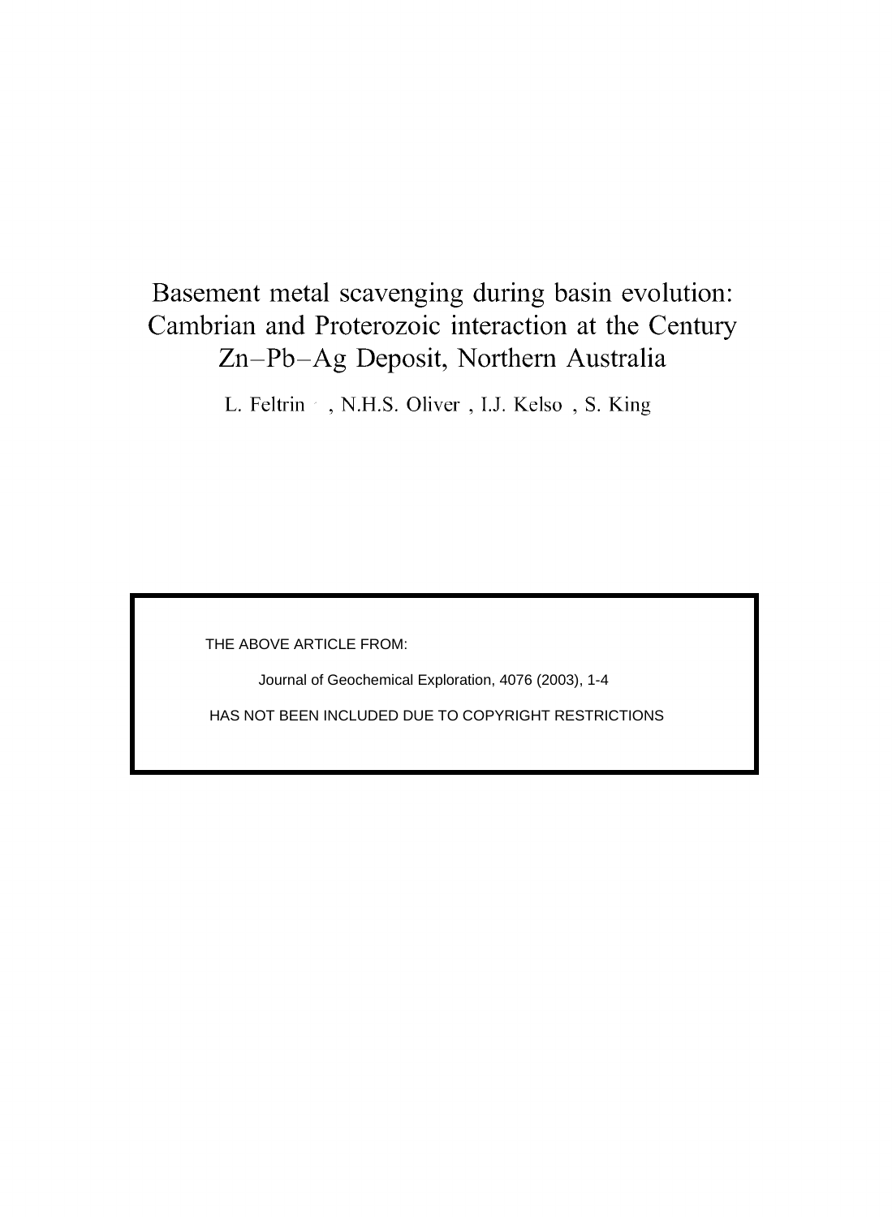# Basement metal scavenging during basin evolution: Cambrian and Proterozoic interaction at the Century Zn–Pb–Ag Deposit, Northern Australia

L. Feltrin, N.H.S. Oliver, I.J. Kelso, S. King

THE ABOVE ARTICLE FROM:

Journal of Geochemical Exploration, 4076 (2003), 1-4

HAS NOT BEEN INCLUDED DUE TO COPYRIGHT RESTRICTIONS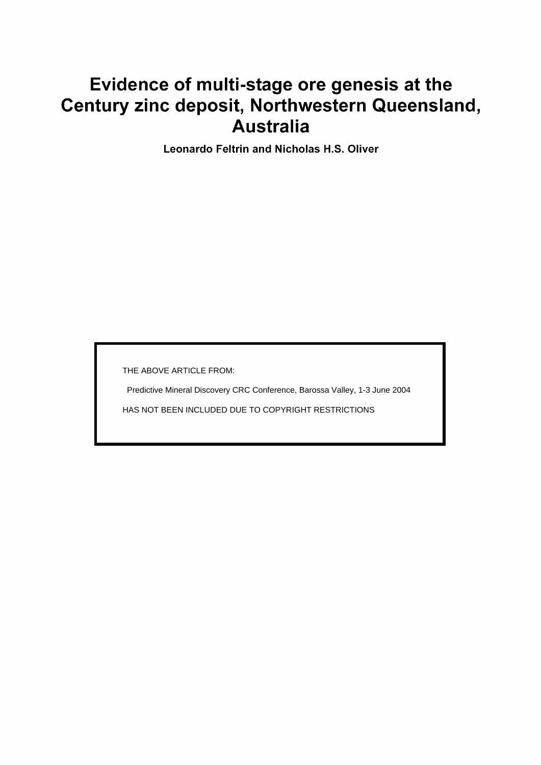# Evidence of multi-stage ore genesis at the Century zinc deposit, Northwestern Queensland, Australia

**Leonardo Feltrin and Nicholas H.S. Oliver**

THE ABOVE ARTICLE FROM:

Predictive Mineral Discovery CRC Conference, Barossa Valley, 1-3 June 2004

HAS NOT BEEN INCLUDED DUE TO COPYRIGHT RESTRICTIONS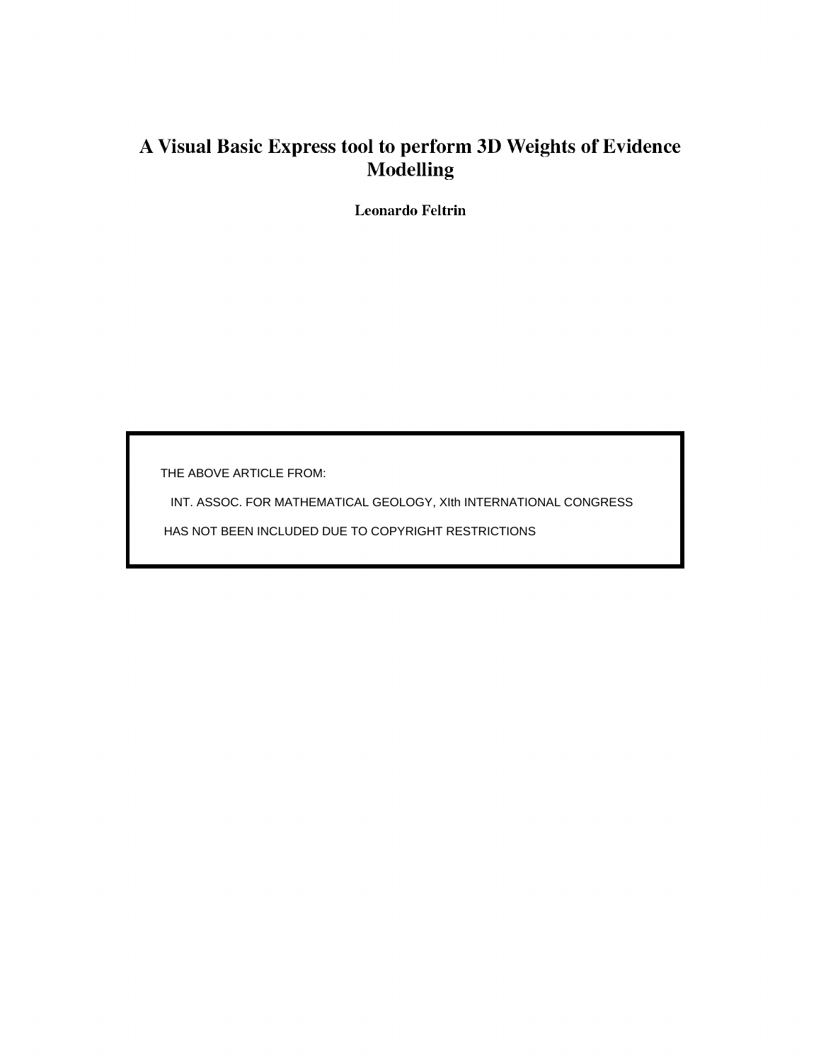# A Visual Basic Express tool to perform 3D Weights of Evidence Modelling

**Leonardo Feltrin**

THE ABOVE ARTICLE FROM:

INT. ASSOC. FOR MATHEMATICAL GEOLOGY, XIth INTERNATIONAL CONGRESS

HAS NOT BEEN INCLUDED DUE TO COPYRIGHT RESTRICTIONS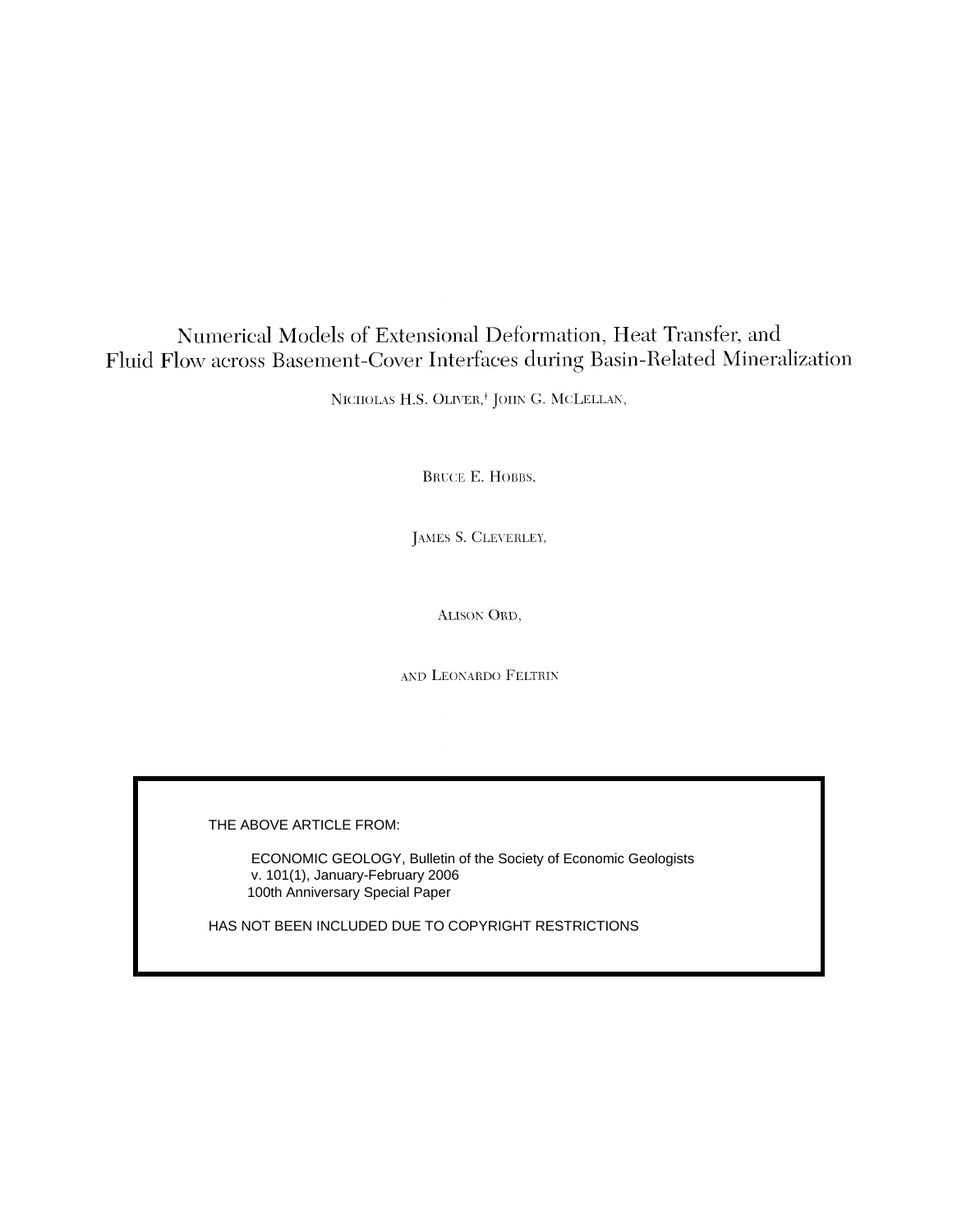# Numerical Models of Extensional Deformation, Heat Transfer, and Fluid Flow across Basement-Cover Interfaces during Basin-Related Mineralization

NICHOLAS H.S. OLIVER,† JOHN G. MCLELLAN,

BRUCE E. HOBBS,

JAMES S. CLEVERLEY,

ALISON ORD,

AND LEONARDO FELTRIN

THE ABOVE ARTICLE FROM:

ECONOMIC GEOLOGY, Bulletin of the Society of Economic Geologists
v. 101(1), January-February 2006
100th Anniversary Special Paper

HAS NOT BEEN INCLUDED DUE TO COPYRIGHT RESTRICTIONS